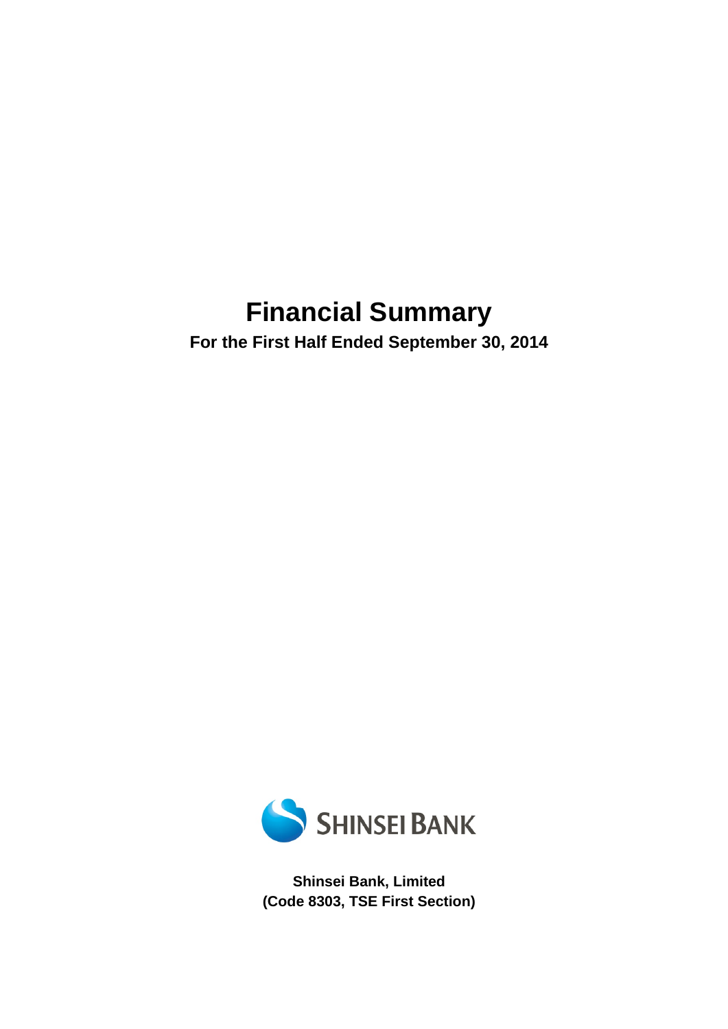# Financial Summary

**For the First Half Ended September 30, 2014**

SHINSEI BANK

**Shinsei Bank, Limited**
**(Code 8303, TSE First Section)**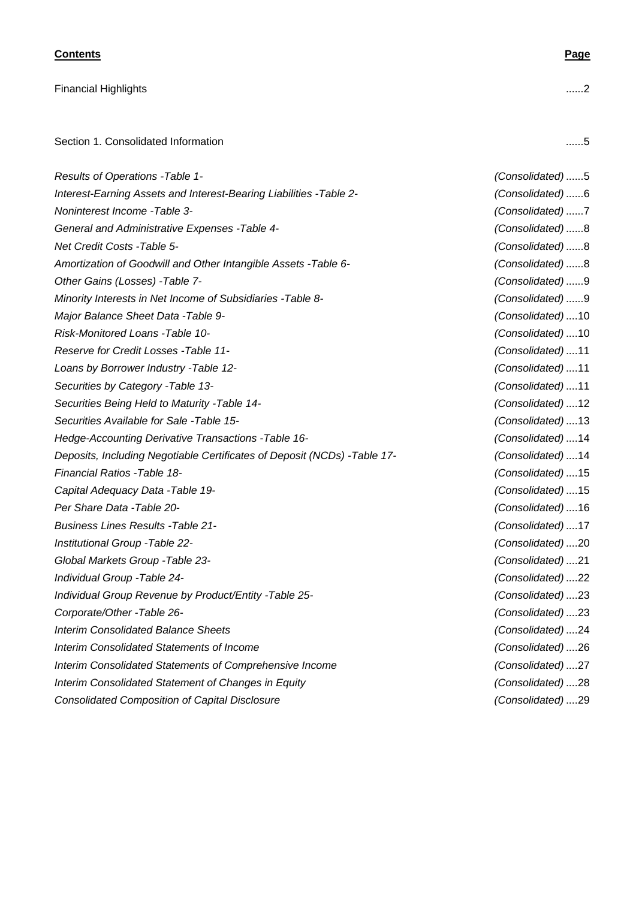| **Contents** | **Page** |
|---|---|
| Financial Highlights | ......2 |
| Section 1. Consolidated Information | ......5 |
| *Results of Operations -Table 1-* | *(Consolidated)* ......5 |
| *Interest-Earning Assets and Interest-Bearing Liabilities -Table 2-* | *(Consolidated)* ......6 |
| *Noninterest Income -Table 3-* | *(Consolidated)* ......7 |
| *General and Administrative Expenses -Table 4-* | *(Consolidated)* ......8 |
| *Net Credit Costs -Table 5-* | *(Consolidated)* ......8 |
| *Amortization of Goodwill and Other Intangible Assets -Table 6-* | *(Consolidated)* ......8 |
| *Other Gains (Losses) -Table 7-* | *(Consolidated)* ......9 |
| *Minority Interests in Net Income of Subsidiaries -Table 8-* | *(Consolidated)* ......9 |
| *Major Balance Sheet Data -Table 9-* | *(Consolidated)* ....10 |
| *Risk-Monitored Loans -Table 10-* | *(Consolidated)* ....10 |
| *Reserve for Credit Losses -Table 11-* | *(Consolidated)* ....11 |
| *Loans by Borrower Industry -Table 12-* | *(Consolidated)* ....11 |
| *Securities by Category -Table 13-* | *(Consolidated)* ....11 |
| *Securities Being Held to Maturity -Table 14-* | *(Consolidated)* ....12 |
| *Securities Available for Sale -Table 15-* | *(Consolidated)* ....13 |
| *Hedge-Accounting Derivative Transactions -Table 16-* | *(Consolidated)* ....14 |
| *Deposits, Including Negotiable Certificates of Deposit (NCDs) -Table 17-* | *(Consolidated)* ....14 |
| *Financial Ratios -Table 18-* | *(Consolidated)* ....15 |
| *Capital Adequacy Data -Table 19-* | *(Consolidated)* ....15 |
| *Per Share Data -Table 20-* | *(Consolidated)* ....16 |
| *Business Lines Results -Table 21-* | *(Consolidated)* ....17 |
| *Institutional Group -Table 22-* | *(Consolidated)* ....20 |
| *Global Markets Group -Table 23-* | *(Consolidated)* ....21 |
| *Individual Group -Table 24-* | *(Consolidated)* ....22 |
| *Individual Group Revenue by Product/Entity -Table 25-* | *(Consolidated)* ....23 |
| *Corporate/Other -Table 26-* | *(Consolidated)* ....23 |
| *Interim Consolidated Balance Sheets* | *(Consolidated)* ....24 |
| *Interim Consolidated Statements of Income* | *(Consolidated)* ....26 |
| *Interim Consolidated Statements of Comprehensive Income* | *(Consolidated)* ....27 |
| *Interim Consolidated Statement of Changes in Equity* | *(Consolidated)* ....28 |
| *Consolidated Composition of Capital Disclosure* | *(Consolidated)* ....29 |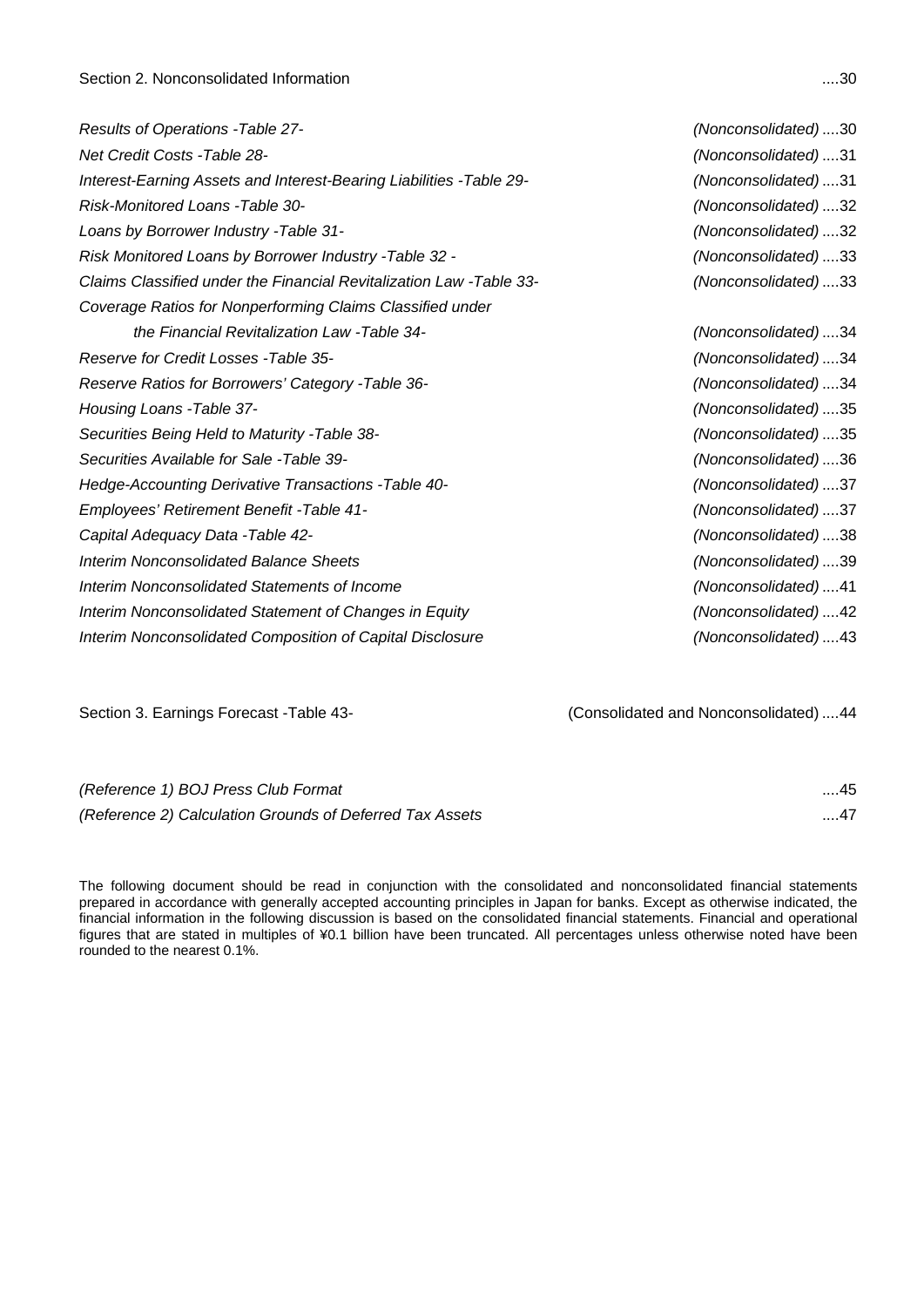Section 2. Nonconsolidated Information ....30

*Results of Operations -Table 27-* *(Nonconsolidated)* ....30
*Net Credit Costs -Table 28-* *(Nonconsolidated)* ....31
*Interest-Earning Assets and Interest-Bearing Liabilities -Table 29-* *(Nonconsolidated)* ....31
*Risk-Monitored Loans -Table 30-* *(Nonconsolidated)* ....32
*Loans by Borrower Industry -Table 31-* *(Nonconsolidated)* ....32
*Risk Monitored Loans by Borrower Industry -Table 32 -* *(Nonconsolidated)* ....33
*Claims Classified under the Financial Revitalization Law -Table 33-* *(Nonconsolidated)* ....33
*Coverage Ratios for Nonperforming Claims Classified under the Financial Revitalization Law -Table 34-* *(Nonconsolidated)* ....34
*Reserve for Credit Losses -Table 35-* *(Nonconsolidated)* ....34
*Reserve Ratios for Borrowers' Category -Table 36-* *(Nonconsolidated)* ....34
*Housing Loans -Table 37-* *(Nonconsolidated)* ....35
*Securities Being Held to Maturity -Table 38-* *(Nonconsolidated)* ....35
*Securities Available for Sale -Table 39-* *(Nonconsolidated)* ....36
*Hedge-Accounting Derivative Transactions -Table 40-* *(Nonconsolidated)* ....37
*Employees' Retirement Benefit -Table 41-* *(Nonconsolidated)* ....37
*Capital Adequacy Data -Table 42-* *(Nonconsolidated)* ....38
*Interim Nonconsolidated Balance Sheets* *(Nonconsolidated)* ....39
*Interim Nonconsolidated Statements of Income* *(Nonconsolidated)* ....41
*Interim Nonconsolidated Statement of Changes in Equity* *(Nonconsolidated)* ....42
*Interim Nonconsolidated Composition of Capital Disclosure* *(Nonconsolidated)* ....43

Section 3. Earnings Forecast -Table 43- (Consolidated and Nonconsolidated) ....44

*(Reference 1) BOJ Press Club Format* ....45
*(Reference 2) Calculation Grounds of Deferred Tax Assets* ....47

The following document should be read in conjunction with the consolidated and nonconsolidated financial statements prepared in accordance with generally accepted accounting principles in Japan for banks. Except as otherwise indicated, the financial information in the following discussion is based on the consolidated financial statements. Financial and operational figures that are stated in multiples of ¥0.1 billion have been truncated. All percentages unless otherwise noted have been rounded to the nearest 0.1%.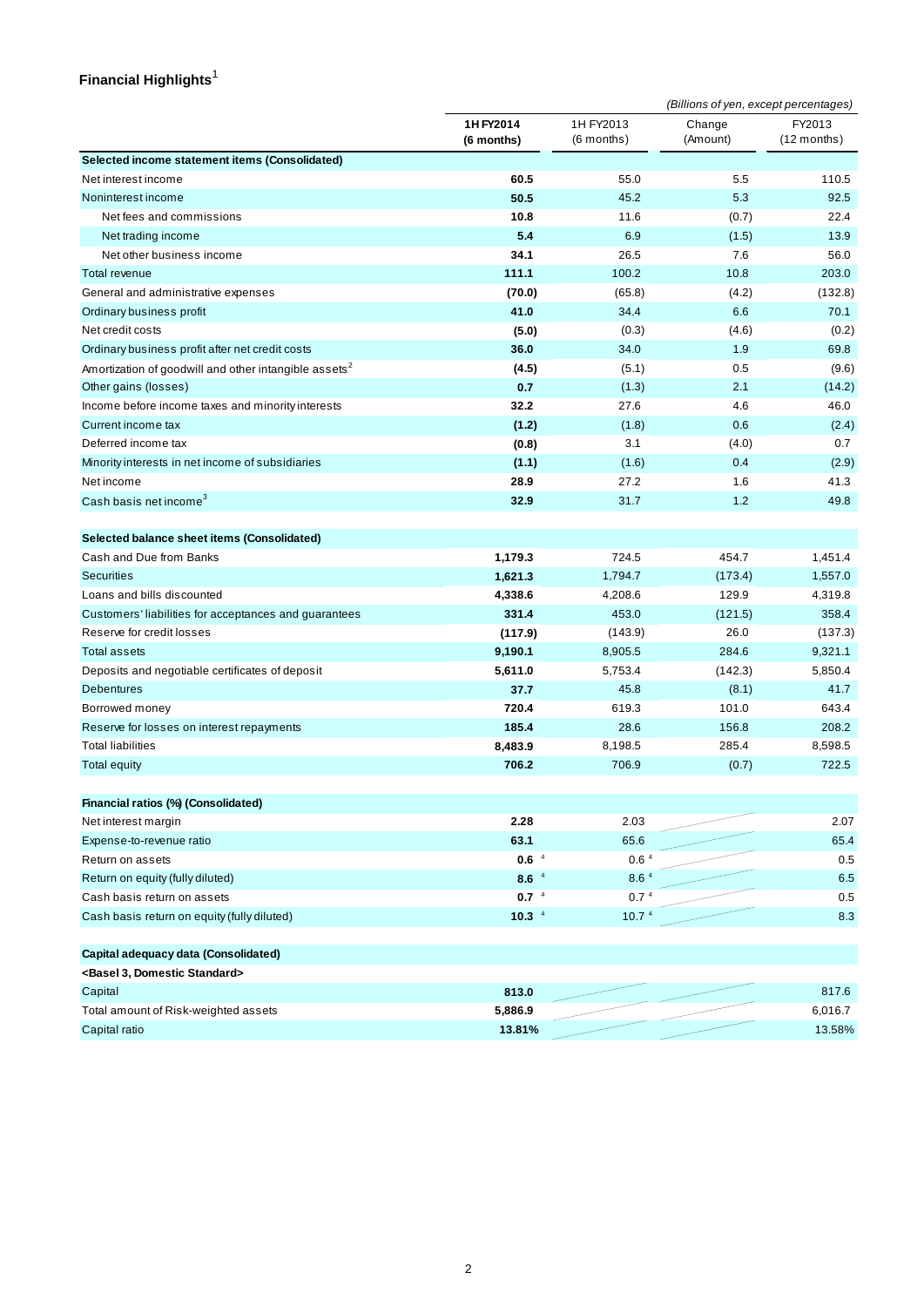## Financial Highlights[1]

*(Billions of yen, except percentages)*

| | 1H FY2014 (6 months) | 1H FY2013 (6 months) | Change (Amount) | FY2013 (12 months) |
|---|---|---|---|---|
| **Selected income statement items (Consolidated)** | | | | |
| Net interest income | **60.5** | 55.0 | 5.5 | 110.5 |
| Noninterest income | **50.5** | 45.2 | 5.3 | 92.5 |
| Net fees and commissions | **10.8** | 11.6 | (0.7) | 22.4 |
| Net trading income | **5.4** | 6.9 | (1.5) | 13.9 |
| Net other business income | **34.1** | 26.5 | 7.6 | 56.0 |
| Total revenue | **111.1** | 100.2 | 10.8 | 203.0 |
| General and administrative expenses | **(70.0)** | (65.8) | (4.2) | (132.8) |
| Ordinary business profit | **41.0** | 34.4 | 6.6 | 70.1 |
| Net credit costs | **(5.0)** | (0.3) | (4.6) | (0.2) |
| Ordinary business profit after net credit costs | **36.0** | 34.0 | 1.9 | 69.8 |
| Amortization of goodwill and other intangible assets[2] | **(4.5)** | (5.1) | 0.5 | (9.6) |
| Other gains (losses) | **0.7** | (1.3) | 2.1 | (14.2) |
| Income before income taxes and minority interests | **32.2** | 27.6 | 4.6 | 46.0 |
| Current income tax | **(1.2)** | (1.8) | 0.6 | (2.4) |
| Deferred income tax | **(0.8)** | 3.1 | (4.0) | 0.7 |
| Minority interests in net income of subsidiaries | **(1.1)** | (1.6) | 0.4 | (2.9) |
| Net income | **28.9** | 27.2 | 1.6 | 41.3 |
| Cash basis net income[3] | **32.9** | 31.7 | 1.2 | 49.8 |
| **Selected balance sheet items (Consolidated)** | | | | |
| Cash and Due from Banks | **1,179.3** | 724.5 | 454.7 | 1,451.4 |
| Securities | **1,621.3** | 1,794.7 | (173.4) | 1,557.0 |
| Loans and bills discounted | **4,338.6** | 4,208.6 | 129.9 | 4,319.8 |
| Customers' liabilities for acceptances and guarantees | **331.4** | 453.0 | (121.5) | 358.4 |
| Reserve for credit losses | **(117.9)** | (143.9) | 26.0 | (137.3) |
| Total assets | **9,190.1** | 8,905.5 | 284.6 | 9,321.1 |
| Deposits and negotiable certificates of deposit | **5,611.0** | 5,753.4 | (142.3) | 5,850.4 |
| Debentures | **37.7** | 45.8 | (8.1) | 41.7 |
| Borrowed money | **720.4** | 619.3 | 101.0 | 643.4 |
| Reserve for losses on interest repayments | **185.4** | 28.6 | 156.8 | 208.2 |
| Total liabilities | **8,483.9** | 8,198.5 | 285.4 | 8,598.5 |
| Total equity | **706.2** | 706.9 | (0.7) | 722.5 |
| **Financial ratios (%) (Consolidated)** | | | | |
| Net interest margin | **2.28** | 2.03 | | 2.07 |
| Expense-to-revenue ratio | **63.1** | 65.6 | | 65.4 |
| Return on assets | **0.6** [4] | 0.6 [4] | | 0.5 |
| Return on equity (fully diluted) | **8.6** [4] | 8.6 [4] | | 6.5 |
| Cash basis return on assets | **0.7** [4] | 0.7 [4] | | 0.5 |
| Cash basis return on equity (fully diluted) | **10.3** [4] | 10.7 [4] | | 8.3 |
| **Capital adequacy data (Consolidated)** | | | | |
| **<Basel 3, Domestic Standard>** | | | | |
| Capital | **813.0** | | | 817.6 |
| Total amount of Risk-weighted assets | **5,886.9** | | | 6,016.7 |
| Capital ratio | **13.81%** | | | 13.58% |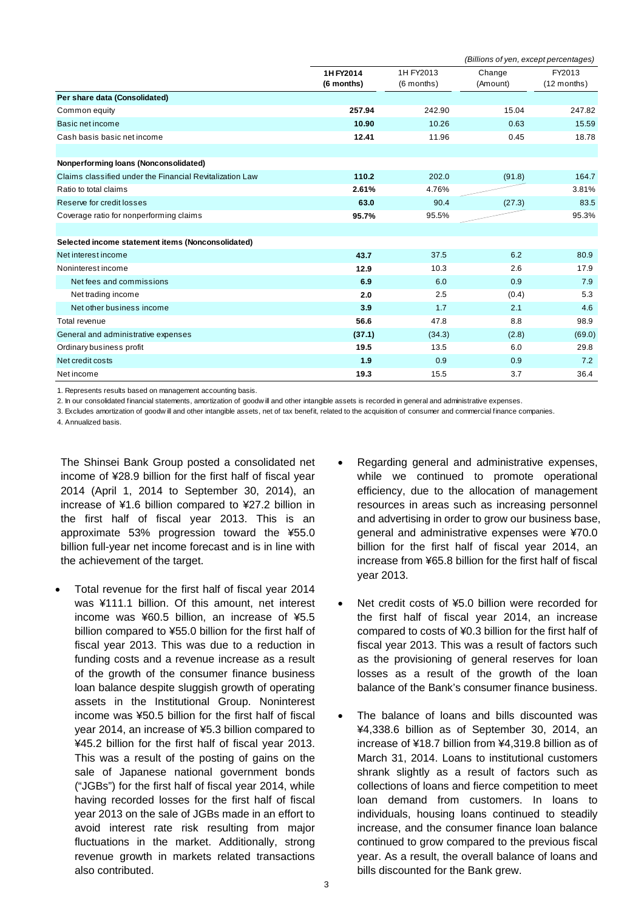*(Billions of yen, except percentages)*

| | 1H FY2014 (6 months) | 1H FY2013 (6 months) | Change (Amount) | FY2013 (12 months) |
|---|---|---|---|---|
| **Per share data (Consolidated)** | | | | |
| Common equity | **257.94** | 242.90 | 15.04 | 247.82 |
| Basic net income | **10.90** | 10.26 | 0.63 | 15.59 |
| Cash basis basic net income | **12.41** | 11.96 | 0.45 | 18.78 |
| | | | | |
| **Nonperforming loans (Nonconsolidated)** | | | | |
| Claims classified under the Financial Revitalization Law | **110.2** | 202.0 | (91.8) | 164.7 |
| Ratio to total claims | **2.61%** | 4.76% | | 3.81% |
| Reserve for credit losses | **63.0** | 90.4 | (27.3) | 83.5 |
| Coverage ratio for nonperforming claims | **95.7%** | 95.5% | | 95.3% |
| | | | | |
| **Selected income statement items (Nonconsolidated)** | | | | |
| Net interest income | **43.7** | 37.5 | 6.2 | 80.9 |
| Noninterest income | **12.9** | 10.3 | 2.6 | 17.9 |
| Net fees and commissions | **6.9** | 6.0 | 0.9 | 7.9 |
| Net trading income | **2.0** | 2.5 | (0.4) | 5.3 |
| Net other business income | **3.9** | 1.7 | 2.1 | 4.6 |
| Total revenue | **56.6** | 47.8 | 8.8 | 98.9 |
| General and administrative expenses | **(37.1)** | (34.3) | (2.8) | (69.0) |
| Ordinary business profit | **19.5** | 13.5 | 6.0 | 29.8 |
| Net credit costs | **1.9** | 0.9 | 0.9 | 7.2 |
| Net income | **19.3** | 15.5 | 3.7 | 36.4 |

1. Represents results based on management accounting basis.
2. In our consolidated financial statements, amortization of goodwill and other intangible assets is recorded in general and administrative expenses.
3. Excludes amortization of goodwill and other intangible assets, net of tax benefit, related to the acquisition of consumer and commercial finance companies.
4. Annualized basis.

The Shinsei Bank Group posted a consolidated net income of ¥28.9 billion for the first half of fiscal year 2014 (April 1, 2014 to September 30, 2014), an increase of ¥1.6 billion compared to ¥27.2 billion in the first half of fiscal year 2013. This is an approximate 53% progression toward the ¥55.0 billion full-year net income forecast and is in line with the achievement of the target.

- Total revenue for the first half of fiscal year 2014 was ¥111.1 billion. Of this amount, net interest income was ¥60.5 billion, an increase of ¥5.5 billion compared to ¥55.0 billion for the first half of fiscal year 2013. This was due to a reduction in funding costs and a revenue increase as a result of the growth of the consumer finance business loan balance despite sluggish growth of operating assets in the Institutional Group. Noninterest income was ¥50.5 billion for the first half of fiscal year 2014, an increase of ¥5.3 billion compared to ¥45.2 billion for the first half of fiscal year 2013. This was a result of the posting of gains on the sale of Japanese national government bonds ("JGBs") for the first half of fiscal year 2014, while having recorded losses for the first half of fiscal year 2013 on the sale of JGBs made in an effort to avoid interest rate risk resulting from major fluctuations in the market. Additionally, strong revenue growth in markets related transactions also contributed.
- Regarding general and administrative expenses, while we continued to promote operational efficiency, due to the allocation of management resources in areas such as increasing personnel and advertising in order to grow our business base, general and administrative expenses were ¥70.0 billion for the first half of fiscal year 2014, an increase from ¥65.8 billion for the first half of fiscal year 2013.
- Net credit costs of ¥5.0 billion were recorded for the first half of fiscal year 2014, an increase compared to costs of ¥0.3 billion for the first half of fiscal year 2013. This was a result of factors such as the provisioning of general reserves for loan losses as a result of the growth of the loan balance of the Bank's consumer finance business.
- The balance of loans and bills discounted was ¥4,338.6 billion as of September 30, 2014, an increase of ¥18.7 billion from ¥4,319.8 billion as of March 31, 2014. Loans to institutional customers shrank slightly as a result of factors such as collections of loans and fierce competition to meet loan demand from customers. In loans to individuals, housing loans continued to steadily increase, and the consumer finance loan balance continued to grow compared to the previous fiscal year. As a result, the overall balance of loans and bills discounted for the Bank grew.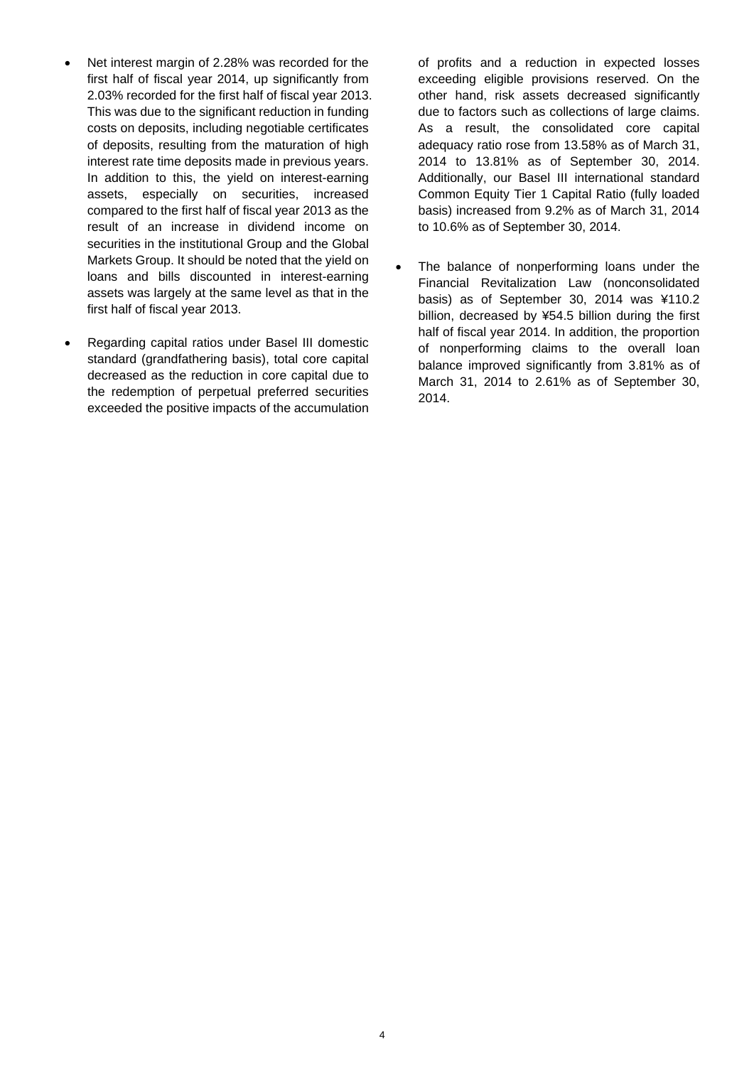- Net interest margin of 2.28% was recorded for the first half of fiscal year 2014, up significantly from 2.03% recorded for the first half of fiscal year 2013. This was due to the significant reduction in funding costs on deposits, including negotiable certificates of deposits, resulting from the maturation of high interest rate time deposits made in previous years. In addition to this, the yield on interest-earning assets, especially on securities, increased compared to the first half of fiscal year 2013 as the result of an increase in dividend income on securities in the institutional Group and the Global Markets Group. It should be noted that the yield on loans and bills discounted in interest-earning assets was largely at the same level as that in the first half of fiscal year 2013.

- Regarding capital ratios under Basel III domestic standard (grandfathering basis), total core capital decreased as the reduction in core capital due to the redemption of perpetual preferred securities exceeded the positive impacts of the accumulation of profits and a reduction in expected losses exceeding eligible provisions reserved. On the other hand, risk assets decreased significantly due to factors such as collections of large claims. As a result, the consolidated core capital adequacy ratio rose from 13.58% as of March 31, 2014 to 13.81% as of September 30, 2014. Additionally, our Basel III international standard Common Equity Tier 1 Capital Ratio (fully loaded basis) increased from 9.2% as of March 31, 2014 to 10.6% as of September 30, 2014.

- The balance of nonperforming loans under the Financial Revitalization Law (nonconsolidated basis) as of September 30, 2014 was ¥110.2 billion, decreased by ¥54.5 billion during the first half of fiscal year 2014. In addition, the proportion of nonperforming claims to the overall loan balance improved significantly from 3.81% as of March 31, 2014 to 2.61% as of September 30, 2014.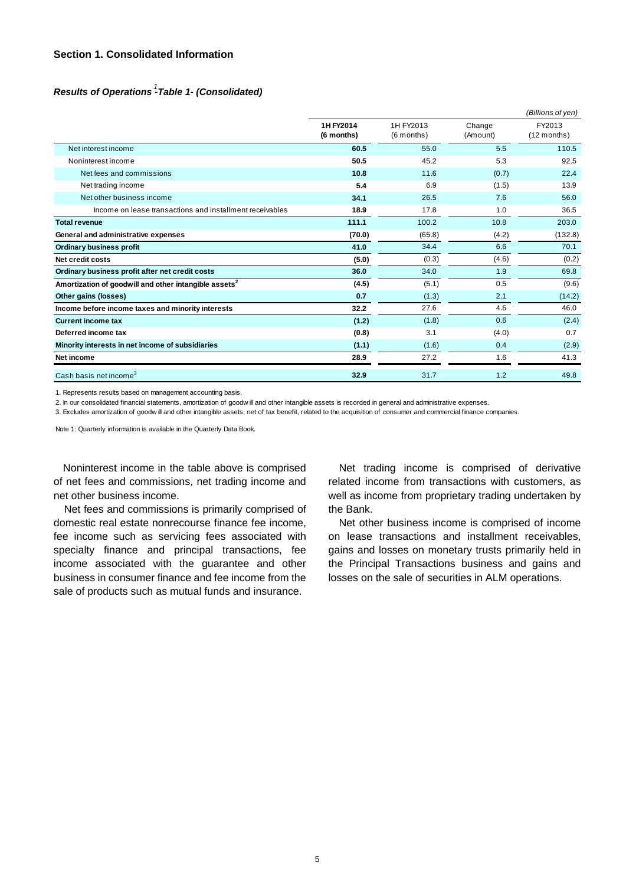### Section 1. Consolidated Information

#### *Results of Operations[1] -Table 1- (Consolidated)*

*(Billions of yen)*

| | 1H FY2014 (6 months) | 1H FY2013 (6 months) | Change (Amount) | FY2013 (12 months) |
|---|---|---|---|---|
| Net interest income | **60.5** | 55.0 | 5.5 | 110.5 |
| Noninterest income | **50.5** | 45.2 | 5.3 | 92.5 |
| Net fees and commissions | **10.8** | 11.6 | (0.7) | 22.4 |
| Net trading income | **5.4** | 6.9 | (1.5) | 13.9 |
| Net other business income | **34.1** | 26.5 | 7.6 | 56.0 |
| Income on lease transactions and installment receivables | **18.9** | 17.8 | 1.0 | 36.5 |
| **Total revenue** | **111.1** | 100.2 | 10.8 | 203.0 |
| **General and administrative expenses** | **(70.0)** | (65.8) | (4.2) | (132.8) |
| **Ordinary business profit** | **41.0** | 34.4 | 6.6 | 70.1 |
| **Net credit costs** | **(5.0)** | (0.3) | (4.6) | (0.2) |
| **Ordinary business profit after net credit costs** | **36.0** | 34.0 | 1.9 | 69.8 |
| **Amortization of goodwill and other intangible assets[2]** | **(4.5)** | (5.1) | 0.5 | (9.6) |
| **Other gains (losses)** | **0.7** | (1.3) | 2.1 | (14.2) |
| **Income before income taxes and minority interests** | **32.2** | 27.6 | 4.6 | 46.0 |
| **Current income tax** | **(1.2)** | (1.8) | 0.6 | (2.4) |
| **Deferred income tax** | **(0.8)** | 3.1 | (4.0) | 0.7 |
| **Minority interests in net income of subsidiaries** | **(1.1)** | (1.6) | 0.4 | (2.9) |
| **Net income** | **28.9** | 27.2 | 1.6 | 41.3 |
| Cash basis net income[3] | **32.9** | 31.7 | 1.2 | 49.8 |

1. Represents results based on management accounting basis.
2. In our consolidated financial statements, amortization of goodwill and other intangible assets is recorded in general and administrative expenses.
3. Excludes amortization of goodwill and other intangible assets, net of tax benefit, related to the acquisition of consumer and commercial finance companies.

Note 1: Quarterly information is available in the Quarterly Data Book.

Noninterest income in the table above is comprised of net fees and commissions, net trading income and net other business income.

Net fees and commissions is primarily comprised of domestic real estate nonrecourse finance fee income, fee income such as servicing fees associated with specialty finance and principal transactions, fee income associated with the guarantee and other business in consumer finance and fee income from the sale of products such as mutual funds and insurance.

Net trading income is comprised of derivative related income from transactions with customers, as well as income from proprietary trading undertaken by the Bank.

Net other business income is comprised of income on lease transactions and installment receivables, gains and losses on monetary trusts primarily held in the Principal Transactions business and gains and losses on the sale of securities in ALM operations.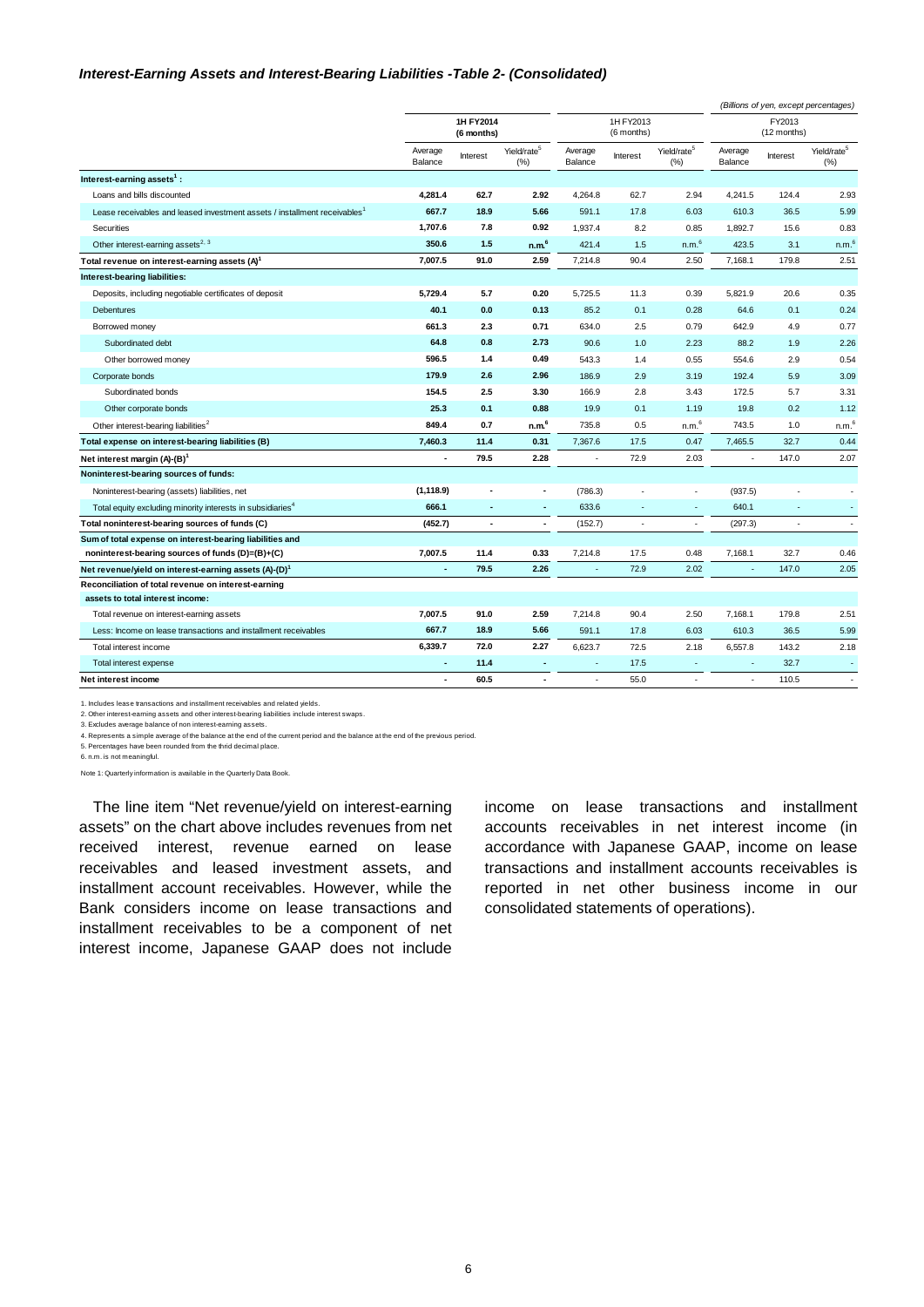***Interest-Earning Assets and Interest-Bearing Liabilities -Table 2- (Consolidated)***

*(Billions of yen, except percentages)*

| | 1H FY2014 (6 months) | | | 1H FY2013 (6 months) | | | FY2013 (12 months) | | |
|---|---|---|---|---|---|---|---|---|---|
| | Average Balance | Interest | Yield/rate[5] (%) | Average Balance | Interest | Yield/rate[5] (%) | Average Balance | Interest | Yield/rate[5] (%) |
| **Interest-earning assets[1] :** | | | | | | | | | |
| Loans and bills discounted | **4,281.4** | **62.7** | **2.92** | 4,264.8 | 62.7 | 2.94 | 4,241.5 | 124.4 | 2.93 |
| Lease receivables and leased investment assets / installment receivables[1] | **667.7** | **18.9** | **5.66** | 591.1 | 17.8 | 6.03 | 610.3 | 36.5 | 5.99 |
| Securities | **1,707.6** | **7.8** | **0.92** | 1,937.4 | 8.2 | 0.85 | 1,892.7 | 15.6 | 0.83 |
| Other interest-earning assets[2, 3] | **350.6** | **1.5** | **n.m.[6]** | 421.4 | 1.5 | n.m.[6] | 423.5 | 3.1 | n.m.[6] |
| **Total revenue on interest-earning assets (A)[1]** | **7,007.5** | **91.0** | **2.59** | 7,214.8 | 90.4 | 2.50 | 7,168.1 | 179.8 | 2.51 |
| **Interest-bearing liabilities:** | | | | | | | | | |
| Deposits, including negotiable certificates of deposit | **5,729.4** | **5.7** | **0.20** | 5,725.5 | 11.3 | 0.39 | 5,821.9 | 20.6 | 0.35 |
| Debentures | **40.1** | **0.0** | **0.13** | 85.2 | 0.1 | 0.28 | 64.6 | 0.1 | 0.24 |
| Borrowed money | **661.3** | **2.3** | **0.71** | 634.0 | 2.5 | 0.79 | 642.9 | 4.9 | 0.77 |
| Subordinated debt | **64.8** | **0.8** | **2.73** | 90.6 | 1.0 | 2.23 | 88.2 | 1.9 | 2.26 |
| Other borrowed money | **596.5** | **1.4** | **0.49** | 543.3 | 1.4 | 0.55 | 554.6 | 2.9 | 0.54 |
| Corporate bonds | **179.9** | **2.6** | **2.96** | 186.9 | 2.9 | 3.19 | 192.4 | 5.9 | 3.09 |
| Subordinated bonds | **154.5** | **2.5** | **3.30** | 166.9 | 2.8 | 3.43 | 172.5 | 5.7 | 3.31 |
| Other corporate bonds | **25.3** | **0.1** | **0.88** | 19.9 | 0.1 | 1.19 | 19.8 | 0.2 | 1.12 |
| Other interest-bearing liabilities[2] | **849.4** | **0.7** | **n.m.[6]** | 735.8 | 0.5 | n.m.[6] | 743.5 | 1.0 | n.m.[6] |
| **Total expense on interest-bearing liabilities (B)** | **7,460.3** | **11.4** | **0.31** | 7,367.6 | 17.5 | 0.47 | 7,465.5 | 32.7 | 0.44 |
| **Net interest margin (A)-(B)[1]** | **-** | **79.5** | **2.28** | - | 72.9 | 2.03 | - | 147.0 | 2.07 |
| **Noninterest-bearing sources of funds:** | | | | | | | | | |
| Noninterest-bearing (assets) liabilities, net | **(1,118.9)** | **-** | **-** | (786.3) | - | - | (937.5) | - | - |
| Total equity excluding minority interests in subsidiaries[4] | **666.1** | **-** | **-** | 633.6 | - | - | 640.1 | - | - |
| **Total noninterest-bearing sources of funds (C)** | **(452.7)** | **-** | **-** | (152.7) | - | - | (297.3) | - | - |
| **Sum of total expense on interest-bearing liabilities and noninterest-bearing sources of funds (D)=(B)+(C)** | **7,007.5** | **11.4** | **0.33** | 7,214.8 | 17.5 | 0.48 | 7,168.1 | 32.7 | 0.46 |
| **Net revenue/yield on interest-earning assets (A)-(D)[1]** | **-** | **79.5** | **2.26** | - | 72.9 | 2.02 | - | 147.0 | 2.05 |
| **Reconciliation of total revenue on interest-earning assets to total interest income:** | | | | | | | | | |
| Total revenue on interest-earning assets | **7,007.5** | **91.0** | **2.59** | 7,214.8 | 90.4 | 2.50 | 7,168.1 | 179.8 | 2.51 |
| Less: Income on lease transactions and installment receivables | **667.7** | **18.9** | **5.66** | 591.1 | 17.8 | 6.03 | 610.3 | 36.5 | 5.99 |
| Total interest income | **6,339.7** | **72.0** | **2.27** | 6,623.7 | 72.5 | 2.18 | 6,557.8 | 143.2 | 2.18 |
| Total interest expense | **-** | **11.4** | **-** | - | 17.5 | - | - | 32.7 | - |
| **Net interest income** | **-** | **60.5** | **-** | - | 55.0 | - | - | 110.5 | - |

1. Includes lease transactions and installment receivables and related yields.
2. Other interest-earning assets and other interest-bearing liabilities include interest swaps.
3. Excludes average balance of non interest-earning assets.
4. Represents a simple average of the balance at the end of the current period and the balance at the end of the previous period.
5. Percentages have been rounded from the third decimal place.
6. n.m. is not meaningful.

Note 1: Quarterly information is available in the Quarterly Data Book.

The line item "Net revenue/yield on interest-earning assets" on the chart above includes revenues from net received interest, revenue earned on lease receivables and leased investment assets, and installment account receivables. However, while the Bank considers income on lease transactions and installment receivables to be a component of net interest income, Japanese GAAP does not include income on lease transactions and installment accounts receivables in net interest income (in accordance with Japanese GAAP, income on lease transactions and installment accounts receivables is reported in net other business income in our consolidated statements of operations).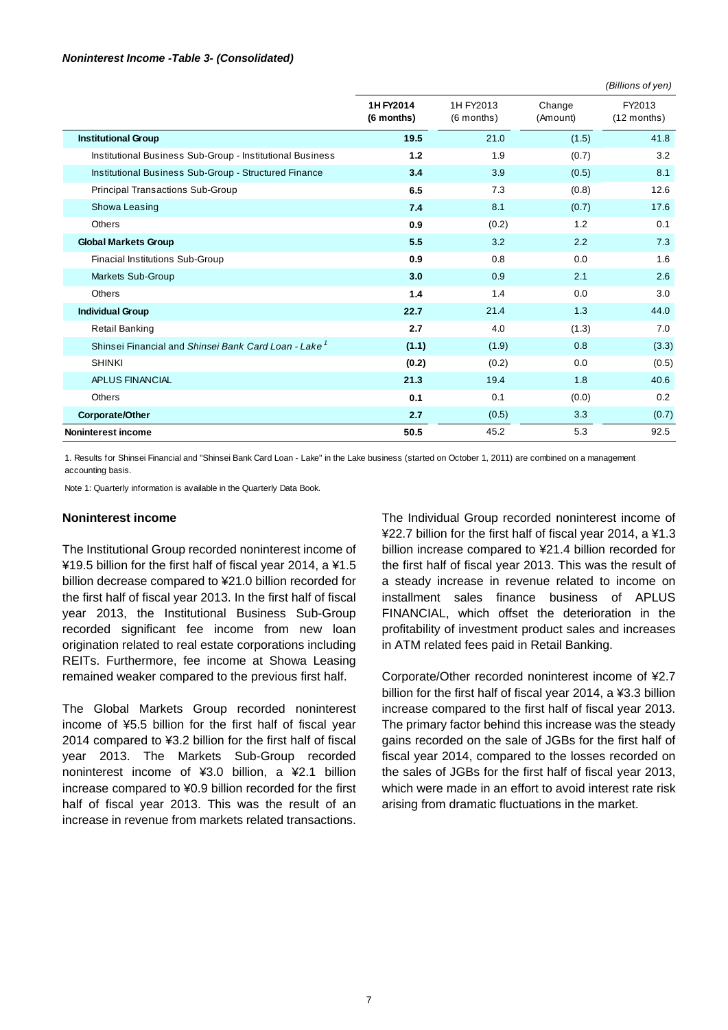***Noninterest Income -Table 3- (Consolidated)***

*(Billions of yen)*

| | 1H FY2014 (6 months) | 1H FY2013 (6 months) | Change (Amount) | FY2013 (12 months) |
|---|---|---|---|---|
| **Institutional Group** | **19.5** | 21.0 | (1.5) | 41.8 |
| Institutional Business Sub-Group - Institutional Business | **1.2** | 1.9 | (0.7) | 3.2 |
| Institutional Business Sub-Group - Structured Finance | **3.4** | 3.9 | (0.5) | 8.1 |
| Principal Transactions Sub-Group | **6.5** | 7.3 | (0.8) | 12.6 |
| Showa Leasing | **7.4** | 8.1 | (0.7) | 17.6 |
| Others | **0.9** | (0.2) | 1.2 | 0.1 |
| **Global Markets Group** | **5.5** | 3.2 | 2.2 | 7.3 |
| Finacial Institutions Sub-Group | **0.9** | 0.8 | 0.0 | 1.6 |
| Markets Sub-Group | **3.0** | 0.9 | 2.1 | 2.6 |
| Others | **1.4** | 1.4 | 0.0 | 3.0 |
| **Individual Group** | **22.7** | 21.4 | 1.3 | 44.0 |
| Retail Banking | **2.7** | 4.0 | (1.3) | 7.0 |
| Shinsei Financial and *Shinsei Bank Card Loan - Lake* [1] | **(1.1)** | (1.9) | 0.8 | (3.3) |
| SHINKI | **(0.2)** | (0.2) | 0.0 | (0.5) |
| APLUS FINANCIAL | **21.3** | 19.4 | 1.8 | 40.6 |
| Others | **0.1** | 0.1 | (0.0) | 0.2 |
| **Corporate/Other** | **2.7** | (0.5) | 3.3 | (0.7) |
| **Noninterest income** | **50.5** | 45.2 | 5.3 | 92.5 |

1. Results for Shinsei Financial and "Shinsei Bank Card Loan - Lake" in the Lake business (started on October 1, 2011) are combined on a management accounting basis.

Note 1: Quarterly information is available in the Quarterly Data Book.

**Noninterest income**

The Institutional Group recorded noninterest income of ¥19.5 billion for the first half of fiscal year 2014, a ¥1.5 billion decrease compared to ¥21.0 billion recorded for the first half of fiscal year 2013. In the first half of fiscal year 2013, the Institutional Business Sub-Group recorded significant fee income from new loan origination related to real estate corporations including REITs. Furthermore, fee income at Showa Leasing remained weaker compared to the previous first half.

The Global Markets Group recorded noninterest income of ¥5.5 billion for the first half of fiscal year 2014 compared to ¥3.2 billion for the first half of fiscal year 2013. The Markets Sub-Group recorded noninterest income of ¥3.0 billion, a ¥2.1 billion increase compared to ¥0.9 billion recorded for the first half of fiscal year 2013. This was the result of an increase in revenue from markets related transactions.

The Individual Group recorded noninterest income of ¥22.7 billion for the first half of fiscal year 2014, a ¥1.3 billion increase compared to ¥21.4 billion recorded for the first half of fiscal year 2013. This was the result of a steady increase in revenue related to income on installment sales finance business of APLUS FINANCIAL, which offset the deterioration in the profitability of investment product sales and increases in ATM related fees paid in Retail Banking.

Corporate/Other recorded noninterest income of ¥2.7 billion for the first half of fiscal year 2014, a ¥3.3 billion increase compared to the first half of fiscal year 2013. The primary factor behind this increase was the steady gains recorded on the sale of JGBs for the first half of fiscal year 2014, compared to the losses recorded on the sales of JGBs for the first half of fiscal year 2013, which were made in an effort to avoid interest rate risk arising from dramatic fluctuations in the market.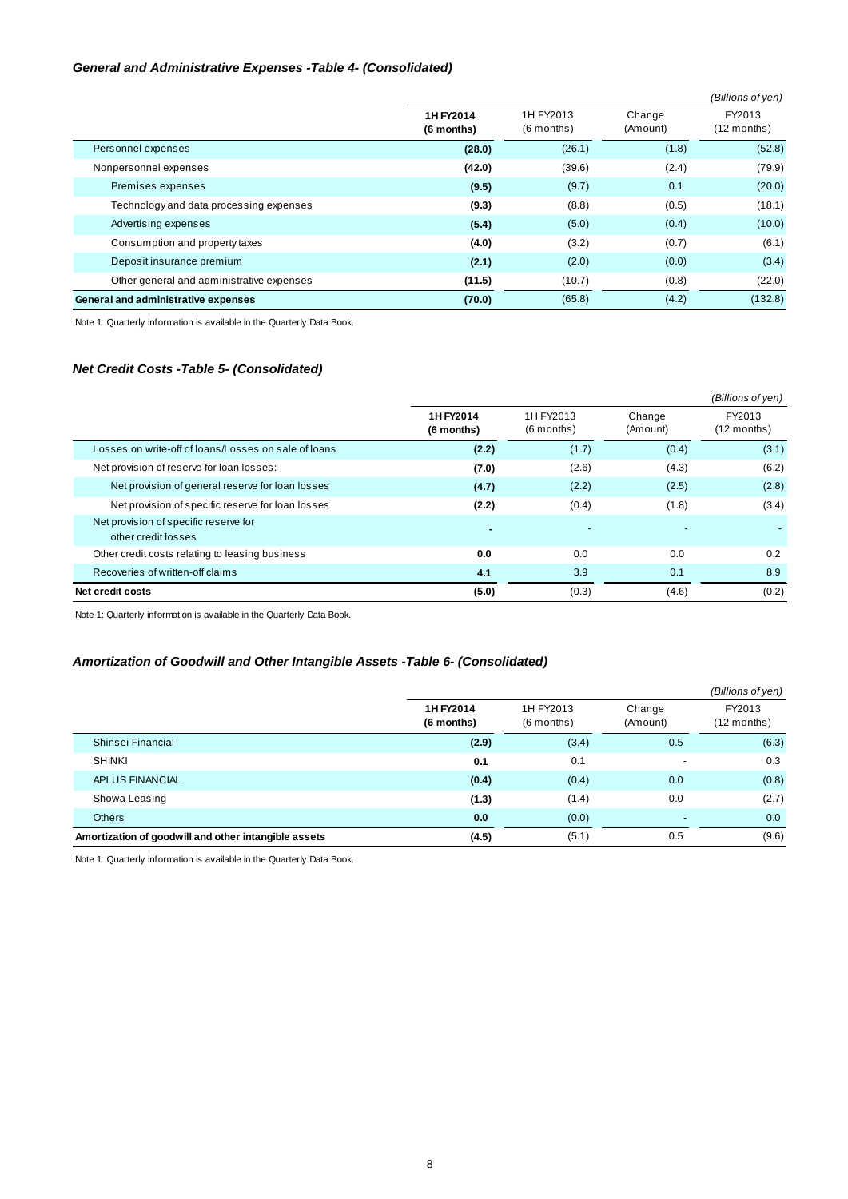### *General and Administrative Expenses -Table 4- (Consolidated)*

*(Billions of yen)*

| | **1H FY2014 (6 months)** | 1H FY2013 (6 months) | Change (Amount) | FY2013 (12 months) |
|---|---|---|---|---|
| Personnel expenses | **(28.0)** | (26.1) | (1.8) | (52.8) |
| Nonpersonnel expenses | **(42.0)** | (39.6) | (2.4) | (79.9) |
| Premises expenses | **(9.5)** | (9.7) | 0.1 | (20.0) |
| Technology and data processing expenses | **(9.3)** | (8.8) | (0.5) | (18.1) |
| Advertising expenses | **(5.4)** | (5.0) | (0.4) | (10.0) |
| Consumption and property taxes | **(4.0)** | (3.2) | (0.7) | (6.1) |
| Deposit insurance premium | **(2.1)** | (2.0) | (0.0) | (3.4) |
| Other general and administrative expenses | **(11.5)** | (10.7) | (0.8) | (22.0) |
| **General and administrative expenses** | **(70.0)** | (65.8) | (4.2) | (132.8) |

Note 1: Quarterly information is available in the Quarterly Data Book.

### *Net Credit Costs -Table 5- (Consolidated)*

*(Billions of yen)*

| | **1H FY2014 (6 months)** | 1H FY2013 (6 months) | Change (Amount) | FY2013 (12 months) |
|---|---|---|---|---|
| Losses on write-off of loans/Losses on sale of loans | **(2.2)** | (1.7) | (0.4) | (3.1) |
| Net provision of reserve for loan losses: | **(7.0)** | (2.6) | (4.3) | (6.2) |
| Net provision of general reserve for loan losses | **(4.7)** | (2.2) | (2.5) | (2.8) |
| Net provision of specific reserve for loan losses | **(2.2)** | (0.4) | (1.8) | (3.4) |
| Net provision of specific reserve for other credit losses | **-** | - | - | - |
| Other credit costs relating to leasing business | **0.0** | 0.0 | 0.0 | 0.2 |
| Recoveries of written-off claims | **4.1** | 3.9 | 0.1 | 8.9 |
| **Net credit costs** | **(5.0)** | (0.3) | (4.6) | (0.2) |

Note 1: Quarterly information is available in the Quarterly Data Book.

### *Amortization of Goodwill and Other Intangible Assets -Table 6- (Consolidated)*

*(Billions of yen)*

| | **1H FY2014 (6 months)** | 1H FY2013 (6 months) | Change (Amount) | FY2013 (12 months) |
|---|---|---|---|---|
| Shinsei Financial | **(2.9)** | (3.4) | 0.5 | (6.3) |
| SHINKI | **0.1** | 0.1 | - | 0.3 |
| APLUS FINANCIAL | **(0.4)** | (0.4) | 0.0 | (0.8) |
| Showa Leasing | **(1.3)** | (1.4) | 0.0 | (2.7) |
| Others | **0.0** | (0.0) | - | 0.0 |
| **Amortization of goodwill and other intangible assets** | **(4.5)** | (5.1) | 0.5 | (9.6) |

Note 1: Quarterly information is available in the Quarterly Data Book.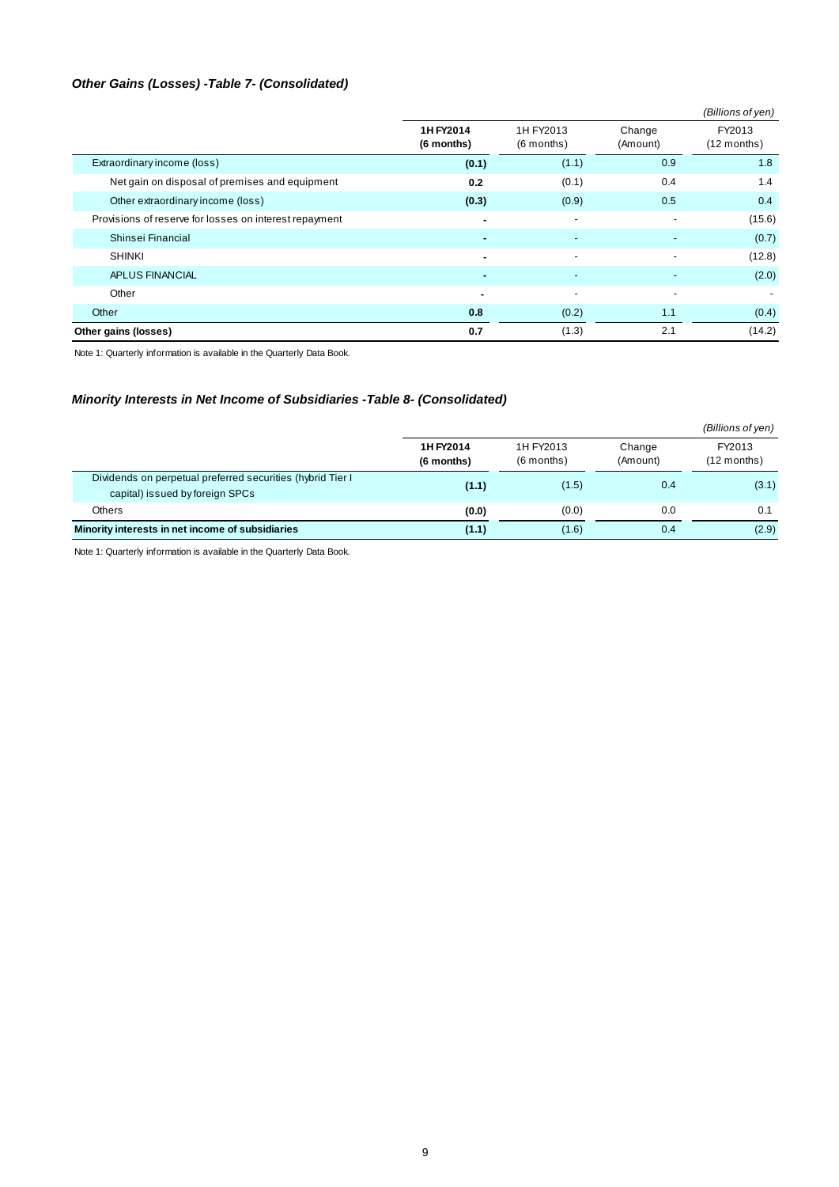### *Other Gains (Losses) -Table 7- (Consolidated)*

*(Billions of yen)*

| | 1H FY2014 (6 months) | 1H FY2013 (6 months) | Change (Amount) | FY2013 (12 months) |
|---|---|---|---|---|
| Extraordinary income (loss) | **(0.1)** | (1.1) | 0.9 | 1.8 |
| Net gain on disposal of premises and equipment | **0.2** | (0.1) | 0.4 | 1.4 |
| Other extraordinary income (loss) | **(0.3)** | (0.9) | 0.5 | 0.4 |
| Provisions of reserve for losses on interest repayment | **-** | - | - | (15.6) |
| Shinsei Financial | **-** | - | - | (0.7) |
| SHINKI | **-** | - | - | (12.8) |
| APLUS FINANCIAL | **-** | - | - | (2.0) |
| Other | **-** | - | - | - |
| Other | **0.8** | (0.2) | 1.1 | (0.4) |
| **Other gains (losses)** | **0.7** | (1.3) | 2.1 | (14.2) |

Note 1: Quarterly information is available in the Quarterly Data Book.

### *Minority Interests in Net Income of Subsidiaries -Table 8- (Consolidated)*

*(Billions of yen)*

| | 1H FY2014 (6 months) | 1H FY2013 (6 months) | Change (Amount) | FY2013 (12 months) |
|---|---|---|---|---|
| Dividends on perpetual preferred securities (hybrid Tier I capital) issued by foreign SPCs | **(1.1)** | (1.5) | 0.4 | (3.1) |
| Others | **(0.0)** | (0.0) | 0.0 | 0.1 |
| **Minority interests in net income of subsidiaries** | **(1.1)** | (1.6) | 0.4 | (2.9) |

Note 1: Quarterly information is available in the Quarterly Data Book.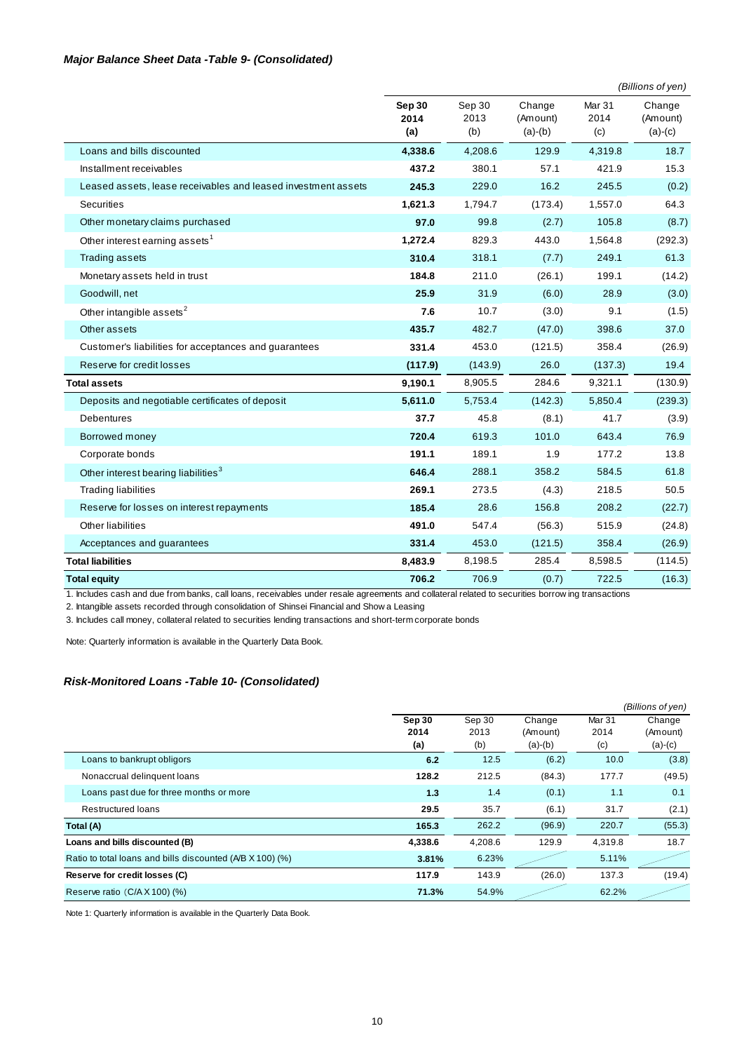### *Major Balance Sheet Data -Table 9- (Consolidated)*

*(Billions of yen)*

| | Sep 30 2014 (a) | Sep 30 2013 (b) | Change (Amount) (a)-(b) | Mar 31 2014 (c) | Change (Amount) (a)-(c) |
|---|---|---|---|---|---|
| Loans and bills discounted | **4,338.6** | 4,208.6 | 129.9 | 4,319.8 | 18.7 |
| Installment receivables | **437.2** | 380.1 | 57.1 | 421.9 | 15.3 |
| Leased assets, lease receivables and leased investment assets | **245.3** | 229.0 | 16.2 | 245.5 | (0.2) |
| Securities | **1,621.3** | 1,794.7 | (173.4) | 1,557.0 | 64.3 |
| Other monetary claims purchased | **97.0** | 99.8 | (2.7) | 105.8 | (8.7) |
| Other interest earning assets[1] | **1,272.4** | 829.3 | 443.0 | 1,564.8 | (292.3) |
| Trading assets | **310.4** | 318.1 | (7.7) | 249.1 | 61.3 |
| Monetary assets held in trust | **184.8** | 211.0 | (26.1) | 199.1 | (14.2) |
| Goodwill, net | **25.9** | 31.9 | (6.0) | 28.9 | (3.0) |
| Other intangible assets[2] | **7.6** | 10.7 | (3.0) | 9.1 | (1.5) |
| Other assets | **435.7** | 482.7 | (47.0) | 398.6 | 37.0 |
| Customer's liabilities for acceptances and guarantees | **331.4** | 453.0 | (121.5) | 358.4 | (26.9) |
| Reserve for credit losses | **(117.9)** | (143.9) | 26.0 | (137.3) | 19.4 |
| **Total assets** | **9,190.1** | 8,905.5 | 284.6 | 9,321.1 | (130.9) |
| Deposits and negotiable certificates of deposit | **5,611.0** | 5,753.4 | (142.3) | 5,850.4 | (239.3) |
| Debentures | **37.7** | 45.8 | (8.1) | 41.7 | (3.9) |
| Borrowed money | **720.4** | 619.3 | 101.0 | 643.4 | 76.9 |
| Corporate bonds | **191.1** | 189.1 | 1.9 | 177.2 | 13.8 |
| Other interest bearing liabilities[3] | **646.4** | 288.1 | 358.2 | 584.5 | 61.8 |
| Trading liabilities | **269.1** | 273.5 | (4.3) | 218.5 | 50.5 |
| Reserve for losses on interest repayments | **185.4** | 28.6 | 156.8 | 208.2 | (22.7) |
| Other liabilities | **491.0** | 547.4 | (56.3) | 515.9 | (24.8) |
| Acceptances and guarantees | **331.4** | 453.0 | (121.5) | 358.4 | (26.9) |
| **Total liabilities** | **8,483.9** | 8,198.5 | 285.4 | 8,598.5 | (114.5) |
| **Total equity** | **706.2** | 706.9 | (0.7) | 722.5 | (16.3) |

1. Includes cash and due from banks, call loans, receivables under resale agreements and collateral related to securities borrowing transactions
2. Intangible assets recorded through consolidation of Shinsei Financial and Showa Leasing
3. Includes call money, collateral related to securities lending transactions and short-term corporate bonds

Note: Quarterly information is available in the Quarterly Data Book.

### *Risk-Monitored Loans -Table 10- (Consolidated)*

*(Billions of yen)*

| | Sep 30 2014 (a) | Sep 30 2013 (b) | Change (Amount) (a)-(b) | Mar 31 2014 (c) | Change (Amount) (a)-(c) |
|---|---|---|---|---|---|
| Loans to bankrupt obligors | **6.2** | 12.5 | (6.2) | 10.0 | (3.8) |
| Nonaccrual delinquent loans | **128.2** | 212.5 | (84.3) | 177.7 | (49.5) |
| Loans past due for three months or more | **1.3** | 1.4 | (0.1) | 1.1 | 0.1 |
| Restructured loans | **29.5** | 35.7 | (6.1) | 31.7 | (2.1) |
| **Total (A)** | **165.3** | 262.2 | (96.9) | 220.7 | (55.3) |
| **Loans and bills discounted (B)** | **4,338.6** | 4,208.6 | 129.9 | 4,319.8 | 18.7 |
| Ratio to total loans and bills discounted (A/B X 100) (%) | **3.81%** | 6.23% | | 5.11% | |
| **Reserve for credit losses (C)** | **117.9** | 143.9 | (26.0) | 137.3 | (19.4) |
| Reserve ratio (C/A X 100) (%) | **71.3%** | 54.9% | | 62.2% | |

Note 1: Quarterly information is available in the Quarterly Data Book.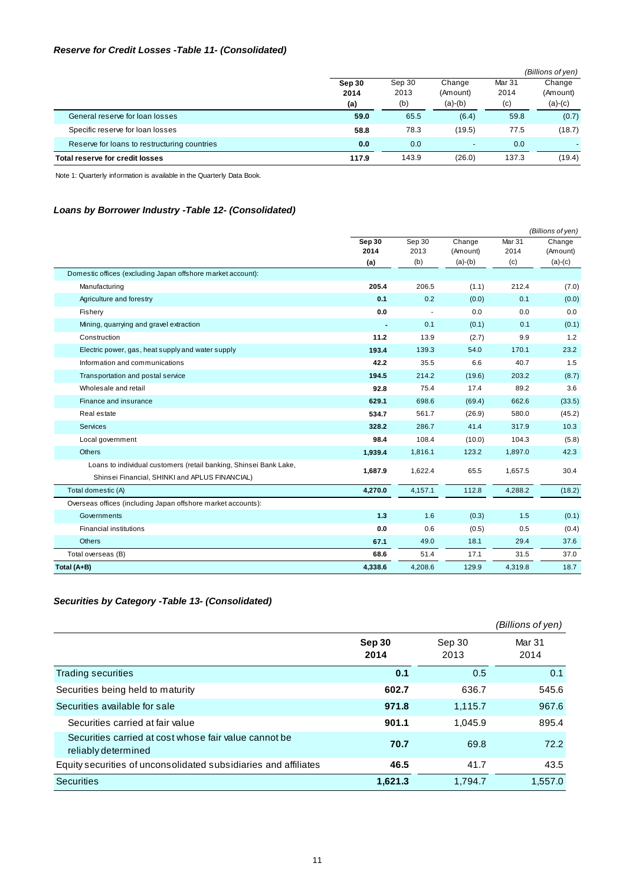### *Reserve for Credit Losses -Table 11- (Consolidated)*

*(Billions of yen)*

| | **Sep 30 2014 (a)** | Sep 30 2013 (b) | Change (Amount) (a)-(b) | Mar 31 2014 (c) | Change (Amount) (a)-(c) |
|---|---|---|---|---|---|
| General reserve for loan losses | **59.0** | 65.5 | (6.4) | 59.8 | (0.7) |
| Specific reserve for loan losses | **58.8** | 78.3 | (19.5) | 77.5 | (18.7) |
| Reserve for loans to restructuring countries | **0.0** | 0.0 | - | 0.0 | - |
| **Total reserve for credit losses** | **117.9** | 143.9 | (26.0) | 137.3 | (19.4) |

Note 1: Quarterly information is available in the Quarterly Data Book.

### *Loans by Borrower Industry -Table 12- (Consolidated)*

*(Billions of yen)*

| | **Sep 30 2014 (a)** | Sep 30 2013 (b) | Change (Amount) (a)-(b) | Mar 31 2014 (c) | Change (Amount) (a)-(c) |
|---|---|---|---|---|---|
| Domestic offices (excluding Japan offshore market account): | | | | | |
| Manufacturing | **205.4** | 206.5 | (1.1) | 212.4 | (7.0) |
| Agriculture and forestry | **0.1** | 0.2 | (0.0) | 0.1 | (0.0) |
| Fishery | **0.0** | - | 0.0 | 0.0 | 0.0 |
| Mining, quarrying and gravel extraction | **-** | 0.1 | (0.1) | 0.1 | (0.1) |
| Construction | **11.2** | 13.9 | (2.7) | 9.9 | 1.2 |
| Electric power, gas, heat supply and water supply | **193.4** | 139.3 | 54.0 | 170.1 | 23.2 |
| Information and communications | **42.2** | 35.5 | 6.6 | 40.7 | 1.5 |
| Transportation and postal service | **194.5** | 214.2 | (19.6) | 203.2 | (8.7) |
| Wholesale and retail | **92.8** | 75.4 | 17.4 | 89.2 | 3.6 |
| Finance and insurance | **629.1** | 698.6 | (69.4) | 662.6 | (33.5) |
| Real estate | **534.7** | 561.7 | (26.9) | 580.0 | (45.2) |
| Services | **328.2** | 286.7 | 41.4 | 317.9 | 10.3 |
| Local government | **98.4** | 108.4 | (10.0) | 104.3 | (5.8) |
| Others | **1,939.4** | 1,816.1 | 123.2 | 1,897.0 | 42.3 |
| Loans to individual customers (retail banking, Shinsei Bank Lake, Shinsei Financial, SHINKI and APLUS FINANCIAL) | **1,687.9** | 1,622.4 | 65.5 | 1,657.5 | 30.4 |
| Total domestic (A) | **4,270.0** | 4,157.1 | 112.8 | 4,288.2 | (18.2) |
| Overseas offices (including Japan offshore market accounts): | | | | | |
| Governments | **1.3** | 1.6 | (0.3) | 1.5 | (0.1) |
| Financial institutions | **0.0** | 0.6 | (0.5) | 0.5 | (0.4) |
| Others | **67.1** | 49.0 | 18.1 | 29.4 | 37.6 |
| Total overseas (B) | **68.6** | 51.4 | 17.1 | 31.5 | 37.0 |
| **Total (A+B)** | **4,338.6** | 4,208.6 | 129.9 | 4,319.8 | 18.7 |

### *Securities by Category -Table 13- (Consolidated)*

*(Billions of yen)*

| | **Sep 30 2014** | Sep 30 2013 | Mar 31 2014 |
|---|---|---|---|
| Trading securities | **0.1** | 0.5 | 0.1 |
| Securities being held to maturity | **602.7** | 636.7 | 545.6 |
| Securities available for sale | **971.8** | 1,115.7 | 967.6 |
| Securities carried at fair value | **901.1** | 1,045.9 | 895.4 |
| Securities carried at cost whose fair value cannot be reliably determined | **70.7** | 69.8 | 72.2 |
| Equity securities of unconsolidated subsidiaries and affiliates | **46.5** | 41.7 | 43.5 |
| Securities | **1,621.3** | 1,794.7 | 1,557.0 |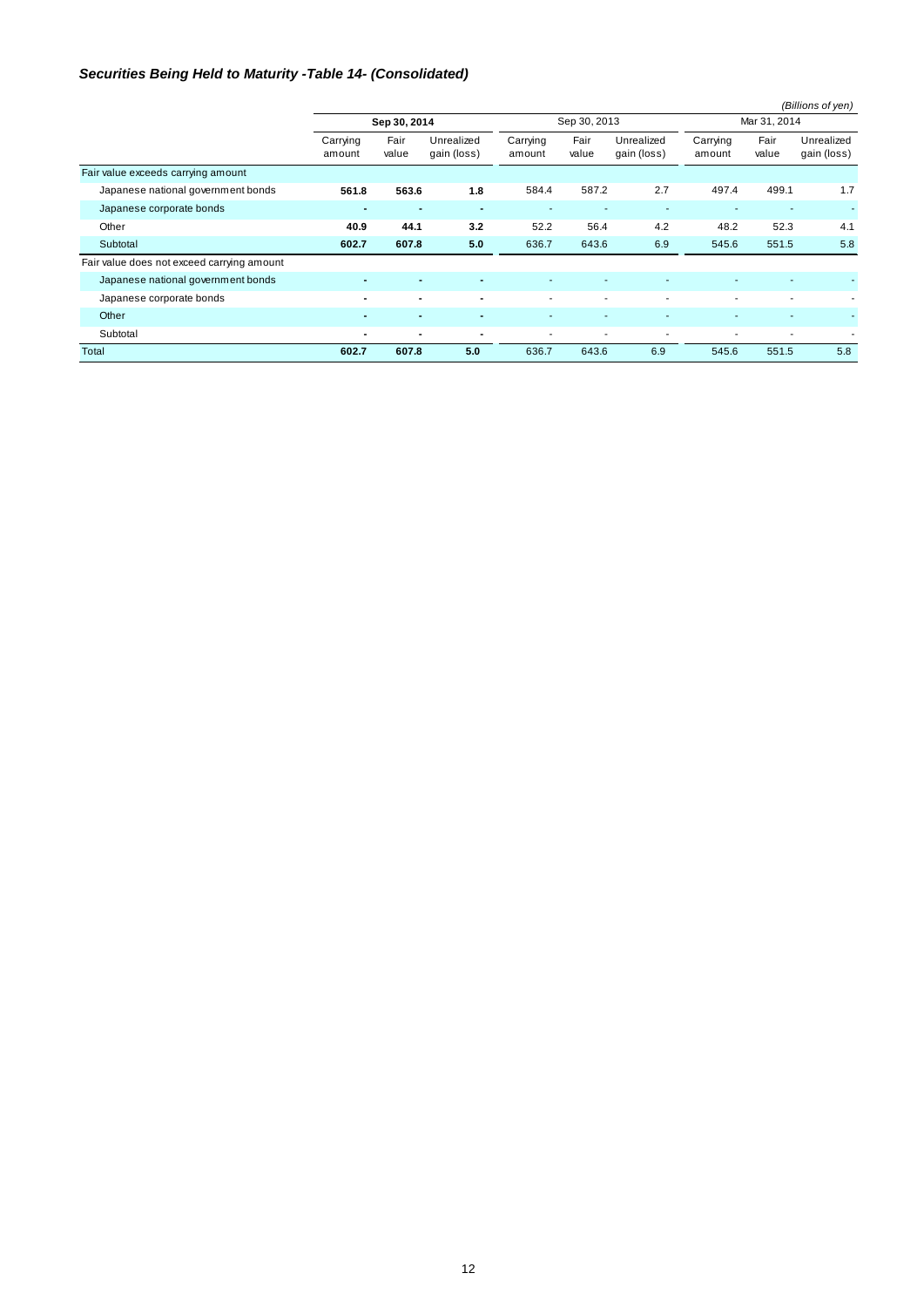### *Securities Being Held to Maturity -Table 14- (Consolidated)*

*(Billions of yen)*

| | Sep 30, 2014 | | | Sep 30, 2013 | | | Mar 31, 2014 | | |
|---|---|---|---|---|---|---|---|---|---|
| | Carrying amount | Fair value | Unrealized gain (loss) | Carrying amount | Fair value | Unrealized gain (loss) | Carrying amount | Fair value | Unrealized gain (loss) |
| Fair value exceeds carrying amount | | | | | | | | | |
| Japanese national government bonds | **561.8** | **563.6** | **1.8** | 584.4 | 587.2 | 2.7 | 497.4 | 499.1 | 1.7 |
| Japanese corporate bonds | **-** | **-** | **-** | - | - | - | - | - | - |
| Other | **40.9** | **44.1** | **3.2** | 52.2 | 56.4 | 4.2 | 48.2 | 52.3 | 4.1 |
| Subtotal | **602.7** | **607.8** | **5.0** | 636.7 | 643.6 | 6.9 | 545.6 | 551.5 | 5.8 |
| Fair value does not exceed carrying amount | | | | | | | | | |
| Japanese national government bonds | **-** | **-** | **-** | - | - | - | - | - | - |
| Japanese corporate bonds | **-** | **-** | **-** | - | - | - | - | - | - |
| Other | **-** | **-** | **-** | - | - | - | - | - | - |
| Subtotal | **-** | **-** | **-** | - | - | - | - | - | - |
| Total | **602.7** | **607.8** | **5.0** | 636.7 | 643.6 | 6.9 | 545.6 | 551.5 | 5.8 |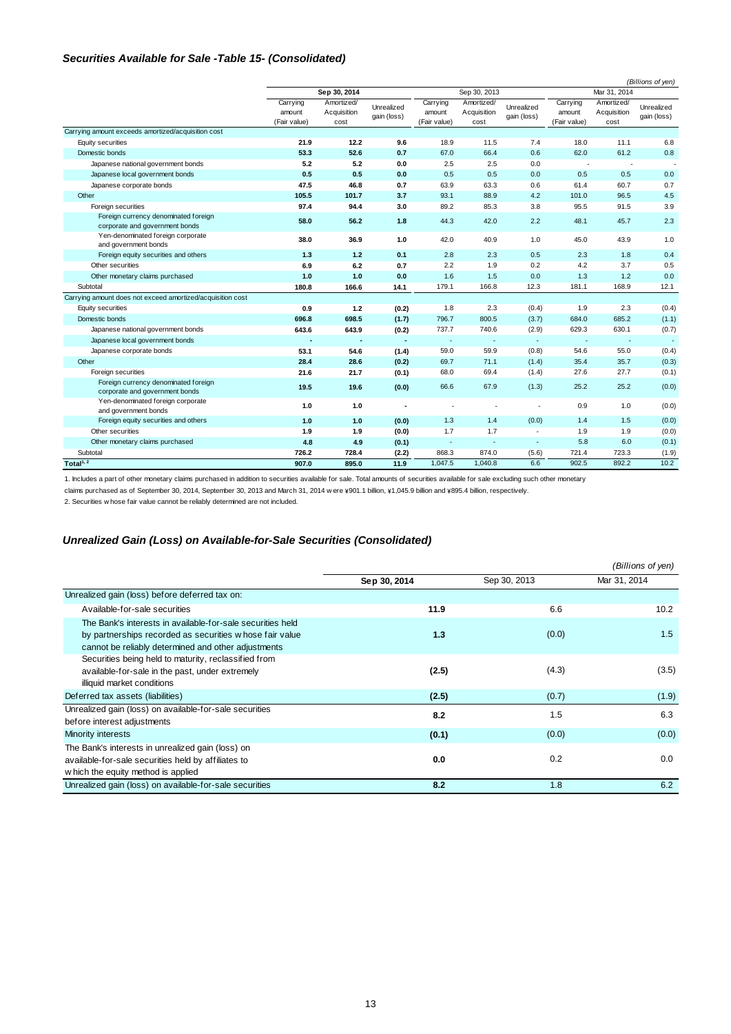### *Securities Available for Sale -Table 15- (Consolidated)*

*(Billions of yen)*

| | Sep 30, 2014 | | | Sep 30, 2013 | | | Mar 31, 2014 | | |
|---|---|---|---|---|---|---|---|---|---|
| | Carrying amount (Fair value) | Amortized/ Acquisition cost | Unrealized gain (loss) | Carrying amount (Fair value) | Amortized/ Acquisition cost | Unrealized gain (loss) | Carrying amount (Fair value) | Amortized/ Acquisition cost | Unrealized gain (loss) |
| Carrying amount exceeds amortized/acquisition cost | | | | | | | | | |
| Equity securities | **21.9** | **12.2** | **9.6** | 18.9 | 11.5 | 7.4 | 18.0 | 11.1 | 6.8 |
| Domestic bonds | **53.3** | **52.6** | **0.7** | 67.0 | 66.4 | 0.6 | 62.0 | 61.2 | 0.8 |
| Japanese national government bonds | **5.2** | **5.2** | **0.0** | 2.5 | 2.5 | 0.0 | - | - | - |
| Japanese local government bonds | **0.5** | **0.5** | **0.0** | 0.5 | 0.5 | 0.0 | 0.5 | 0.5 | 0.0 |
| Japanese corporate bonds | **47.5** | **46.8** | **0.7** | 63.9 | 63.3 | 0.6 | 61.4 | 60.7 | 0.7 |
| Other | **105.5** | **101.7** | **3.7** | 93.1 | 88.9 | 4.2 | 101.0 | 96.5 | 4.5 |
| Foreign securities | **97.4** | **94.4** | **3.0** | 89.2 | 85.3 | 3.8 | 95.5 | 91.5 | 3.9 |
| Foreign currency denominated foreign corporate and government bonds | **58.0** | **56.2** | **1.8** | 44.3 | 42.0 | 2.2 | 48.1 | 45.7 | 2.3 |
| Yen-denominated foreign corporate and government bonds | **38.0** | **36.9** | **1.0** | 42.0 | 40.9 | 1.0 | 45.0 | 43.9 | 1.0 |
| Foreign equity securities and others | **1.3** | **1.2** | **0.1** | 2.8 | 2.3 | 0.5 | 2.3 | 1.8 | 0.4 |
| Other securities | **6.9** | **6.2** | **0.7** | 2.2 | 1.9 | 0.2 | 4.2 | 3.7 | 0.5 |
| Other monetary claims purchased | **1.0** | **1.0** | **0.0** | 1.6 | 1.5 | 0.0 | 1.3 | 1.2 | 0.0 |
| Subtotal | **180.8** | **166.6** | **14.1** | 179.1 | 166.8 | 12.3 | 181.1 | 168.9 | 12.1 |
| Carrying amount does not exceed amortized/acquisition cost | | | | | | | | | |
| Equity securities | **0.9** | **1.2** | **(0.2)** | 1.8 | 2.3 | (0.4) | 1.9 | 2.3 | (0.4) |
| Domestic bonds | **696.8** | **698.5** | **(1.7)** | 796.7 | 800.5 | (3.7) | 684.0 | 685.2 | (1.1) |
| Japanese national government bonds | **643.6** | **643.9** | **(0.2)** | 737.7 | 740.6 | (2.9) | 629.3 | 630.1 | (0.7) |
| Japanese local government bonds | **-** | **-** | **-** | - | - | - | - | - | - |
| Japanese corporate bonds | **53.1** | **54.6** | **(1.4)** | 59.0 | 59.9 | (0.8) | 54.6 | 55.0 | (0.4) |
| Other | **28.4** | **28.6** | **(0.2)** | 69.7 | 71.1 | (1.4) | 35.4 | 35.7 | (0.3) |
| Foreign securities | **21.6** | **21.7** | **(0.1)** | 68.0 | 69.4 | (1.4) | 27.6 | 27.7 | (0.1) |
| Foreign currency denominated foreign corporate and government bonds | **19.5** | **19.6** | **(0.0)** | 66.6 | 67.9 | (1.3) | 25.2 | 25.2 | (0.0) |
| Yen-denominated foreign corporate and government bonds | **1.0** | **1.0** | **-** | - | - | - | 0.9 | 1.0 | (0.0) |
| Foreign equity securities and others | **1.0** | **1.0** | **(0.0)** | 1.3 | 1.4 | (0.0) | 1.4 | 1.5 | (0.0) |
| Other securities | **1.9** | **1.9** | **(0.0)** | 1.7 | 1.7 | - | 1.9 | 1.9 | (0.0) |
| Other monetary claims purchased | **4.8** | **4.9** | **(0.1)** | - | - | - | 5.8 | 6.0 | (0.1) |
| Subtotal | **726.2** | **728.4** | **(2.2)** | 868.3 | 874.0 | (5.6) | 721.4 | 723.3 | (1.9) |
| **Total[1, 2]** | **907.0** | **895.0** | **11.9** | 1,047.5 | 1,040.8 | 6.6 | 902.5 | 892.2 | 10.2 |

1. Includes a part of other monetary claims purchased in addition to securities available for sale. Total amounts of securities available for sale excluding such other monetary claims purchased as of September 30, 2014, September 30, 2013 and March 31, 2014 were ¥901.1 billion, ¥1,045.9 billion and ¥895.4 billion, respectively.

2. Securities whose fair value cannot be reliably determined are not included.

### *Unrealized Gain (Loss) on Available-for-Sale Securities (Consolidated)*

*(Billions of yen)*

| | Sep 30, 2014 | Sep 30, 2013 | Mar 31, 2014 |
|---|---|---|---|
| Unrealized gain (loss) before deferred tax on: | | | |
| Available-for-sale securities | **11.9** | 6.6 | 10.2 |
| The Bank's interests in available-for-sale securities held by partnerships recorded as securities whose fair value cannot be reliably determined and other adjustments | **1.3** | (0.0) | 1.5 |
| Securities being held to maturity, reclassified from available-for-sale in the past, under extremely illiquid market conditions | **(2.5)** | (4.3) | (3.5) |
| Deferred tax assets (liabilities) | **(2.5)** | (0.7) | (1.9) |
| Unrealized gain (loss) on available-for-sale securities before interest adjustments | **8.2** | 1.5 | 6.3 |
| Minority interests | **(0.1)** | (0.0) | (0.0) |
| The Bank's interests in unrealized gain (loss) on available-for-sale securities held by affiliates to which the equity method is applied | **0.0** | 0.2 | 0.0 |
| Unrealized gain (loss) on available-for-sale securities | **8.2** | 1.8 | 6.2 |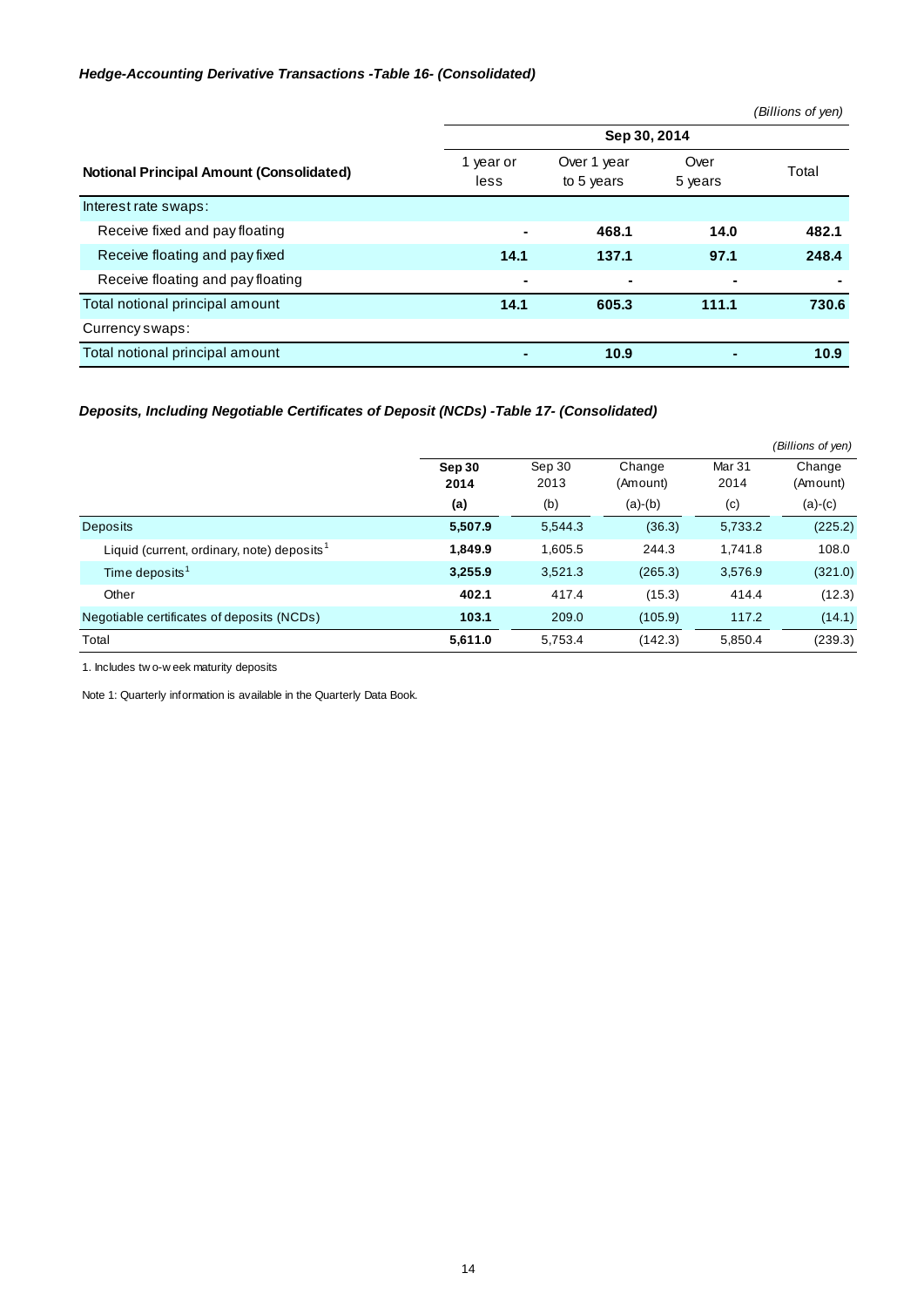### *Hedge-Accounting Derivative Transactions -Table 16- (Consolidated)*

*(Billions of yen)*

| Notional Principal Amount (Consolidated) | Sep 30, 2014 | | | |
|---|---|---|---|---|
| | 1 year or less | Over 1 year to 5 years | Over 5 years | Total |
| Interest rate swaps: | | | | |
| Receive fixed and pay floating | **-** | **468.1** | **14.0** | **482.1** |
| Receive floating and pay fixed | **14.1** | **137.1** | **97.1** | **248.4** |
| Receive floating and pay floating | **-** | **-** | **-** | **-** |
| Total notional principal amount | **14.1** | **605.3** | **111.1** | **730.6** |
| Currency swaps: | | | | |
| Total notional principal amount | **-** | **10.9** | **-** | **10.9** |

### *Deposits, Including Negotiable Certificates of Deposit (NCDs) -Table 17- (Consolidated)*

*(Billions of yen)*

| | **Sep 30 2014** | Sep 30 2013 | Change (Amount) | Mar 31 2014 | Change (Amount) |
|---|---|---|---|---|---|
| | **(a)** | (b) | (a)-(b) | (c) | (a)-(c) |
| Deposits | **5,507.9** | 5,544.3 | (36.3) | 5,733.2 | (225.2) |
| Liquid (current, ordinary, note) deposits[1] | **1,849.9** | 1,605.5 | 244.3 | 1,741.8 | 108.0 |
| Time deposits[1] | **3,255.9** | 3,521.3 | (265.3) | 3,576.9 | (321.0) |
| Other | **402.1** | 417.4 | (15.3) | 414.4 | (12.3) |
| Negotiable certificates of deposits (NCDs) | **103.1** | 209.0 | (105.9) | 117.2 | (14.1) |
| Total | **5,611.0** | 5,753.4 | (142.3) | 5,850.4 | (239.3) |

1. Includes two-week maturity deposits

Note 1: Quarterly information is available in the Quarterly Data Book.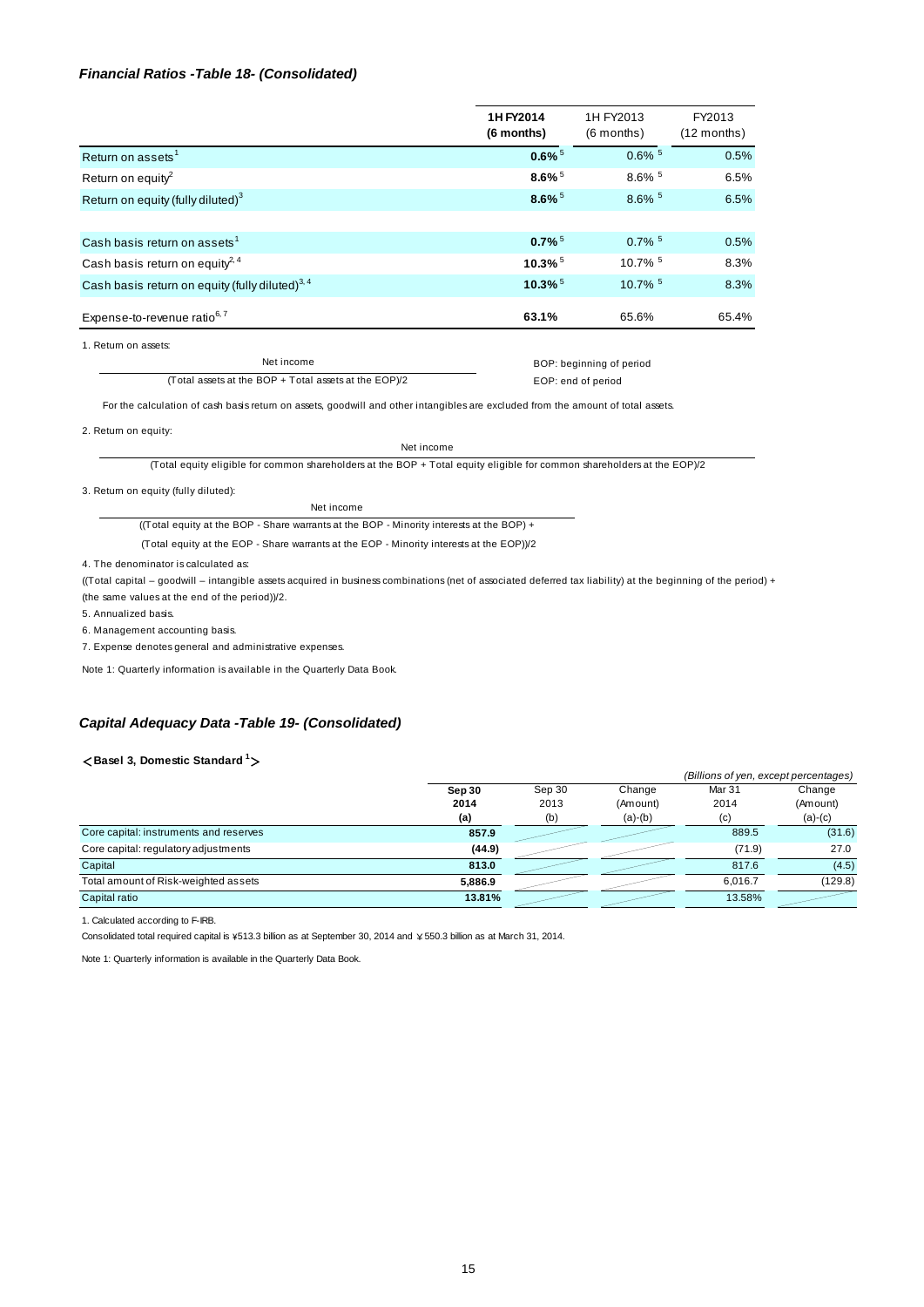### *Financial Ratios -Table 18- (Consolidated)*

| | 1H FY2014 (6 months) | 1H FY2013 (6 months) | FY2013 (12 months) |
|---|---|---|---|
| Return on assets[1] | **0.6%**[5] | 0.6%[5] | 0.5% |
| Return on equity[2] | **8.6%**[5] | 8.6%[5] | 6.5% |
| Return on equity (fully diluted)[3] | **8.6%**[5] | 8.6%[5] | 6.5% |
| | | | |
| Cash basis return on assets[1] | **0.7%**[5] | 0.7%[5] | 0.5% |
| Cash basis return on equity[2, 4] | **10.3%**[5] | 10.7%[5] | 8.3% |
| Cash basis return on equity (fully diluted)[3, 4] | **10.3%**[5] | 10.7%[5] | 8.3% |
| Expense-to-revenue ratio[6, 7] | **63.1%** | 65.6% | 65.4% |

1. Return on assets:

$$\frac{\text{Net income}}{(\text{Total assets at the BOP} + \text{Total assets at the EOP})/2}$$

BOP: beginning of period
EOP: end of period

For the calculation of cash basis return on assets, goodwill and other intangibles are excluded from the amount of total assets.

2. Return on equity:

$$\frac{\text{Net income}}{(\text{Total equity eligible for common shareholders at the BOP} + \text{Total equity eligible for common shareholders at the EOP})/2}$$

3. Return on equity (fully diluted):

$$\frac{\text{Net income}}{((\text{Total equity at the BOP} - \text{Share warrants at the BOP} - \text{Minority interests at the BOP}) + (\text{Total equity at the EOP} - \text{Share warrants at the EOP} - \text{Minority interests at the EOP}))/2}$$

4. The denominator is calculated as:

((Total capital – goodwill – intangible assets acquired in business combinations (net of associated deferred tax liability) at the beginning of the period) + (the same values at the end of the period))/2.

5. Annualized basis.

6. Management accounting basis.

7. Expense denotes general and administrative expenses.

Note 1: Quarterly information is available in the Quarterly Data Book.

### *Capital Adequacy Data -Table 19- (Consolidated)*

**<Basel 3, Domestic Standard [1]>**

*(Billions of yen, except percentages)*

| | Sep 30 2014 (a) | Sep 30 2013 (b) | Change (Amount) (a)-(b) | Mar 31 2014 (c) | Change (Amount) (a)-(c) |
|---|---|---|---|---|---|
| Core capital: instruments and reserves | **857.9** | | | 889.5 | (31.6) |
| Core capital: regulatory adjustments | **(44.9)** | | | (71.9) | 27.0 |
| Capital | **813.0** | | | 817.6 | (4.5) |
| Total amount of Risk-weighted assets | **5,886.9** | | | 6,016.7 | (129.8) |
| Capital ratio | **13.81%** | | | 13.58% | |

1. Calculated according to F-IRB.

Consolidated total required capital is ¥513.3 billion as at September 30, 2014 and ¥550.3 billion as at March 31, 2014.

Note 1: Quarterly information is available in the Quarterly Data Book.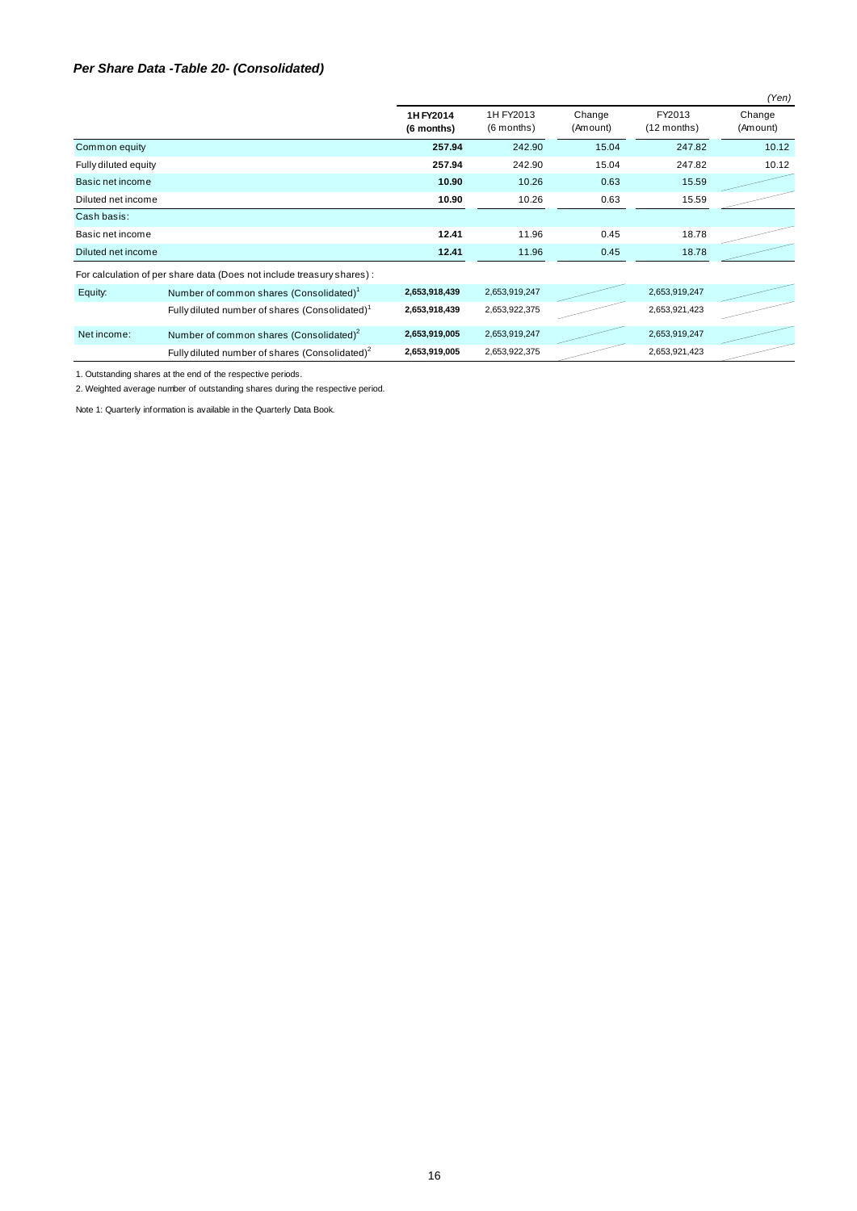### *Per Share Data -Table 20- (Consolidated)*

*(Yen)*

| | | 1H FY2014 (6 months) | 1H FY2013 (6 months) | Change (Amount) | FY2013 (12 months) | Change (Amount) |
|---|---|---|---|---|---|---|
| Common equity | | **257.94** | 242.90 | 15.04 | 247.82 | 10.12 |
| Fully diluted equity | | **257.94** | 242.90 | 15.04 | 247.82 | 10.12 |
| Basic net income | | **10.90** | 10.26 | 0.63 | 15.59 | |
| Diluted net income | | **10.90** | 10.26 | 0.63 | 15.59 | |
| Cash basis: | | | | | | |
| Basic net income | | **12.41** | 11.96 | 0.45 | 18.78 | |
| Diluted net income | | **12.41** | 11.96 | 0.45 | 18.78 | |
| For calculation of per share data (Does not include treasury shares) : | | | | | | |
| Equity: | Number of common shares (Consolidated)[1] | **2,653,918,439** | 2,653,919,247 | | 2,653,919,247 | |
| | Fully diluted number of shares (Consolidated)[1] | **2,653,918,439** | 2,653,922,375 | | 2,653,921,423 | |
| Net income: | Number of common shares (Consolidated)[2] | **2,653,919,005** | 2,653,919,247 | | 2,653,919,247 | |
| | Fully diluted number of shares (Consolidated)[2] | **2,653,919,005** | 2,653,922,375 | | 2,653,921,423 | |

1. Outstanding shares at the end of the respective periods.

2. Weighted average number of outstanding shares during the respective period.

Note 1: Quarterly information is available in the Quarterly Data Book.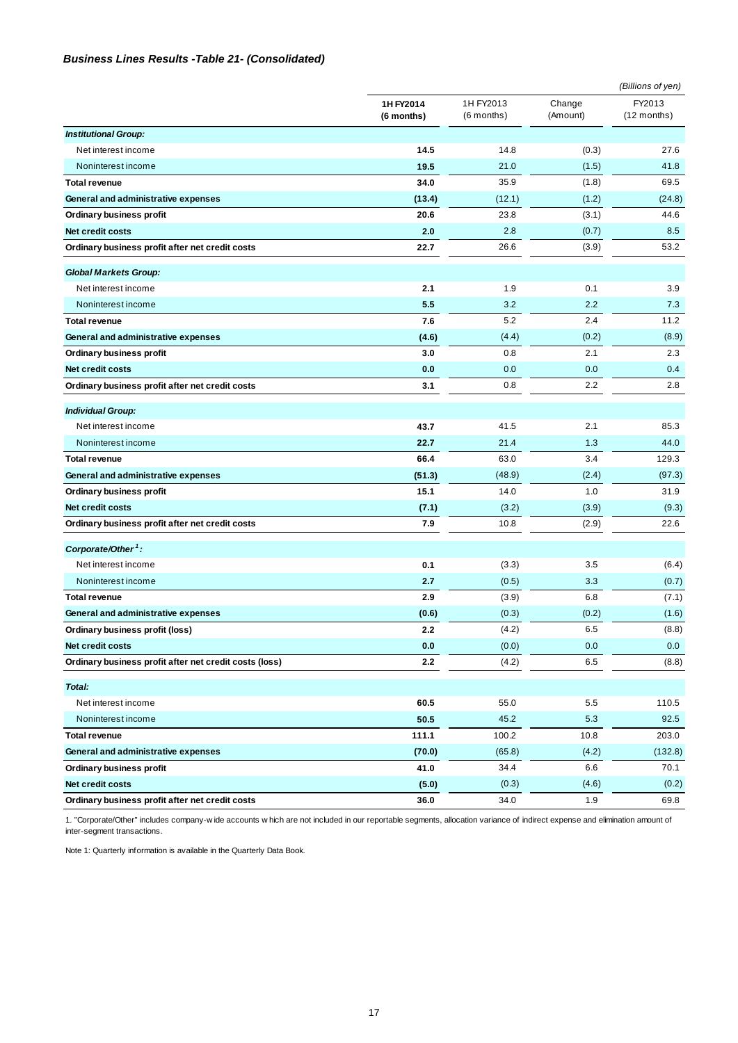***Business Lines Results -Table 21- (Consolidated)***

*(Billions of yen)*

| | 1H FY2014 (6 months) | 1H FY2013 (6 months) | Change (Amount) | FY2013 (12 months) |
|---|---|---|---|---|
| ***Institutional Group:*** | | | | |
| Net interest income | **14.5** | 14.8 | (0.3) | 27.6 |
| Noninterest income | **19.5** | 21.0 | (1.5) | 41.8 |
| **Total revenue** | **34.0** | 35.9 | (1.8) | 69.5 |
| **General and administrative expenses** | **(13.4)** | (12.1) | (1.2) | (24.8) |
| **Ordinary business profit** | **20.6** | 23.8 | (3.1) | 44.6 |
| **Net credit costs** | **2.0** | 2.8 | (0.7) | 8.5 |
| **Ordinary business profit after net credit costs** | **22.7** | 26.6 | (3.9) | 53.2 |
| ***Global Markets Group:*** | | | | |
| Net interest income | **2.1** | 1.9 | 0.1 | 3.9 |
| Noninterest income | **5.5** | 3.2 | 2.2 | 7.3 |
| **Total revenue** | **7.6** | 5.2 | 2.4 | 11.2 |
| **General and administrative expenses** | **(4.6)** | (4.4) | (0.2) | (8.9) |
| **Ordinary business profit** | **3.0** | 0.8 | 2.1 | 2.3 |
| **Net credit costs** | **0.0** | 0.0 | 0.0 | 0.4 |
| **Ordinary business profit after net credit costs** | **3.1** | 0.8 | 2.2 | 2.8 |
| ***Individual Group:*** | | | | |
| Net interest income | **43.7** | 41.5 | 2.1 | 85.3 |
| Noninterest income | **22.7** | 21.4 | 1.3 | 44.0 |
| **Total revenue** | **66.4** | 63.0 | 3.4 | 129.3 |
| **General and administrative expenses** | **(51.3)** | (48.9) | (2.4) | (97.3) |
| **Ordinary business profit** | **15.1** | 14.0 | 1.0 | 31.9 |
| **Net credit costs** | **(7.1)** | (3.2) | (3.9) | (9.3) |
| **Ordinary business profit after net credit costs** | **7.9** | 10.8 | (2.9) | 22.6 |
| ***Corporate/Other[1]:*** | | | | |
| Net interest income | **0.1** | (3.3) | 3.5 | (6.4) |
| Noninterest income | **2.7** | (0.5) | 3.3 | (0.7) |
| **Total revenue** | **2.9** | (3.9) | 6.8 | (7.1) |
| **General and administrative expenses** | **(0.6)** | (0.3) | (0.2) | (1.6) |
| **Ordinary business profit (loss)** | **2.2** | (4.2) | 6.5 | (8.8) |
| **Net credit costs** | **0.0** | (0.0) | 0.0 | 0.0 |
| **Ordinary business profit after net credit costs (loss)** | **2.2** | (4.2) | 6.5 | (8.8) |
| ***Total:*** | | | | |
| Net interest income | **60.5** | 55.0 | 5.5 | 110.5 |
| Noninterest income | **50.5** | 45.2 | 5.3 | 92.5 |
| **Total revenue** | **111.1** | 100.2 | 10.8 | 203.0 |
| **General and administrative expenses** | **(70.0)** | (65.8) | (4.2) | (132.8) |
| **Ordinary business profit** | **41.0** | 34.4 | 6.6 | 70.1 |
| **Net credit costs** | **(5.0)** | (0.3) | (4.6) | (0.2) |
| **Ordinary business profit after net credit costs** | **36.0** | 34.0 | 1.9 | 69.8 |

1. "Corporate/Other" includes company-wide accounts which are not included in our reportable segments, allocation variance of indirect expense and elimination amount of inter-segment transactions.

Note 1: Quarterly information is available in the Quarterly Data Book.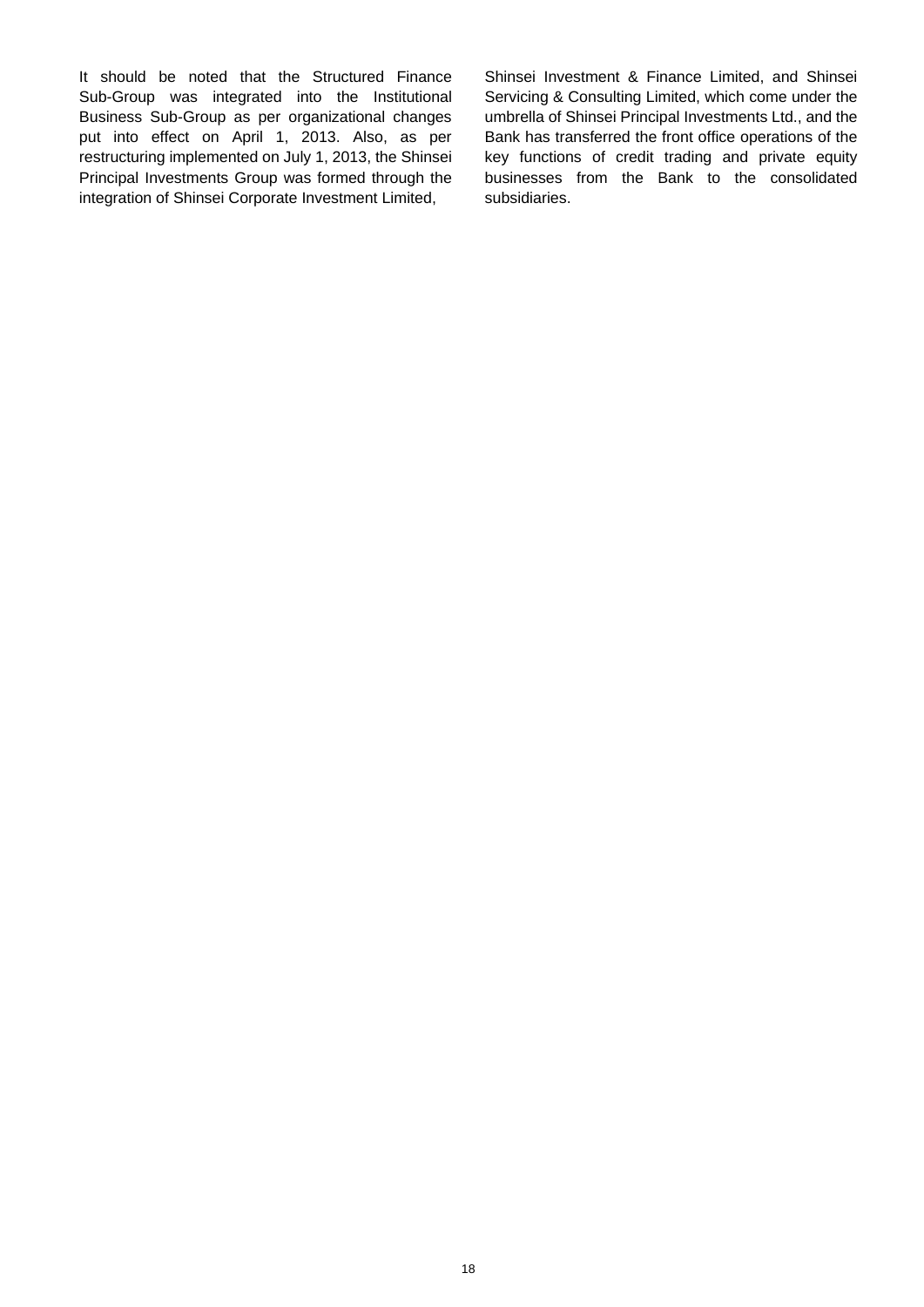It should be noted that the Structured Finance Sub-Group was integrated into the Institutional Business Sub-Group as per organizational changes put into effect on April 1, 2013. Also, as per restructuring implemented on July 1, 2013, the Shinsei Principal Investments Group was formed through the integration of Shinsei Corporate Investment Limited, Shinsei Investment & Finance Limited, and Shinsei Servicing & Consulting Limited, which come under the umbrella of Shinsei Principal Investments Ltd., and the Bank has transferred the front office operations of the key functions of credit trading and private equity businesses from the Bank to the consolidated subsidiaries.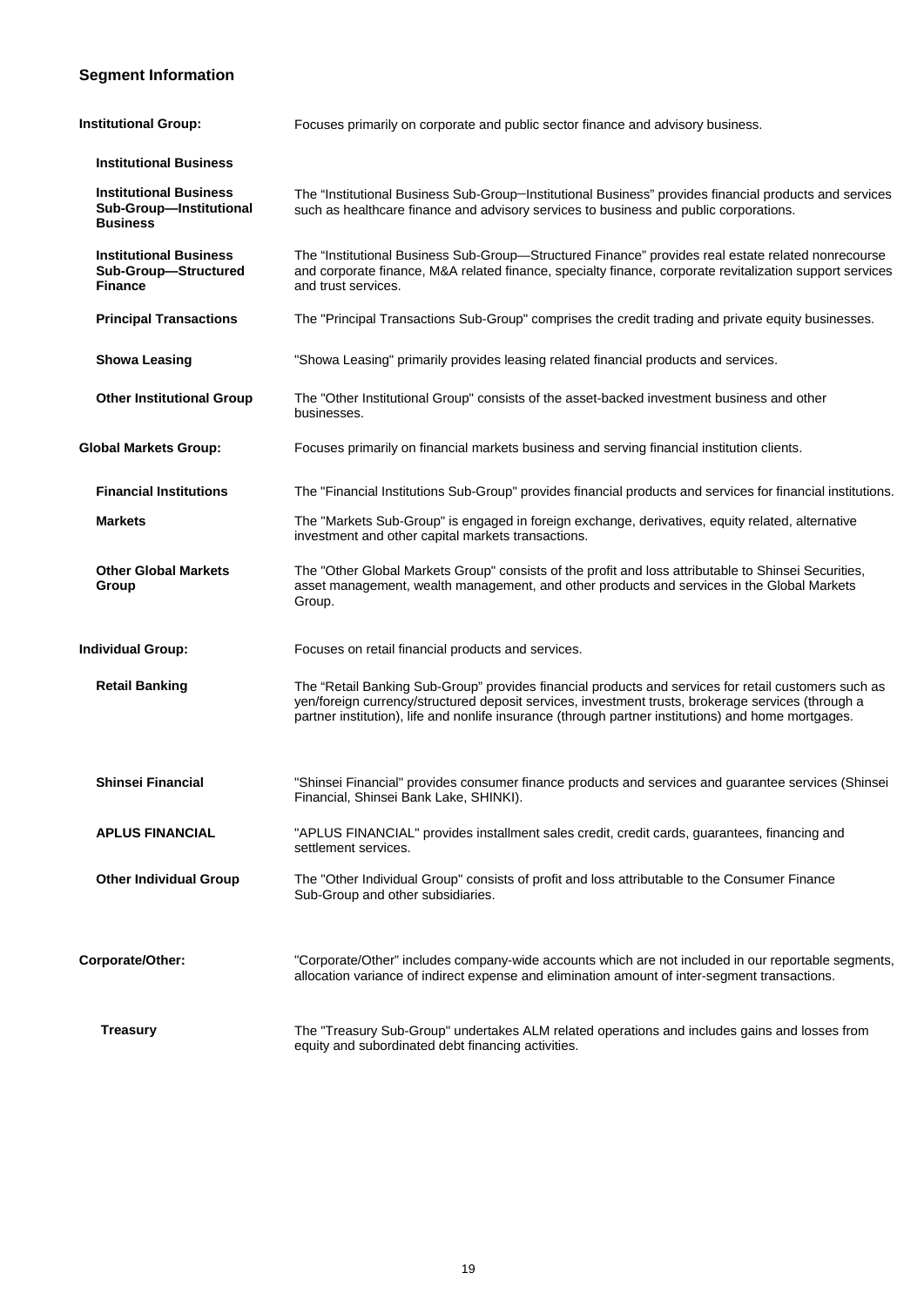## Segment Information

| | |
|---|---|
| **Institutional Group:** | Focuses primarily on corporate and public sector finance and advisory business. |
| **Institutional Business** | |
| **Institutional Business Sub-Group—Institutional Business** | The “Institutional Business Sub-Group–Institutional Business” provides financial products and services such as healthcare finance and advisory services to business and public corporations. |
| **Institutional Business Sub-Group—Structured Finance** | The “Institutional Business Sub-Group—Structured Finance” provides real estate related nonrecourse and corporate finance, M&A related finance, specialty finance, corporate revitalization support services and trust services. |
| **Principal Transactions** | The "Principal Transactions Sub-Group" comprises the credit trading and private equity businesses. |
| **Showa Leasing** | "Showa Leasing" primarily provides leasing related financial products and services. |
| **Other Institutional Group** | The "Other Institutional Group" consists of the asset-backed investment business and other businesses. |
| **Global Markets Group:** | Focuses primarily on financial markets business and serving financial institution clients. |
| **Financial Institutions** | The "Financial Institutions Sub-Group" provides financial products and services for financial institutions. |
| **Markets** | The "Markets Sub-Group" is engaged in foreign exchange, derivatives, equity related, alternative investment and other capital markets transactions. |
| **Other Global Markets Group** | The "Other Global Markets Group" consists of the profit and loss attributable to Shinsei Securities, asset management, wealth management, and other products and services in the Global Markets Group. |
| **Individual Group:** | Focuses on retail financial products and services. |
| **Retail Banking** | The “Retail Banking Sub-Group” provides financial products and services for retail customers such as yen/foreign currency/structured deposit services, investment trusts, brokerage services (through a partner institution), life and nonlife insurance (through partner institutions) and home mortgages. |
| **Shinsei Financial** | "Shinsei Financial" provides consumer finance products and services and guarantee services (Shinsei Financial, Shinsei Bank Lake, SHINKI). |
| **APLUS FINANCIAL** | "APLUS FINANCIAL" provides installment sales credit, credit cards, guarantees, financing and settlement services. |
| **Other Individual Group** | The "Other Individual Group" consists of profit and loss attributable to the Consumer Finance Sub-Group and other subsidiaries. |
| **Corporate/Other:** | "Corporate/Other" includes company-wide accounts which are not included in our reportable segments, allocation variance of indirect expense and elimination amount of inter-segment transactions. |
| **Treasury** | The "Treasury Sub-Group" undertakes ALM related operations and includes gains and losses from equity and subordinated debt financing activities. |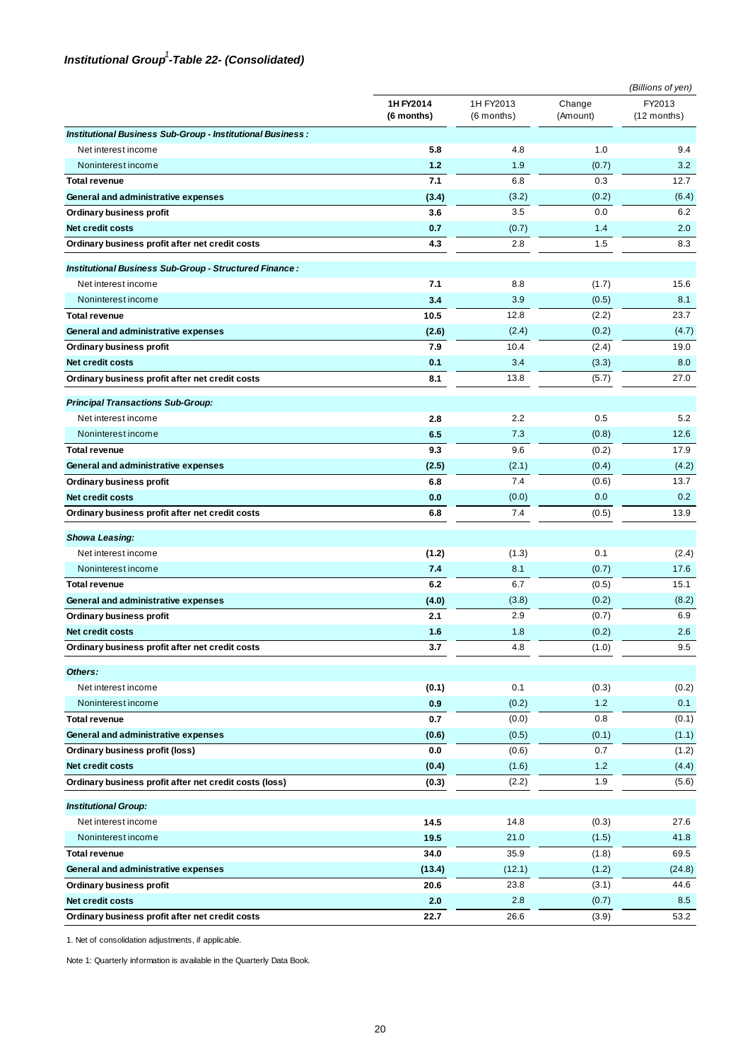### *Institutional Group[1]-Table 22- (Consolidated)*

*(Billions of yen)*

| | 1H FY2014 (6 months) | 1H FY2013 (6 months) | Change (Amount) | FY2013 (12 months) |
|---|---|---|---|---|
| ***Institutional Business Sub-Group - Institutional Business :*** | | | | |
| Net interest income | **5.8** | 4.8 | 1.0 | 9.4 |
| Noninterest income | **1.2** | 1.9 | (0.7) | 3.2 |
| **Total revenue** | **7.1** | 6.8 | 0.3 | 12.7 |
| **General and administrative expenses** | **(3.4)** | (3.2) | (0.2) | (6.4) |
| **Ordinary business profit** | **3.6** | 3.5 | 0.0 | 6.2 |
| **Net credit costs** | **0.7** | (0.7) | 1.4 | 2.0 |
| **Ordinary business profit after net credit costs** | **4.3** | 2.8 | 1.5 | 8.3 |
| ***Institutional Business Sub-Group - Structured Finance :*** | | | | |
| Net interest income | **7.1** | 8.8 | (1.7) | 15.6 |
| Noninterest income | **3.4** | 3.9 | (0.5) | 8.1 |
| **Total revenue** | **10.5** | 12.8 | (2.2) | 23.7 |
| **General and administrative expenses** | **(2.6)** | (2.4) | (0.2) | (4.7) |
| **Ordinary business profit** | **7.9** | 10.4 | (2.4) | 19.0 |
| **Net credit costs** | **0.1** | 3.4 | (3.3) | 8.0 |
| **Ordinary business profit after net credit costs** | **8.1** | 13.8 | (5.7) | 27.0 |
| ***Principal Transactions Sub-Group:*** | | | | |
| Net interest income | **2.8** | 2.2 | 0.5 | 5.2 |
| Noninterest income | **6.5** | 7.3 | (0.8) | 12.6 |
| **Total revenue** | **9.3** | 9.6 | (0.2) | 17.9 |
| **General and administrative expenses** | **(2.5)** | (2.1) | (0.4) | (4.2) |
| **Ordinary business profit** | **6.8** | 7.4 | (0.6) | 13.7 |
| **Net credit costs** | **0.0** | (0.0) | 0.0 | 0.2 |
| **Ordinary business profit after net credit costs** | **6.8** | 7.4 | (0.5) | 13.9 |
| ***Showa Leasing:*** | | | | |
| Net interest income | **(1.2)** | (1.3) | 0.1 | (2.4) |
| Noninterest income | **7.4** | 8.1 | (0.7) | 17.6 |
| **Total revenue** | **6.2** | 6.7 | (0.5) | 15.1 |
| **General and administrative expenses** | **(4.0)** | (3.8) | (0.2) | (8.2) |
| **Ordinary business profit** | **2.1** | 2.9 | (0.7) | 6.9 |
| **Net credit costs** | **1.6** | 1.8 | (0.2) | 2.6 |
| **Ordinary business profit after net credit costs** | **3.7** | 4.8 | (1.0) | 9.5 |
| ***Others:*** | | | | |
| Net interest income | **(0.1)** | 0.1 | (0.3) | (0.2) |
| Noninterest income | **0.9** | (0.2) | 1.2 | 0.1 |
| **Total revenue** | **0.7** | (0.0) | 0.8 | (0.1) |
| **General and administrative expenses** | **(0.6)** | (0.5) | (0.1) | (1.1) |
| **Ordinary business profit (loss)** | **0.0** | (0.6) | 0.7 | (1.2) |
| **Net credit costs** | **(0.4)** | (1.6) | 1.2 | (4.4) |
| **Ordinary business profit after net credit costs (loss)** | **(0.3)** | (2.2) | 1.9 | (5.6) |
| ***Institutional Group:*** | | | | |
| Net interest income | **14.5** | 14.8 | (0.3) | 27.6 |
| Noninterest income | **19.5** | 21.0 | (1.5) | 41.8 |
| **Total revenue** | **34.0** | 35.9 | (1.8) | 69.5 |
| **General and administrative expenses** | **(13.4)** | (12.1) | (1.2) | (24.8) |
| **Ordinary business profit** | **20.6** | 23.8 | (3.1) | 44.6 |
| **Net credit costs** | **2.0** | 2.8 | (0.7) | 8.5 |
| **Ordinary business profit after net credit costs** | **22.7** | 26.6 | (3.9) | 53.2 |

1. Net of consolidation adjustments, if applicable.

Note 1: Quarterly information is available in the Quarterly Data Book.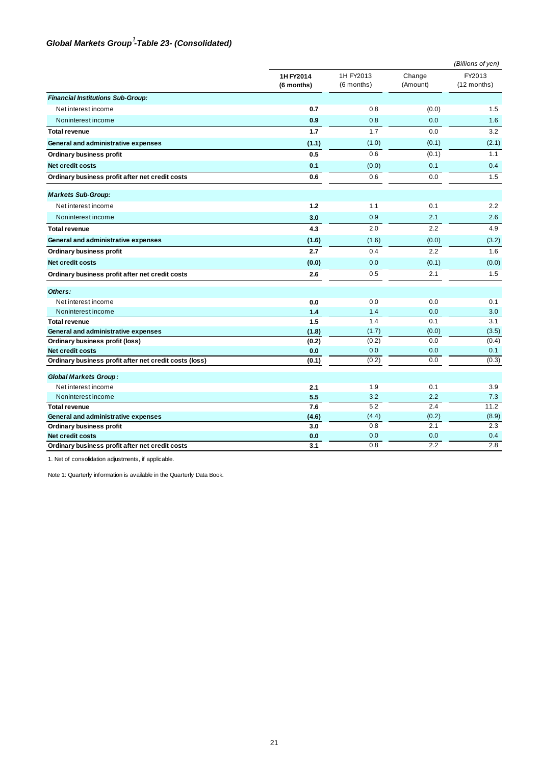### *Global Markets Group[1]-Table 23- (Consolidated)*

*(Billions of yen)*

| | 1H FY2014 (6 months) | 1H FY2013 (6 months) | Change (Amount) | FY2013 (12 months) |
|---|---|---|---|---|
| ***Financial Institutions Sub-Group:*** | | | | |
| Net interest income | **0.7** | 0.8 | (0.0) | 1.5 |
| Noninterest income | **0.9** | 0.8 | 0.0 | 1.6 |
| **Total revenue** | **1.7** | 1.7 | 0.0 | 3.2 |
| **General and administrative expenses** | **(1.1)** | (1.0) | (0.1) | (2.1) |
| **Ordinary business profit** | **0.5** | 0.6 | (0.1) | 1.1 |
| **Net credit costs** | **0.1** | (0.0) | 0.1 | 0.4 |
| **Ordinary business profit after net credit costs** | **0.6** | 0.6 | 0.0 | 1.5 |
| ***Markets Sub-Group:*** | | | | |
| Net interest income | **1.2** | 1.1 | 0.1 | 2.2 |
| Noninterest income | **3.0** | 0.9 | 2.1 | 2.6 |
| **Total revenue** | **4.3** | 2.0 | 2.2 | 4.9 |
| **General and administrative expenses** | **(1.6)** | (1.6) | (0.0) | (3.2) |
| **Ordinary business profit** | **2.7** | 0.4 | 2.2 | 1.6 |
| **Net credit costs** | **(0.0)** | 0.0 | (0.1) | (0.0) |
| **Ordinary business profit after net credit costs** | **2.6** | 0.5 | 2.1 | 1.5 |
| ***Others:*** | | | | |
| Net interest income | **0.0** | 0.0 | 0.0 | 0.1 |
| Noninterest income | **1.4** | 1.4 | 0.0 | 3.0 |
| **Total revenue** | **1.5** | 1.4 | 0.1 | 3.1 |
| **General and administrative expenses** | **(1.8)** | (1.7) | (0.0) | (3.5) |
| **Ordinary business profit (loss)** | **(0.2)** | (0.2) | 0.0 | (0.4) |
| **Net credit costs** | **0.0** | 0.0 | 0.0 | 0.1 |
| **Ordinary business profit after net credit costs (loss)** | **(0.1)** | (0.2) | 0.0 | (0.3) |
| ***Global Markets Group:*** | | | | |
| Net interest income | **2.1** | 1.9 | 0.1 | 3.9 |
| Noninterest income | **5.5** | 3.2 | 2.2 | 7.3 |
| **Total revenue** | **7.6** | 5.2 | 2.4 | 11.2 |
| **General and administrative expenses** | **(4.6)** | (4.4) | (0.2) | (8.9) |
| **Ordinary business profit** | **3.0** | 0.8 | 2.1 | 2.3 |
| **Net credit costs** | **0.0** | 0.0 | 0.0 | 0.4 |
| **Ordinary business profit after net credit costs** | **3.1** | 0.8 | 2.2 | 2.8 |

1. Net of consolidation adjustments, if applicable.

Note 1: Quarterly information is available in the Quarterly Data Book.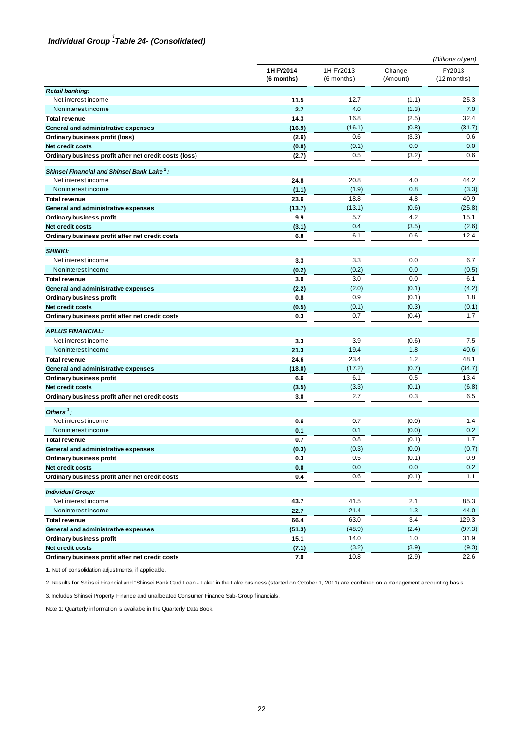### *Individual Group [1] -Table 24- (Consolidated)*

*(Billions of yen)*

| | 1H FY2014 (6 months) | 1H FY2013 (6 months) | Change (Amount) | FY2013 (12 months) |
|---|---|---|---|---|
| ***Retail banking:*** | | | | |
| Net interest income | **11.5** | 12.7 | (1.1) | 25.3 |
| Noninterest income | **2.7** | 4.0 | (1.3) | 7.0 |
| **Total revenue** | **14.3** | 16.8 | (2.5) | 32.4 |
| **General and administrative expenses** | **(16.9)** | (16.1) | (0.8) | (31.7) |
| **Ordinary business profit (loss)** | **(2.6)** | 0.6 | (3.3) | 0.6 |
| **Net credit costs** | **(0.0)** | (0.1) | 0.0 | 0.0 |
| **Ordinary business profit after net credit costs (loss)** | **(2.7)** | 0.5 | (3.2) | 0.6 |
| ***Shinsei Financial and Shinsei Bank Lake [2] :*** | | | | |
| Net interest income | **24.8** | 20.8 | 4.0 | 44.2 |
| Noninterest income | **(1.1)** | (1.9) | 0.8 | (3.3) |
| **Total revenue** | **23.6** | 18.8 | 4.8 | 40.9 |
| **General and administrative expenses** | **(13.7)** | (13.1) | (0.6) | (25.8) |
| **Ordinary business profit** | **9.9** | 5.7 | 4.2 | 15.1 |
| **Net credit costs** | **(3.1)** | 0.4 | (3.5) | (2.6) |
| **Ordinary business profit after net credit costs** | **6.8** | 6.1 | 0.6 | 12.4 |
| ***SHINKI:*** | | | | |
| Net interest income | **3.3** | 3.3 | 0.0 | 6.7 |
| Noninterest income | **(0.2)** | (0.2) | 0.0 | (0.5) |
| **Total revenue** | **3.0** | 3.0 | 0.0 | 6.1 |
| **General and administrative expenses** | **(2.2)** | (2.0) | (0.1) | (4.2) |
| **Ordinary business profit** | **0.8** | 0.9 | (0.1) | 1.8 |
| **Net credit costs** | **(0.5)** | (0.1) | (0.3) | (0.1) |
| **Ordinary business profit after net credit costs** | **0.3** | 0.7 | (0.4) | 1.7 |
| ***APLUS FINANCIAL:*** | | | | |
| Net interest income | **3.3** | 3.9 | (0.6) | 7.5 |
| Noninterest income | **21.3** | 19.4 | 1.8 | 40.6 |
| **Total revenue** | **24.6** | 23.4 | 1.2 | 48.1 |
| **General and administrative expenses** | **(18.0)** | (17.2) | (0.7) | (34.7) |
| **Ordinary business profit** | **6.6** | 6.1 | 0.5 | 13.4 |
| **Net credit costs** | **(3.5)** | (3.3) | (0.1) | (6.8) |
| **Ordinary business profit after net credit costs** | **3.0** | 2.7 | 0.3 | 6.5 |
| ***Others [3] :*** | | | | |
| Net interest income | **0.6** | 0.7 | (0.0) | 1.4 |
| Noninterest income | **0.1** | 0.1 | (0.0) | 0.2 |
| **Total revenue** | **0.7** | 0.8 | (0.1) | 1.7 |
| **General and administrative expenses** | **(0.3)** | (0.3) | (0.0) | (0.7) |
| **Ordinary business profit** | **0.3** | 0.5 | (0.1) | 0.9 |
| **Net credit costs** | **0.0** | 0.0 | 0.0 | 0.2 |
| **Ordinary business profit after net credit costs** | **0.4** | 0.6 | (0.1) | 1.1 |
| ***Individual Group:*** | | | | |
| Net interest income | **43.7** | 41.5 | 2.1 | 85.3 |
| Noninterest income | **22.7** | 21.4 | 1.3 | 44.0 |
| **Total revenue** | **66.4** | 63.0 | 3.4 | 129.3 |
| **General and administrative expenses** | **(51.3)** | (48.9) | (2.4) | (97.3) |
| **Ordinary business profit** | **15.1** | 14.0 | 1.0 | 31.9 |
| **Net credit costs** | **(7.1)** | (3.2) | (3.9) | (9.3) |
| **Ordinary business profit after net credit costs** | **7.9** | 10.8 | (2.9) | 22.6 |

1. Net of consolidation adjustments, if applicable.

2. Results for Shinsei Financial and "Shinsei Bank Card Loan - Lake" in the Lake business (started on October 1, 2011) are combined on a management accounting basis.

3. Includes Shinsei Property Finance and unallocated Consumer Finance Sub-Group financials.

Note 1: Quarterly information is available in the Quarterly Data Book.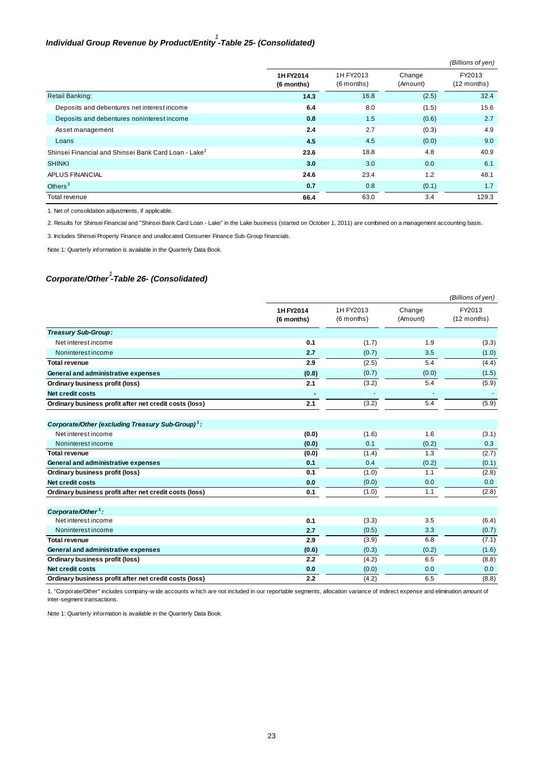## *Individual Group Revenue by Product/Entity[1] -Table 25- (Consolidated)*

*(Billions of yen)*

| | 1H FY2014 (6 months) | 1H FY2013 (6 months) | Change (Amount) | FY2013 (12 months) |
|---|---|---|---|---|
| Retail Banking: | **14.3** | 16.8 | (2.5) | 32.4 |
| Deposits and debentures net interest income | **6.4** | 8.0 | (1.5) | 15.6 |
| Deposits and debentures noninterest income | **0.8** | 1.5 | (0.6) | 2.7 |
| Asset management | **2.4** | 2.7 | (0.3) | 4.9 |
| Loans | **4.5** | 4.5 | (0.0) | 9.0 |
| Shinsei Financial and Shinsei Bank Card Loan - Lake[2] | **23.6** | 18.8 | 4.8 | 40.9 |
| SHINKI | **3.0** | 3.0 | 0.0 | 6.1 |
| APLUS FINANCIAL | **24.6** | 23.4 | 1.2 | 48.1 |
| Others[3] | **0.7** | 0.8 | (0.1) | 1.7 |
| Total revenue | **66.4** | 63.0 | 3.4 | 129.3 |

1. Net of consolidation adjustments, if applicable.

2. Results for Shinsei Financial and "Shinsei Bank Card Loan - Lake" in the Lake business (started on October 1, 2011) are combined on a management accounting basis.

3. Includes Shinsei Property Finance and unallocated Consumer Finance Sub-Group financials.

Note 1: Quarterly information is available in the Quarterly Data Book.

## *Corporate/Other[1] -Table 26- (Consolidated)*

*(Billions of yen)*

| | 1H FY2014 (6 months) | 1H FY2013 (6 months) | Change (Amount) | FY2013 (12 months) |
|---|---|---|---|---|
| ***Treasury Sub-Group:*** | | | | |
| Net interest income | **0.1** | (1.7) | 1.9 | (3.3) |
| Noninterest income | **2.7** | (0.7) | 3.5 | (1.0) |
| **Total revenue** | **2.9** | (2.5) | 5.4 | (4.4) |
| **General and administrative expenses** | **(0.8)** | (0.7) | (0.0) | (1.5) |
| **Ordinary business profit (loss)** | **2.1** | (3.2) | 5.4 | (5.9) |
| **Net credit costs** | **-** | - | - | - |
| **Ordinary business profit after net credit costs (loss)** | **2.1** | (3.2) | 5.4 | (5.9) |
| ***Corporate/Other (excluding Treasury Sub-Group)[1]:*** | | | | |
| Net interest income | **(0.0)** | (1.6) | 1.6 | (3.1) |
| Noninterest income | **(0.0)** | 0.1 | (0.2) | 0.3 |
| **Total revenue** | **(0.0)** | (1.4) | 1.3 | (2.7) |
| **General and administrative expenses** | **0.1** | 0.4 | (0.2) | (0.1) |
| **Ordinary business profit (loss)** | **0.1** | (1.0) | 1.1 | (2.8) |
| **Net credit costs** | **0.0** | (0.0) | 0.0 | 0.0 |
| **Ordinary business profit after net credit costs (loss)** | **0.1** | (1.0) | 1.1 | (2.8) |
| ***Corporate/Other[1]:*** | | | | |
| Net interest income | **0.1** | (3.3) | 3.5 | (6.4) |
| Noninterest income | **2.7** | (0.5) | 3.3 | (0.7) |
| **Total revenue** | **2.9** | (3.9) | 6.8 | (7.1) |
| **General and administrative expenses** | **(0.6)** | (0.3) | (0.2) | (1.6) |
| **Ordinary business profit (loss)** | **2.2** | (4.2) | 6.5 | (8.8) |
| **Net credit costs** | **0.0** | (0.0) | 0.0 | 0.0 |
| **Ordinary business profit after net credit costs (loss)** | **2.2** | (4.2) | 6.5 | (8.8) |

1. "Corporate/Other" includes company-wide accounts which are not included in our reportable segments, allocation variance of indirect expense and elimination amount of inter-segment transactions.

Note 1: Quarterly information is available in the Quarterly Data Book.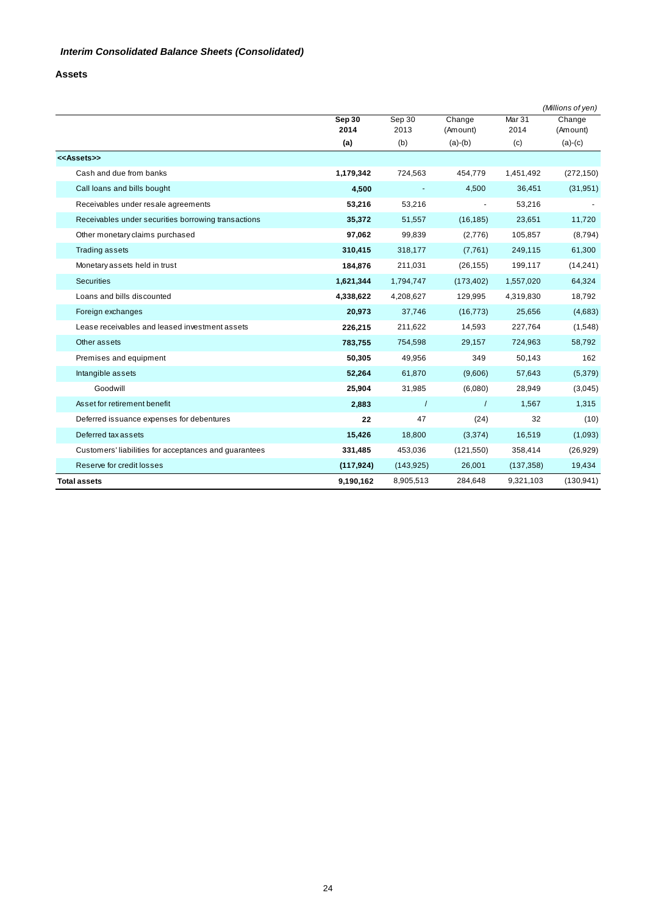### *Interim Consolidated Balance Sheets (Consolidated)*

**Assets**

*(Millions of yen)*

| | **Sep 30 2014 (a)** | Sep 30 2013 (b) | Change (Amount) (a)-(b) | Mar 31 2014 (c) | Change (Amount) (a)-(c) |
|---|---|---|---|---|---|
| **<<Assets>>** | | | | | |
| Cash and due from banks | **1,179,342** | 724,563 | 454,779 | 1,451,492 | (272,150) |
| Call loans and bills bought | **4,500** | - | 4,500 | 36,451 | (31,951) |
| Receivables under resale agreements | **53,216** | 53,216 | - | 53,216 | - |
| Receivables under securities borrowing transactions | **35,372** | 51,557 | (16,185) | 23,651 | 11,720 |
| Other monetary claims purchased | **97,062** | 99,839 | (2,776) | 105,857 | (8,794) |
| Trading assets | **310,415** | 318,177 | (7,761) | 249,115 | 61,300 |
| Monetary assets held in trust | **184,876** | 211,031 | (26,155) | 199,117 | (14,241) |
| Securities | **1,621,344** | 1,794,747 | (173,402) | 1,557,020 | 64,324 |
| Loans and bills discounted | **4,338,622** | 4,208,627 | 129,995 | 4,319,830 | 18,792 |
| Foreign exchanges | **20,973** | 37,746 | (16,773) | 25,656 | (4,683) |
| Lease receivables and leased investment assets | **226,215** | 211,622 | 14,593 | 227,764 | (1,548) |
| Other assets | **783,755** | 754,598 | 29,157 | 724,963 | 58,792 |
| Premises and equipment | **50,305** | 49,956 | 349 | 50,143 | 162 |
| Intangible assets | **52,264** | 61,870 | (9,606) | 57,643 | (5,379) |
| Goodwill | **25,904** | 31,985 | (6,080) | 28,949 | (3,045) |
| Asset for retirement benefit | **2,883** | / | / | 1,567 | 1,315 |
| Deferred issuance expenses for debentures | **22** | 47 | (24) | 32 | (10) |
| Deferred tax assets | **15,426** | 18,800 | (3,374) | 16,519 | (1,093) |
| Customers' liabilities for acceptances and guarantees | **331,485** | 453,036 | (121,550) | 358,414 | (26,929) |
| Reserve for credit losses | **(117,924)** | (143,925) | 26,001 | (137,358) | 19,434 |
| **Total assets** | **9,190,162** | 8,905,513 | 284,648 | 9,321,103 | (130,941) |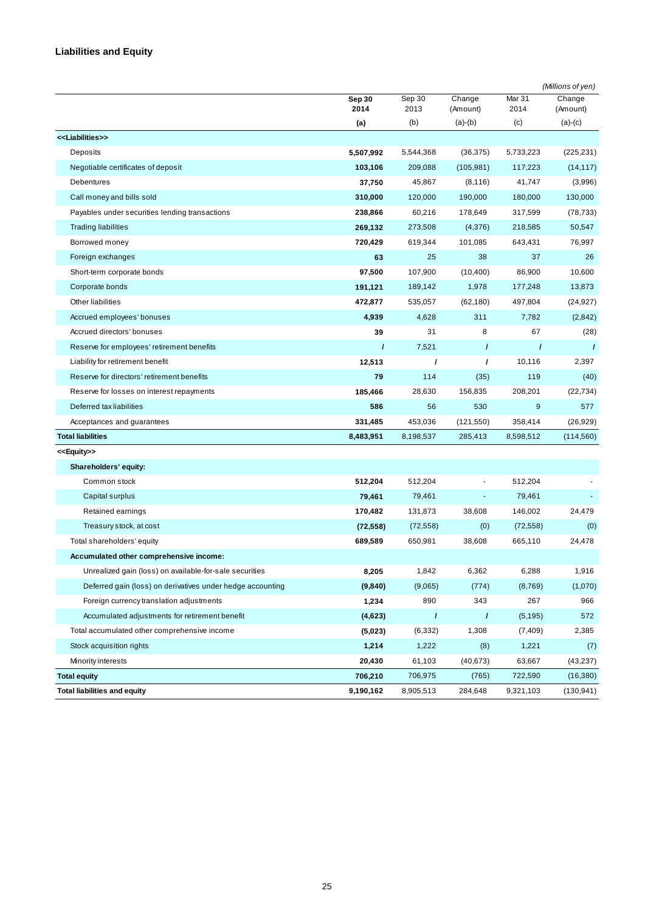## Liabilities and Equity

*(Millions of yen)*

| | Sep 30 2014 (a) | Sep 30 2013 (b) | Change (Amount) (a)-(b) | Mar 31 2014 (c) | Change (Amount) (a)-(c) |
|---|---|---|---|---|---|
| **<<Liabilities>>** | | | | | |
| Deposits | **5,507,992** | 5,544,368 | (36,375) | 5,733,223 | (225,231) |
| Negotiable certificates of deposit | **103,106** | 209,088 | (105,981) | 117,223 | (14,117) |
| Debentures | **37,750** | 45,867 | (8,116) | 41,747 | (3,996) |
| Call money and bills sold | **310,000** | 120,000 | 190,000 | 180,000 | 130,000 |
| Payables under securities lending transactions | **238,866** | 60,216 | 178,649 | 317,599 | (78,733) |
| Trading liabilities | **269,132** | 273,508 | (4,376) | 218,585 | 50,547 |
| Borrowed money | **720,429** | 619,344 | 101,085 | 643,431 | 76,997 |
| Foreign exchanges | **63** | 25 | 38 | 37 | 26 |
| Short-term corporate bonds | **97,500** | 107,900 | (10,400) | 86,900 | 10,600 |
| Corporate bonds | **191,121** | 189,142 | 1,978 | 177,248 | 13,873 |
| Other liabilities | **472,877** | 535,057 | (62,180) | 497,804 | (24,927) |
| Accrued employees' bonuses | **4,939** | 4,628 | 311 | 7,782 | (2,842) |
| Accrued directors' bonuses | **39** | 31 | 8 | 67 | (28) |
| Reserve for employees' retirement benefits | **/** | 7,521 | / | / | / |
| Liability for retirement benefit | **12,513** | / | / | 10,116 | 2,397 |
| Reserve for directors' retirement benefits | **79** | 114 | (35) | 119 | (40) |
| Reserve for losses on interest repayments | **185,466** | 28,630 | 156,835 | 208,201 | (22,734) |
| Deferred tax liabilities | **586** | 56 | 530 | 9 | 577 |
| Acceptances and guarantees | **331,485** | 453,036 | (121,550) | 358,414 | (26,929) |
| **Total liabilities** | **8,483,951** | 8,198,537 | 285,413 | 8,598,512 | (114,560) |
| **<<Equity>>** | | | | | |
| **Shareholders' equity:** | | | | | |
| Common stock | **512,204** | 512,204 | - | 512,204 | - |
| Capital surplus | **79,461** | 79,461 | - | 79,461 | - |
| Retained earnings | **170,482** | 131,873 | 38,608 | 146,002 | 24,479 |
| Treasury stock, at cost | **(72,558)** | (72,558) | (0) | (72,558) | (0) |
| Total shareholders' equity | **689,589** | 650,981 | 38,608 | 665,110 | 24,478 |
| **Accumulated other comprehensive income:** | | | | | |
| Unrealized gain (loss) on available-for-sale securities | **8,205** | 1,842 | 6,362 | 6,288 | 1,916 |
| Deferred gain (loss) on derivatives under hedge accounting | **(9,840)** | (9,065) | (774) | (8,769) | (1,070) |
| Foreign currency translation adjustments | **1,234** | 890 | 343 | 267 | 966 |
| Accumulated adjustments for retirement benefit | **(4,623)** | / | / | (5,195) | 572 |
| Total accumulated other comprehensive income | **(5,023)** | (6,332) | 1,308 | (7,409) | 2,385 |
| Stock acquisition rights | **1,214** | 1,222 | (8) | 1,221 | (7) |
| Minority interests | **20,430** | 61,103 | (40,673) | 63,667 | (43,237) |
| **Total equity** | **706,210** | 706,975 | (765) | 722,590 | (16,380) |
| **Total liabilities and equity** | **9,190,162** | 8,905,513 | 284,648 | 9,321,103 | (130,941) |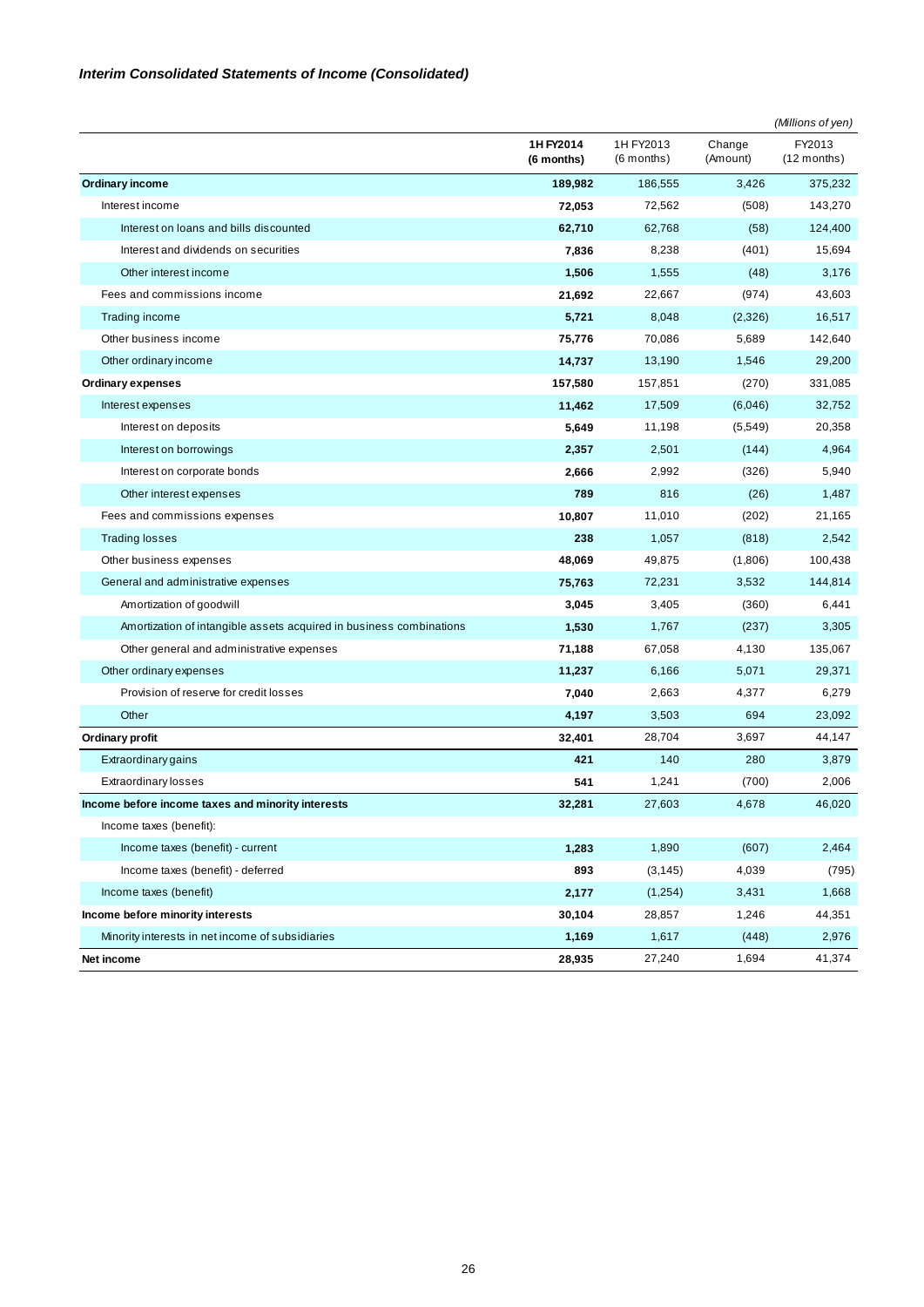### *Interim Consolidated Statements of Income (Consolidated)*

*(Millions of yen)*

| | 1H FY2014 (6 months) | 1H FY2013 (6 months) | Change (Amount) | FY2013 (12 months) |
|---|---|---|---|---|
| **Ordinary income** | **189,982** | 186,555 | 3,426 | 375,232 |
| Interest income | **72,053** | 72,562 | (508) | 143,270 |
| Interest on loans and bills discounted | **62,710** | 62,768 | (58) | 124,400 |
| Interest and dividends on securities | **7,836** | 8,238 | (401) | 15,694 |
| Other interest income | **1,506** | 1,555 | (48) | 3,176 |
| Fees and commissions income | **21,692** | 22,667 | (974) | 43,603 |
| Trading income | **5,721** | 8,048 | (2,326) | 16,517 |
| Other business income | **75,776** | 70,086 | 5,689 | 142,640 |
| Other ordinary income | **14,737** | 13,190 | 1,546 | 29,200 |
| **Ordinary expenses** | **157,580** | 157,851 | (270) | 331,085 |
| Interest expenses | **11,462** | 17,509 | (6,046) | 32,752 |
| Interest on deposits | **5,649** | 11,198 | (5,549) | 20,358 |
| Interest on borrowings | **2,357** | 2,501 | (144) | 4,964 |
| Interest on corporate bonds | **2,666** | 2,992 | (326) | 5,940 |
| Other interest expenses | **789** | 816 | (26) | 1,487 |
| Fees and commissions expenses | **10,807** | 11,010 | (202) | 21,165 |
| Trading losses | **238** | 1,057 | (818) | 2,542 |
| Other business expenses | **48,069** | 49,875 | (1,806) | 100,438 |
| General and administrative expenses | **75,763** | 72,231 | 3,532 | 144,814 |
| Amortization of goodwill | **3,045** | 3,405 | (360) | 6,441 |
| Amortization of intangible assets acquired in business combinations | **1,530** | 1,767 | (237) | 3,305 |
| Other general and administrative expenses | **71,188** | 67,058 | 4,130 | 135,067 |
| Other ordinary expenses | **11,237** | 6,166 | 5,071 | 29,371 |
| Provision of reserve for credit losses | **7,040** | 2,663 | 4,377 | 6,279 |
| Other | **4,197** | 3,503 | 694 | 23,092 |
| **Ordinary profit** | **32,401** | 28,704 | 3,697 | 44,147 |
| Extraordinary gains | **421** | 140 | 280 | 3,879 |
| Extraordinary losses | **541** | 1,241 | (700) | 2,006 |
| **Income before income taxes and minority interests** | **32,281** | 27,603 | 4,678 | 46,020 |
| Income taxes (benefit): | | | | |
| Income taxes (benefit) - current | **1,283** | 1,890 | (607) | 2,464 |
| Income taxes (benefit) - deferred | **893** | (3,145) | 4,039 | (795) |
| Income taxes (benefit) | **2,177** | (1,254) | 3,431 | 1,668 |
| **Income before minority interests** | **30,104** | 28,857 | 1,246 | 44,351 |
| Minority interests in net income of subsidiaries | **1,169** | 1,617 | (448) | 2,976 |
| **Net income** | **28,935** | 27,240 | 1,694 | 41,374 |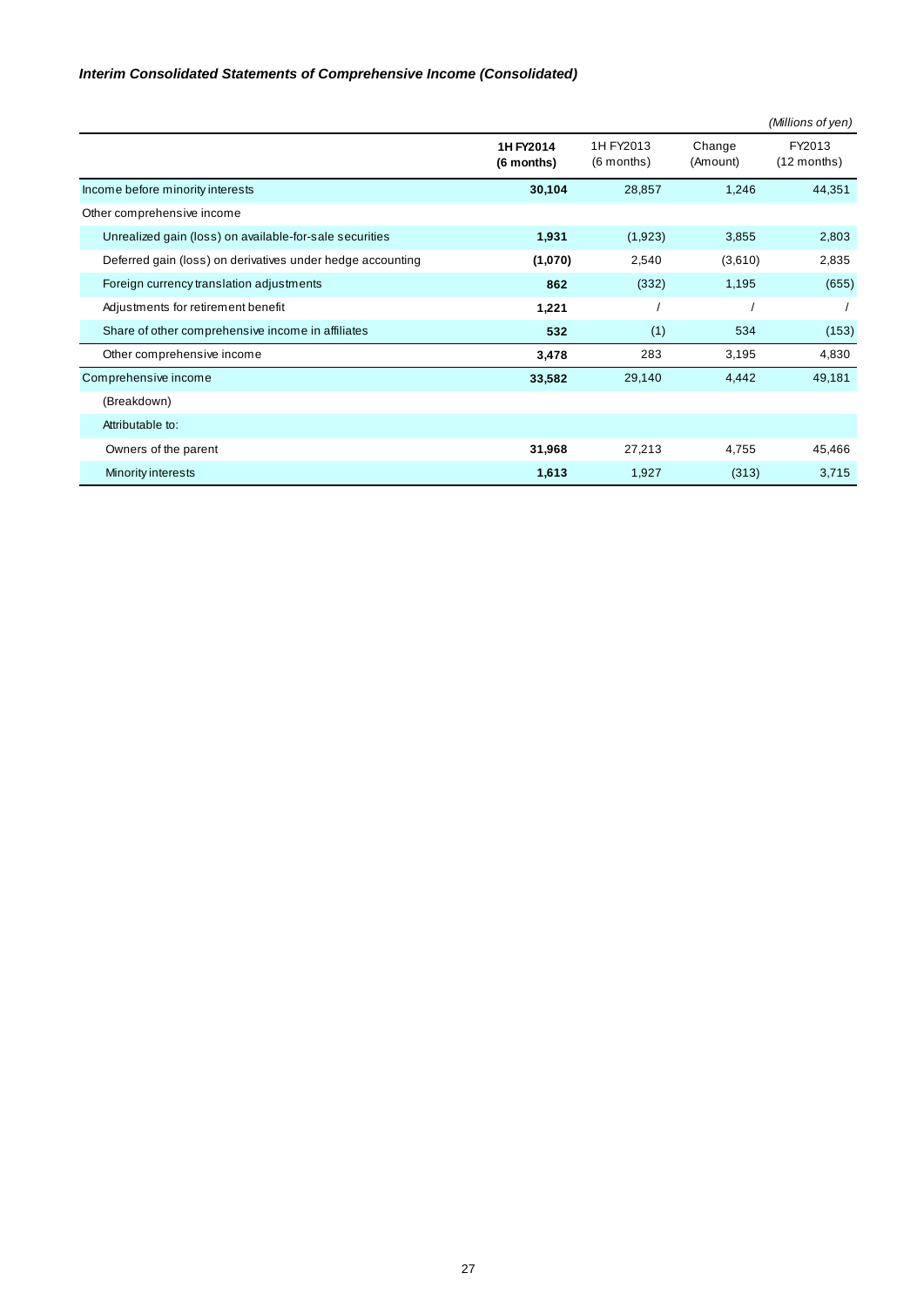***Interim Consolidated Statements of Comprehensive Income (Consolidated)***

*(Millions of yen)*

| | **1H FY2014 (6 months)** | 1H FY2013 (6 months) | Change (Amount) | FY2013 (12 months) |
|---|---|---|---|---|
| Income before minority interests | **30,104** | 28,857 | 1,246 | 44,351 |
| Other comprehensive income | | | | |
| Unrealized gain (loss) on available-for-sale securities | **1,931** | (1,923) | 3,855 | 2,803 |
| Deferred gain (loss) on derivatives under hedge accounting | **(1,070)** | 2,540 | (3,610) | 2,835 |
| Foreign currency translation adjustments | **862** | (332) | 1,195 | (655) |
| Adjustments for retirement benefit | **1,221** | / | / | / |
| Share of other comprehensive income in affiliates | **532** | (1) | 534 | (153) |
| Other comprehensive income | **3,478** | 283 | 3,195 | 4,830 |
| Comprehensive income | **33,582** | 29,140 | 4,442 | 49,181 |
| (Breakdown) | | | | |
| Attributable to: | | | | |
| Owners of the parent | **31,968** | 27,213 | 4,755 | 45,466 |
| Minority interests | **1,613** | 1,927 | (313) | 3,715 |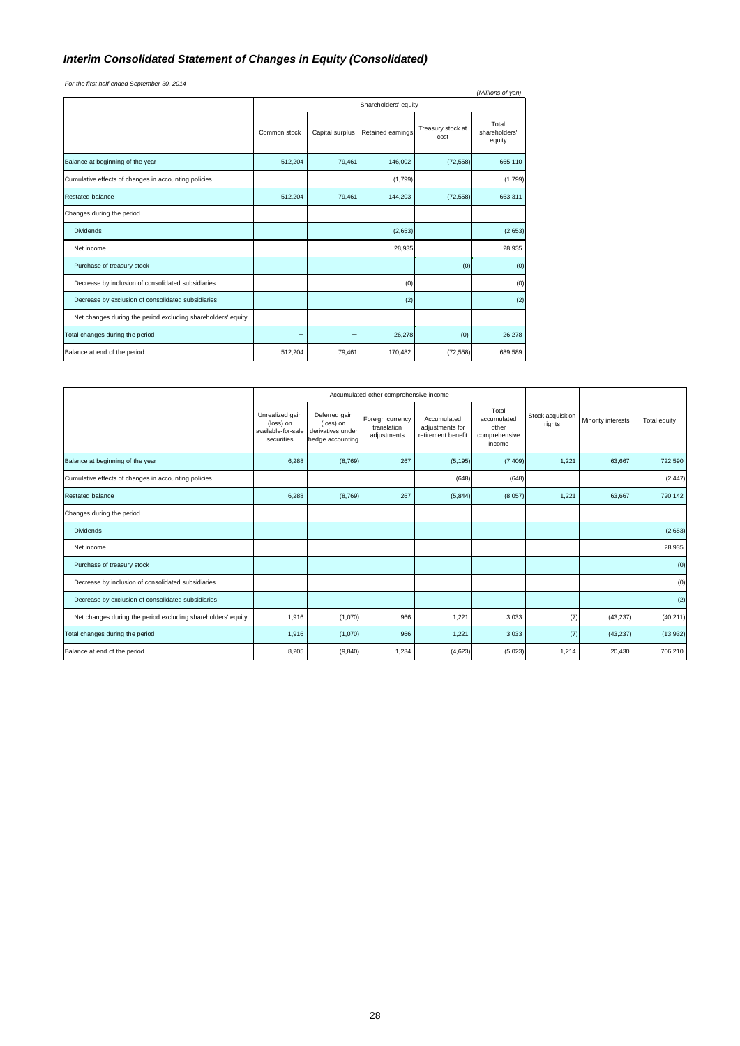## *Interim Consolidated Statement of Changes in Equity (Consolidated)*

*For the first half ended September 30, 2014*

*(Millions of yen)*

| | Shareholders' equity | | | | |
|---|---|---|---|---|---|
| | Common stock | Capital surplus | Retained earnings | Treasury stock at cost | Total shareholders' equity |
| Balance at beginning of the year | 512,204 | 79,461 | 146,002 | (72,558) | 665,110 |
| Cumulative effects of changes in accounting policies | | | (1,799) | | (1,799) |
| Restated balance | 512,204 | 79,461 | 144,203 | (72,558) | 663,311 |
| Changes during the period | | | | | |
| Dividends | | | (2,653) | | (2,653) |
| Net income | | | 28,935 | | 28,935 |
| Purchase of treasury stock | | | | (0) | (0) |
| Decrease by inclusion of consolidated subsidiaries | | | (0) | | (0) |
| Decrease by exclusion of consolidated subsidiaries | | | (2) | | (2) |
| Net changes during the period excluding shareholders' equity | | | | | |
| Total changes during the period | － | － | 26,278 | (0) | 26,278 |
| Balance at end of the period | 512,204 | 79,461 | 170,482 | (72,558) | 689,589 |

| | Accumulated other comprehensive income | | | | | | | |
|---|---|---|---|---|---|---|---|---|
| | Unrealized gain (loss) on available-for-sale securities | Deferred gain (loss) on derivatives under hedge accounting | Foreign currency translation adjustments | Accumulated adjustments for retirement benefit | Total accumulated other comprehensive income | Stock acquisition rights | Minority interests | Total equity |
| Balance at beginning of the year | 6,288 | (8,769) | 267 | (5,195) | (7,409) | 1,221 | 63,667 | 722,590 |
| Cumulative effects of changes in accounting policies | | | | (648) | (648) | | | (2,447) |
| Restated balance | 6,288 | (8,769) | 267 | (5,844) | (8,057) | 1,221 | 63,667 | 720,142 |
| Changes during the period | | | | | | | | |
| Dividends | | | | | | | | (2,653) |
| Net income | | | | | | | | 28,935 |
| Purchase of treasury stock | | | | | | | | (0) |
| Decrease by inclusion of consolidated subsidiaries | | | | | | | | (0) |
| Decrease by exclusion of consolidated subsidiaries | | | | | | | | (2) |
| Net changes during the period excluding shareholders' equity | 1,916 | (1,070) | 966 | 1,221 | 3,033 | (7) | (43,237) | (40,211) |
| Total changes during the period | 1,916 | (1,070) | 966 | 1,221 | 3,033 | (7) | (43,237) | (13,932) |
| Balance at end of the period | 8,205 | (9,840) | 1,234 | (4,623) | (5,023) | 1,214 | 20,430 | 706,210 |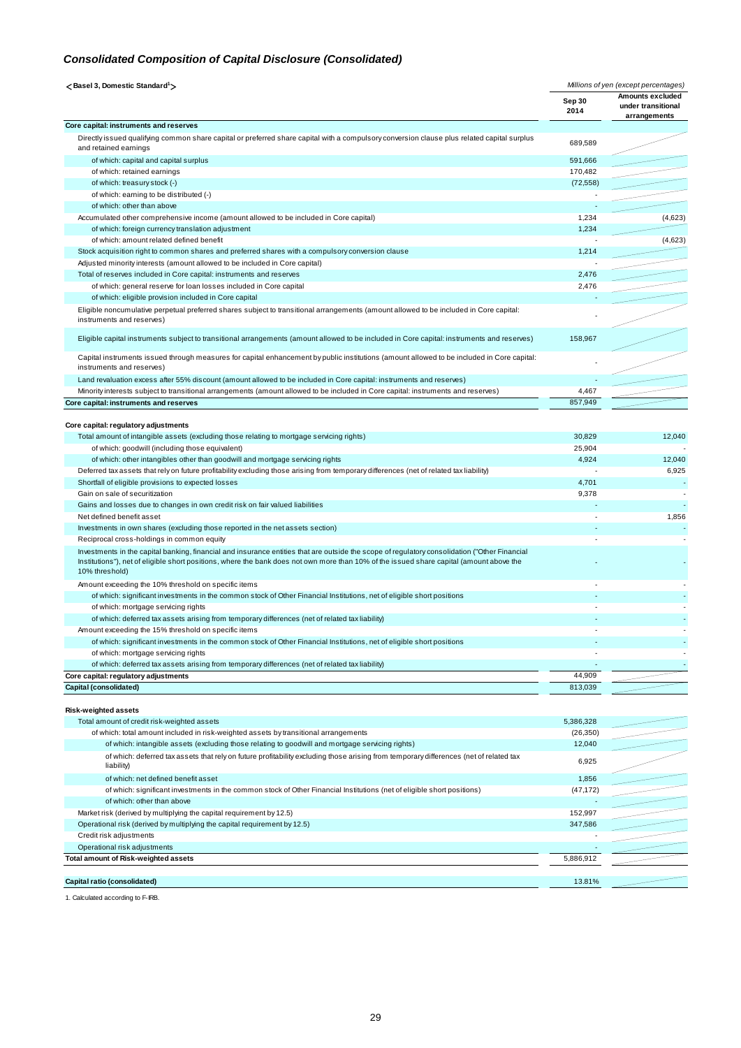## *Consolidated Composition of Capital Disclosure (Consolidated)*

**<Basel 3, Domestic Standard[1]>**

*Millions of yen (except percentages)*

| | Sep 30 2014 | Amounts excluded under transitional arrangements |
|---|---|---|
| **Core capital: instruments and reserves** | | |
| Directly issued qualifying common share capital or preferred share capital with a compulsory conversion clause plus related capital surplus and retained earnings | 689,589 | |
| of which: capital and capital surplus | 591,666 | |
| of which: retained earnings | 170,482 | |
| of which: treasury stock (-) | (72,558) | |
| of which: earning to be distributed (-) | - | |
| of which: other than above | - | |
| Accumulated other comprehensive income (amount allowed to be included in Core capital) | 1,234 | (4,623) |
| of which: foreign currency translation adjustment | 1,234 | |
| of which: amount related defined benefit | - | (4,623) |
| Stock acquisition right to common shares and preferred shares with a compulsory conversion clause | 1,214 | |
| Adjusted minority interests (amount allowed to be included in Core capital) | - | |
| Total of reserves included in Core capital: instruments and reserves | 2,476 | |
| of which: general reserve for loan losses included in Core capital | 2,476 | |
| of which: eligible provision included in Core capital | - | |
| Eligible noncumulative perpetual preferred shares subject to transitional arrangements (amount allowed to be included in Core capital: instruments and reserves) | - | |
| Eligible capital instruments subject to transitional arrangements (amount allowed to be included in Core capital: instruments and reserves) | 158,967 | |
| Capital instruments issued through measures for capital enhancement by public institutions (amount allowed to be included in Core capital: instruments and reserves) | - | |
| Land revaluation excess after 55% discount (amount allowed to be included in Core capital: instruments and reserves) | - | |
| Minority interests subject to transitional arrangements (amount allowed to be included in Core capital: instruments and reserves) | 4,467 | |
| **Core capital: instruments and reserves** | 857,949 | |
| | | |
| **Core capital: regulatory adjustments** | | |
| Total amount of intangible assets (excluding those relating to mortgage servicing rights) | 30,829 | 12,040 |
| of which: goodwill (including those equivalent) | 25,904 | - |
| of which: other intangibles other than goodwill and mortgage servicing rights | 4,924 | 12,040 |
| Deferred tax assets that rely on future profitability excluding those arising from temporary differences (net of related tax liability) | - | 6,925 |
| Shortfall of eligible provisions to expected losses | 4,701 | - |
| Gain on sale of securitization | 9,378 | - |
| Gains and losses due to changes in own credit risk on fair valued liabilities | - | - |
| Net defined benefit asset | - | 1,856 |
| Investments in own shares (excluding those reported in the net assets section) | - | - |
| Reciprocal cross-holdings in common equity | - | - |
| Investments in the capital banking, financial and insurance entities that are outside the scope of regulatory consolidation ("Other Financial Institutions"), net of eligible short positions, where the bank does not own more than 10% of the issued share capital (amount above the 10% threshold) | - | - |
| Amount exceeding the 10% threshold on specific items | - | - |
| of which: significant investments in the common stock of Other Financial Institutions, net of eligible short positions | - | - |
| of which: mortgage servicing rights | - | - |
| of which: deferred tax assets arising from temporary differences (net of related tax liability) | - | - |
| Amount exceeding the 15% threshold on specific items | - | - |
| of which: significant investments in the common stock of Other Financial Institutions, net of eligible short positions | - | - |
| of which: mortgage servicing rights | - | - |
| of which: deferred tax assets arising from temporary differences (net of related tax liability) | - | - |
| **Core capital: regulatory adjustments** | 44,909 | |
| **Capital (consolidated)** | 813,039 | |
| | | |
| **Risk-weighted assets** | | |
| Total amount of credit risk-weighted assets | 5,386,328 | |
| of which: total amount included in risk-weighted assets by transitional arrangements | (26,350) | |
| of which: intangible assets (excluding those relating to goodwill and mortgage servicing rights) | 12,040 | |
| of which: deferred tax assets that rely on future profitability excluding those arising from temporary differences (net of related tax liability) | 6,925 | |
| of which: net defined benefit asset | 1,856 | |
| of which: significant investments in the common stock of Other Financial Institutions (net of eligible short positions) | (47,172) | |
| of which: other than above | - | |
| Market risk (derived by multiplying the capital requirement by 12.5) | 152,997 | |
| Operational risk (derived by multiplying the capital requirement by 12.5) | 347,586 | |
| Credit risk adjustments | - | |
| Operational risk adjustments | - | |
| **Total amount of Risk-weighted assets** | 5,886,912 | |
| | | |
| **Capital ratio (consolidated)** | 13.81% | |

1. Calculated according to F-IRB.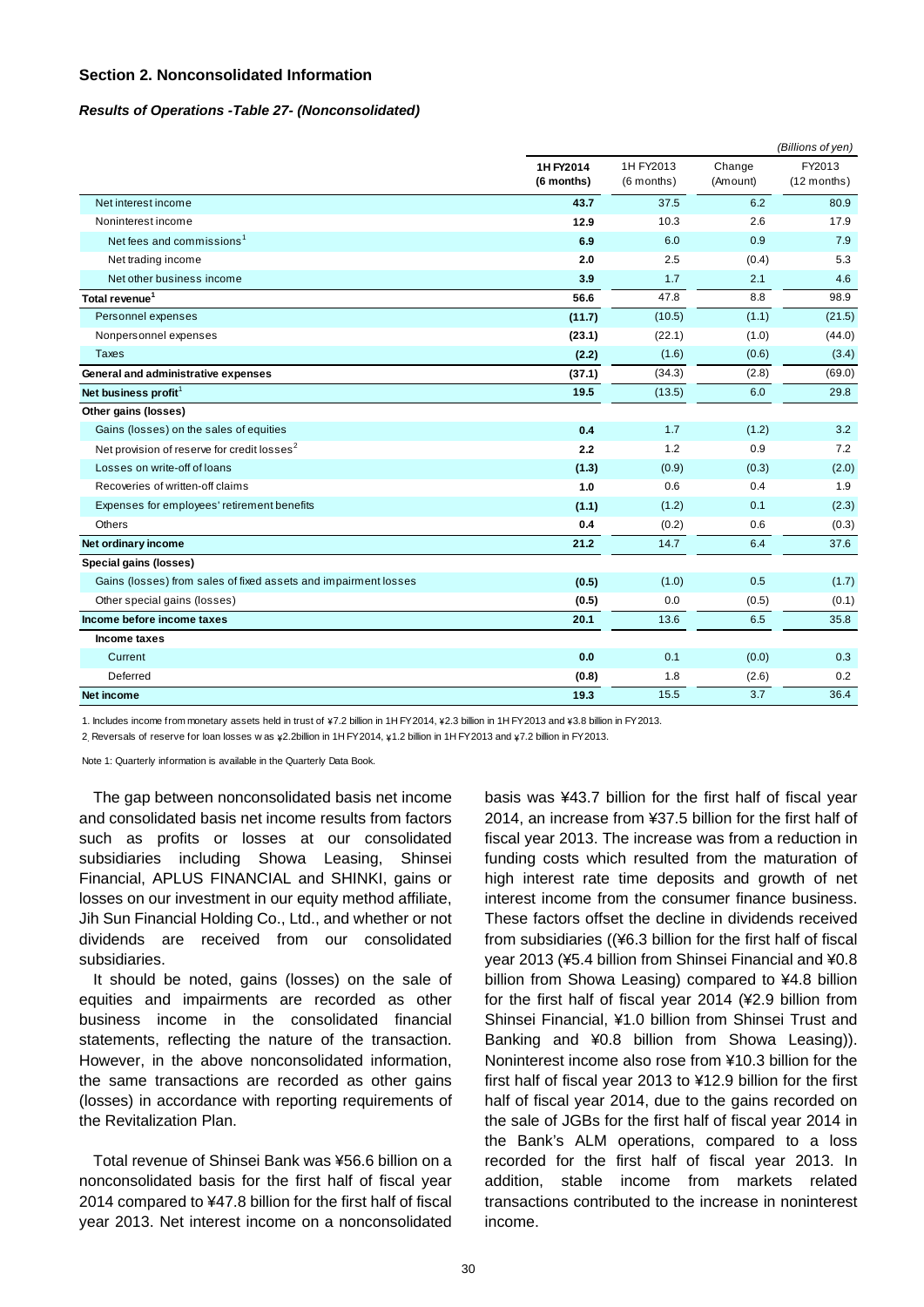## Section 2. Nonconsolidated Information

### *Results of Operations -Table 27- (Nonconsolidated)*

*(Billions of yen)*

| | **1H FY2014 (6 months)** | 1H FY2013 (6 months) | Change (Amount) | FY2013 (12 months) |
|---|---|---|---|---|
| Net interest income | **43.7** | 37.5 | 6.2 | 80.9 |
| Noninterest income | **12.9** | 10.3 | 2.6 | 17.9 |
| Net fees and commissions[1] | **6.9** | 6.0 | 0.9 | 7.9 |
| Net trading income | **2.0** | 2.5 | (0.4) | 5.3 |
| Net other business income | **3.9** | 1.7 | 2.1 | 4.6 |
| **Total revenue[1]** | **56.6** | 47.8 | 8.8 | 98.9 |
| Personnel expenses | **(11.7)** | (10.5) | (1.1) | (21.5) |
| Nonpersonnel expenses | **(23.1)** | (22.1) | (1.0) | (44.0) |
| Taxes | **(2.2)** | (1.6) | (0.6) | (3.4) |
| **General and administrative expenses** | **(37.1)** | (34.3) | (2.8) | (69.0) |
| **Net business profit[1]** | **19.5** | (13.5) | 6.0 | 29.8 |
| **Other gains (losses)** | | | | |
| Gains (losses) on the sales of equities | **0.4** | 1.7 | (1.2) | 3.2 |
| Net provision of reserve for credit losses[2] | **2.2** | 1.2 | 0.9 | 7.2 |
| Losses on write-off of loans | **(1.3)** | (0.9) | (0.3) | (2.0) |
| Recoveries of written-off claims | **1.0** | 0.6 | 0.4 | 1.9 |
| Expenses for employees' retirement benefits | **(1.1)** | (1.2) | 0.1 | (2.3) |
| Others | **0.4** | (0.2) | 0.6 | (0.3) |
| **Net ordinary income** | **21.2** | 14.7 | 6.4 | 37.6 |
| **Special gains (losses)** | | | | |
| Gains (losses) from sales of fixed assets and impairment losses | **(0.5)** | (1.0) | 0.5 | (1.7) |
| Other special gains (losses) | **(0.5)** | 0.0 | (0.5) | (0.1) |
| **Income before income taxes** | **20.1** | 13.6 | 6.5 | 35.8 |
| **Income taxes** | | | | |
| Current | **0.0** | 0.1 | (0.0) | 0.3 |
| Deferred | **(0.8)** | 1.8 | (2.6) | 0.2 |
| **Net income** | **19.3** | 15.5 | 3.7 | 36.4 |

1. Includes income from monetary assets held in trust of ¥7.2 billion in 1H FY2014, ¥2.3 billion in 1H FY2013 and ¥3.8 billion in FY2013.

2. Reversals of reserve for loan losses was ¥2.2billion in 1H FY2014, ¥1.2 billion in 1H FY2013 and ¥7.2 billion in FY2013.

Note 1: Quarterly information is available in the Quarterly Data Book.

The gap between nonconsolidated basis net income and consolidated basis net income results from factors such as profits or losses at our consolidated subsidiaries including Showa Leasing, Shinsei Financial, APLUS FINANCIAL and SHINKI, gains or losses on our investment in our equity method affiliate, Jih Sun Financial Holding Co., Ltd., and whether or not dividends are received from our consolidated subsidiaries.

It should be noted, gains (losses) on the sale of equities and impairments are recorded as other business income in the consolidated financial statements, reflecting the nature of the transaction. However, in the above nonconsolidated information, the same transactions are recorded as other gains (losses) in accordance with reporting requirements of the Revitalization Plan.

Total revenue of Shinsei Bank was ¥56.6 billion on a nonconsolidated basis for the first half of fiscal year 2014 compared to ¥47.8 billion for the first half of fiscal year 2013. Net interest income on a nonconsolidated basis was ¥43.7 billion for the first half of fiscal year 2014, an increase from ¥37.5 billion for the first half of fiscal year 2013. The increase was from a reduction in funding costs which resulted from the maturation of high interest rate time deposits and growth of net interest income from the consumer finance business. These factors offset the decline in dividends received from subsidiaries ((¥6.3 billion for the first half of fiscal year 2013 (¥5.4 billion from Shinsei Financial and ¥0.8 billion from Showa Leasing) compared to ¥4.8 billion for the first half of fiscal year 2014 (¥2.9 billion from Shinsei Financial, ¥1.0 billion from Shinsei Trust and Banking and ¥0.8 billion from Showa Leasing)). Noninterest income also rose from ¥10.3 billion for the first half of fiscal year 2013 to ¥12.9 billion for the first half of fiscal year 2014, due to the gains recorded on the sale of JGBs for the first half of fiscal year 2014 in the Bank's ALM operations, compared to a loss recorded for the first half of fiscal year 2013. In addition, stable income from markets related transactions contributed to the increase in noninterest income.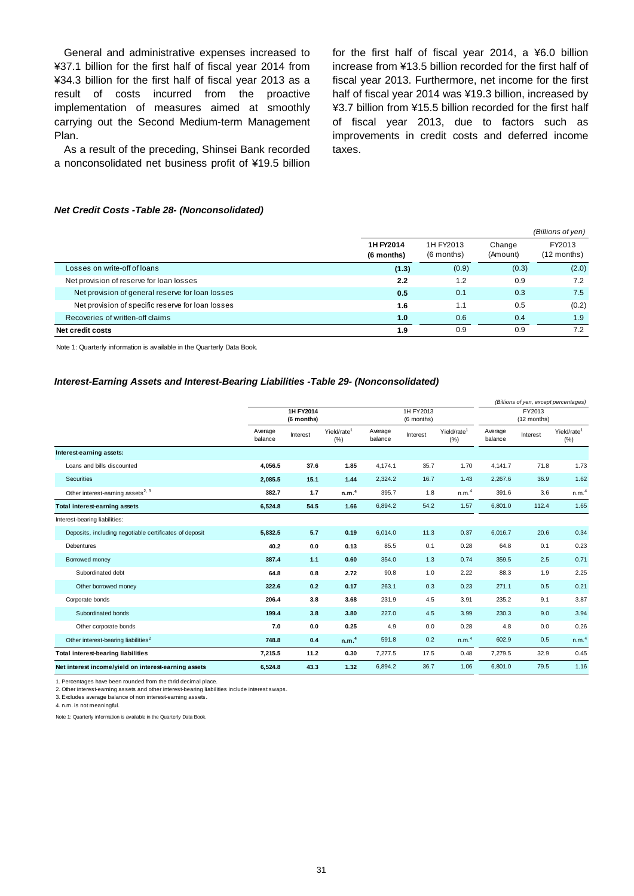General and administrative expenses increased to ¥37.1 billion for the first half of fiscal year 2014 from ¥34.3 billion for the first half of fiscal year 2013 as a result of costs incurred from the proactive implementation of measures aimed at smoothly carrying out the Second Medium-term Management Plan.

As a result of the preceding, Shinsei Bank recorded a nonconsolidated net business profit of ¥19.5 billion for the first half of fiscal year 2014, a ¥6.0 billion increase from ¥13.5 billion recorded for the first half of fiscal year 2013. Furthermore, net income for the first half of fiscal year 2014 was ¥19.3 billion, increased by ¥3.7 billion from ¥15.5 billion recorded for the first half of fiscal year 2013, due to factors such as improvements in credit costs and deferred income taxes.

***Net Credit Costs -Table 28- (Nonconsolidated)***

*(Billions of yen)*

| | 1H FY2014 (6 months) | 1H FY2013 (6 months) | Change (Amount) | FY2013 (12 months) |
|---|---|---|---|---|
| Losses on write-off of loans | **(1.3)** | (0.9) | (0.3) | (2.0) |
| Net provision of reserve for loan losses | **2.2** | 1.2 | 0.9 | 7.2 |
| Net provision of general reserve for loan losses | **0.5** | 0.1 | 0.3 | 7.5 |
| Net provision of specific reserve for loan losses | **1.6** | 1.1 | 0.5 | (0.2) |
| Recoveries of written-off claims | **1.0** | 0.6 | 0.4 | 1.9 |
| **Net credit costs** | **1.9** | 0.9 | 0.9 | 7.2 |

Note 1: Quarterly information is available in the Quarterly Data Book.

***Interest-Earning Assets and Interest-Bearing Liabilities -Table 29- (Nonconsolidated)***

*(Billions of yen, except percentages)*

| | 1H FY2014 (6 months) | | | 1H FY2013 (6 months) | | | FY2013 (12 months) | | |
|---|---|---|---|---|---|---|---|---|---|
| | Average balance | Interest | Yield/rate[1] (%) | Average balance | Interest | Yield/rate[1] (%) | Average balance | Interest | Yield/rate[1] (%) |
| **Interest-earning assets:** | | | | | | | | | |
| Loans and bills discounted | **4,056.5** | **37.6** | **1.85** | 4,174.1 | 35.7 | 1.70 | 4,141.7 | 71.8 | 1.73 |
| Securities | **2,085.5** | **15.1** | **1.44** | 2,324.2 | 16.7 | 1.43 | 2,267.6 | 36.9 | 1.62 |
| Other interest-earning assets[2, 3] | **382.7** | **1.7** | **n.m.[4]** | 395.7 | 1.8 | n.m.[4] | 391.6 | 3.6 | n.m.[4] |
| **Total interest-earning assets** | **6,524.8** | **54.5** | **1.66** | 6,894.2 | 54.2 | 1.57 | 6,801.0 | 112.4 | 1.65 |
| Interest-bearing liabilities: | | | | | | | | | |
| Deposits, including negotiable certificates of deposit | **5,832.5** | **5.7** | **0.19** | 6,014.0 | 11.3 | 0.37 | 6,016.7 | 20.6 | 0.34 |
| Debentures | **40.2** | **0.0** | **0.13** | 85.5 | 0.1 | 0.28 | 64.8 | 0.1 | 0.23 |
| Borrowed money | **387.4** | **1.1** | **0.60** | 354.0 | 1.3 | 0.74 | 359.5 | 2.5 | 0.71 |
| Subordinated debt | **64.8** | **0.8** | **2.72** | 90.8 | 1.0 | 2.22 | 88.3 | 1.9 | 2.25 |
| Other borrowed money | **322.6** | **0.2** | **0.17** | 263.1 | 0.3 | 0.23 | 271.1 | 0.5 | 0.21 |
| Corporate bonds | **206.4** | **3.8** | **3.68** | 231.9 | 4.5 | 3.91 | 235.2 | 9.1 | 3.87 |
| Subordinated bonds | **199.4** | **3.8** | **3.80** | 227.0 | 4.5 | 3.99 | 230.3 | 9.0 | 3.94 |
| Other corporate bonds | **7.0** | **0.0** | **0.25** | 4.9 | 0.0 | 0.28 | 4.8 | 0.0 | 0.26 |
| Other interest-bearing liabilities[2] | **748.8** | **0.4** | **n.m.[4]** | 591.8 | 0.2 | n.m.[4] | 602.9 | 0.5 | n.m.[4] |
| **Total interest-bearing liabilities** | **7,215.5** | **11.2** | **0.30** | 7,277.5 | 17.5 | 0.48 | 7,279.5 | 32.9 | 0.45 |
| **Net interest income/yield on interest-earning assets** | **6,524.8** | **43.3** | **1.32** | 6,894.2 | 36.7 | 1.06 | 6,801.0 | 79.5 | 1.16 |

1. Percentages have been rounded from the thrid decimal place.
2. Other interest-earning assets and other interest-bearing liabilities include interest swaps.
3. Excludes average balance of non interest-earning assets.
4. n.m. is not meaningful.

Note 1: Quarterly information is available in the Quarterly Data Book.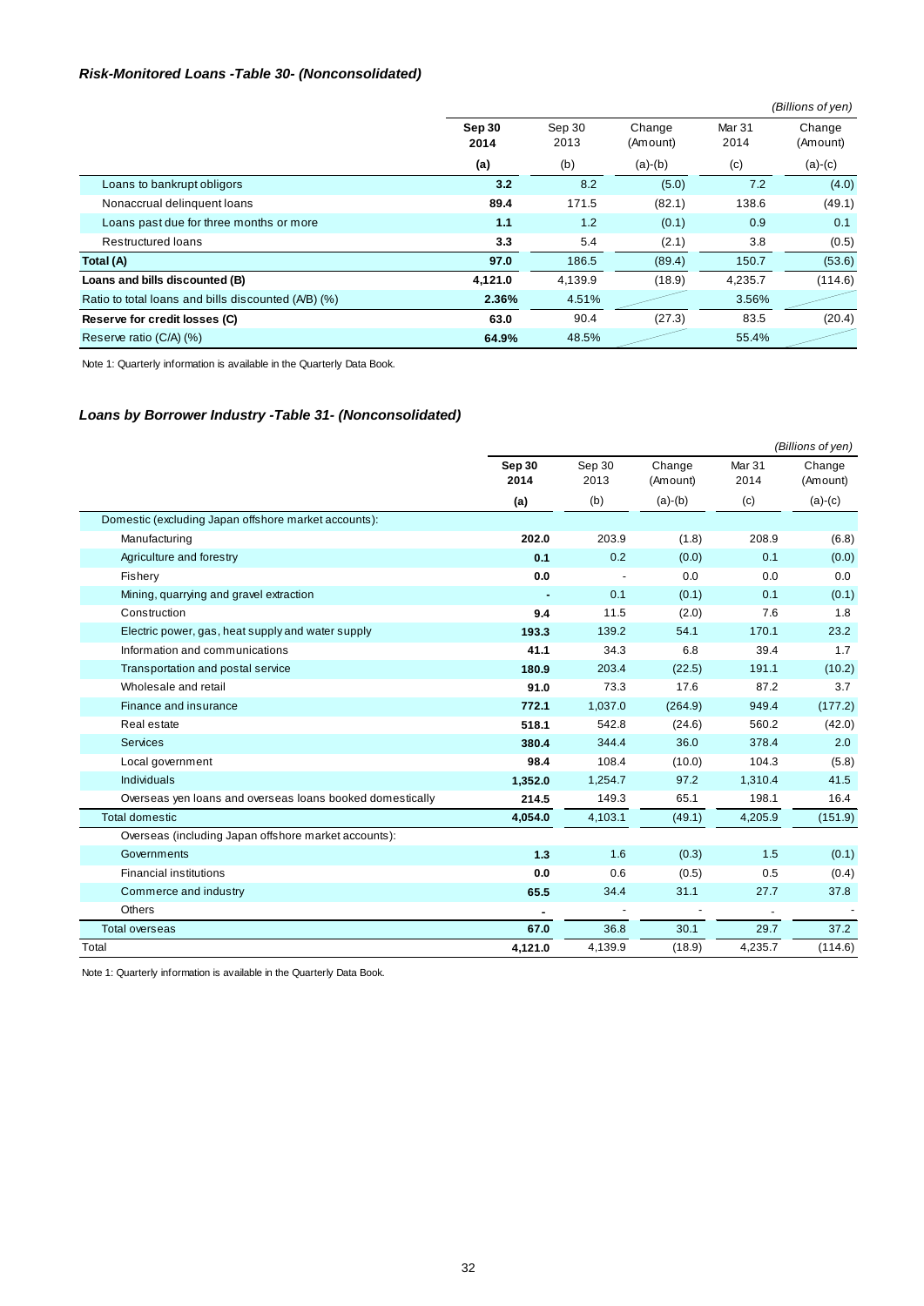### *Risk-Monitored Loans -Table 30- (Nonconsolidated)*

*(Billions of yen)*

| | **Sep 30 2014** | Sep 30 2013 | Change (Amount) | Mar 31 2014 | Change (Amount) |
|---|---|---|---|---|---|
| | **(a)** | (b) | (a)-(b) | (c) | (a)-(c) |
| Loans to bankrupt obligors | **3.2** | 8.2 | (5.0) | 7.2 | (4.0) |
| Nonaccrual delinquent loans | **89.4** | 171.5 | (82.1) | 138.6 | (49.1) |
| Loans past due for three months or more | **1.1** | 1.2 | (0.1) | 0.9 | 0.1 |
| Restructured loans | **3.3** | 5.4 | (2.1) | 3.8 | (0.5) |
| **Total (A)** | **97.0** | 186.5 | (89.4) | 150.7 | (53.6) |
| **Loans and bills discounted (B)** | **4,121.0** | 4,139.9 | (18.9) | 4,235.7 | (114.6) |
| Ratio to total loans and bills discounted (A/B) (%) | **2.36%** | 4.51% | | 3.56% | |
| **Reserve for credit losses (C)** | **63.0** | 90.4 | (27.3) | 83.5 | (20.4) |
| Reserve ratio (C/A) (%) | **64.9%** | 48.5% | | 55.4% | |

Note 1: Quarterly information is available in the Quarterly Data Book.

### *Loans by Borrower Industry -Table 31- (Nonconsolidated)*

*(Billions of yen)*

| | **Sep 30 2014** | Sep 30 2013 | Change (Amount) | Mar 31 2014 | Change (Amount) |
|---|---|---|---|---|---|
| | **(a)** | (b) | (a)-(b) | (c) | (a)-(c) |
| Domestic (excluding Japan offshore market accounts): | | | | | |
| Manufacturing | **202.0** | 203.9 | (1.8) | 208.9 | (6.8) |
| Agriculture and forestry | **0.1** | 0.2 | (0.0) | 0.1 | (0.0) |
| Fishery | **0.0** | - | 0.0 | 0.0 | 0.0 |
| Mining, quarrying and gravel extraction | **-** | 0.1 | (0.1) | 0.1 | (0.1) |
| Construction | **9.4** | 11.5 | (2.0) | 7.6 | 1.8 |
| Electric power, gas, heat supply and water supply | **193.3** | 139.2 | 54.1 | 170.1 | 23.2 |
| Information and communications | **41.1** | 34.3 | 6.8 | 39.4 | 1.7 |
| Transportation and postal service | **180.9** | 203.4 | (22.5) | 191.1 | (10.2) |
| Wholesale and retail | **91.0** | 73.3 | 17.6 | 87.2 | 3.7 |
| Finance and insurance | **772.1** | 1,037.0 | (264.9) | 949.4 | (177.2) |
| Real estate | **518.1** | 542.8 | (24.6) | 560.2 | (42.0) |
| Services | **380.4** | 344.4 | 36.0 | 378.4 | 2.0 |
| Local government | **98.4** | 108.4 | (10.0) | 104.3 | (5.8) |
| Individuals | **1,352.0** | 1,254.7 | 97.2 | 1,310.4 | 41.5 |
| Overseas yen loans and overseas loans booked domestically | **214.5** | 149.3 | 65.1 | 198.1 | 16.4 |
| Total domestic | **4,054.0** | 4,103.1 | (49.1) | 4,205.9 | (151.9) |
| Overseas (including Japan offshore market accounts): | | | | | |
| Governments | **1.3** | 1.6 | (0.3) | 1.5 | (0.1) |
| Financial institutions | **0.0** | 0.6 | (0.5) | 0.5 | (0.4) |
| Commerce and industry | **65.5** | 34.4 | 31.1 | 27.7 | 37.8 |
| Others | **-** | - | - | - | - |
| Total overseas | **67.0** | 36.8 | 30.1 | 29.7 | 37.2 |
| Total | **4,121.0** | 4,139.9 | (18.9) | 4,235.7 | (114.6) |

Note 1: Quarterly information is available in the Quarterly Data Book.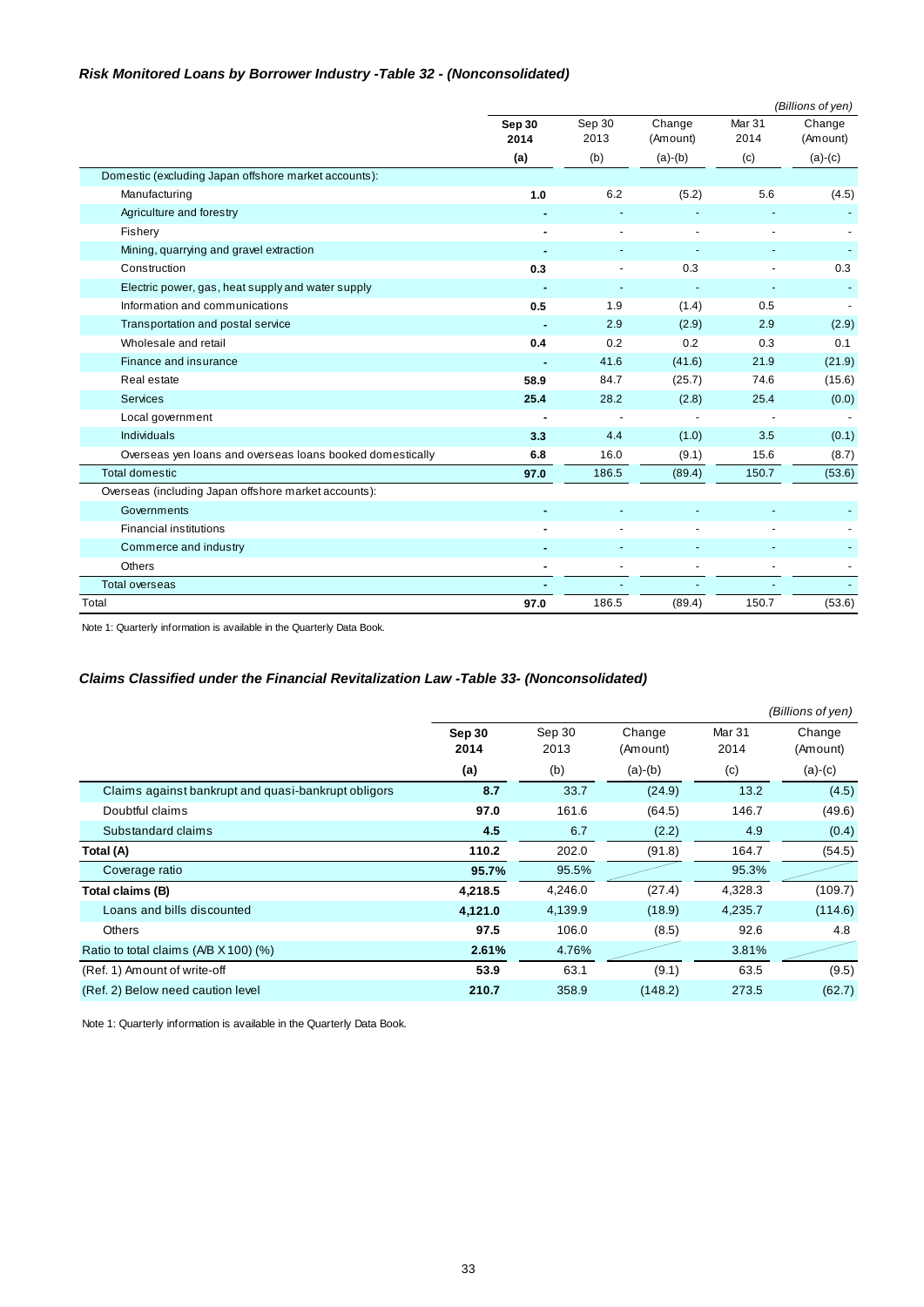### *Risk Monitored Loans by Borrower Industry -Table 32 - (Nonconsolidated)*

*(Billions of yen)*

| | **Sep 30 2014** | Sep 30 2013 | Change (Amount) | Mar 31 2014 | Change (Amount) |
|---|---|---|---|---|---|
| | **(a)** | (b) | (a)-(b) | (c) | (a)-(c) |
| Domestic (excluding Japan offshore market accounts): | | | | | |
| Manufacturing | **1.0** | 6.2 | (5.2) | 5.6 | (4.5) |
| Agriculture and forestry | **-** | - | - | - | - |
| Fishery | **-** | - | - | - | - |
| Mining, quarrying and gravel extraction | **-** | - | - | - | - |
| Construction | **0.3** | - | 0.3 | - | 0.3 |
| Electric power, gas, heat supply and water supply | **-** | - | - | - | - |
| Information and communications | **0.5** | 1.9 | (1.4) | 0.5 | - |
| Transportation and postal service | **-** | 2.9 | (2.9) | 2.9 | (2.9) |
| Wholesale and retail | **0.4** | 0.2 | 0.2 | 0.3 | 0.1 |
| Finance and insurance | **-** | 41.6 | (41.6) | 21.9 | (21.9) |
| Real estate | **58.9** | 84.7 | (25.7) | 74.6 | (15.6) |
| Services | **25.4** | 28.2 | (2.8) | 25.4 | (0.0) |
| Local government | **-** | - | - | - | - |
| Individuals | **3.3** | 4.4 | (1.0) | 3.5 | (0.1) |
| Overseas yen loans and overseas loans booked domestically | **6.8** | 16.0 | (9.1) | 15.6 | (8.7) |
| Total domestic | **97.0** | 186.5 | (89.4) | 150.7 | (53.6) |
| Overseas (including Japan offshore market accounts): | | | | | |
| Governments | **-** | - | - | - | - |
| Financial institutions | **-** | - | - | - | - |
| Commerce and industry | **-** | - | - | - | - |
| Others | **-** | - | - | - | - |
| Total overseas | **-** | - | - | - | - |
| Total | **97.0** | 186.5 | (89.4) | 150.7 | (53.6) |

Note 1: Quarterly information is available in the Quarterly Data Book.

### *Claims Classified under the Financial Revitalization Law -Table 33- (Nonconsolidated)*

*(Billions of yen)*

| | **Sep 30 2014** | Sep 30 2013 | Change (Amount) | Mar 31 2014 | Change (Amount) |
|---|---|---|---|---|---|
| | **(a)** | (b) | (a)-(b) | (c) | (a)-(c) |
| Claims against bankrupt and quasi-bankrupt obligors | **8.7** | 33.7 | (24.9) | 13.2 | (4.5) |
| Doubtful claims | **97.0** | 161.6 | (64.5) | 146.7 | (49.6) |
| Substandard claims | **4.5** | 6.7 | (2.2) | 4.9 | (0.4) |
| **Total (A)** | **110.2** | 202.0 | (91.8) | 164.7 | (54.5) |
| Coverage ratio | **95.7%** | 95.5% | | 95.3% | |
| **Total claims (B)** | **4,218.5** | 4,246.0 | (27.4) | 4,328.3 | (109.7) |
| Loans and bills discounted | **4,121.0** | 4,139.9 | (18.9) | 4,235.7 | (114.6) |
| Others | **97.5** | 106.0 | (8.5) | 92.6 | 4.8 |
| Ratio to total claims (A/B X 100) (%) | **2.61%** | 4.76% | | 3.81% | |
| (Ref. 1) Amount of write-off | **53.9** | 63.1 | (9.1) | 63.5 | (9.5) |
| (Ref. 2) Below need caution level | **210.7** | 358.9 | (148.2) | 273.5 | (62.7) |

Note 1: Quarterly information is available in the Quarterly Data Book.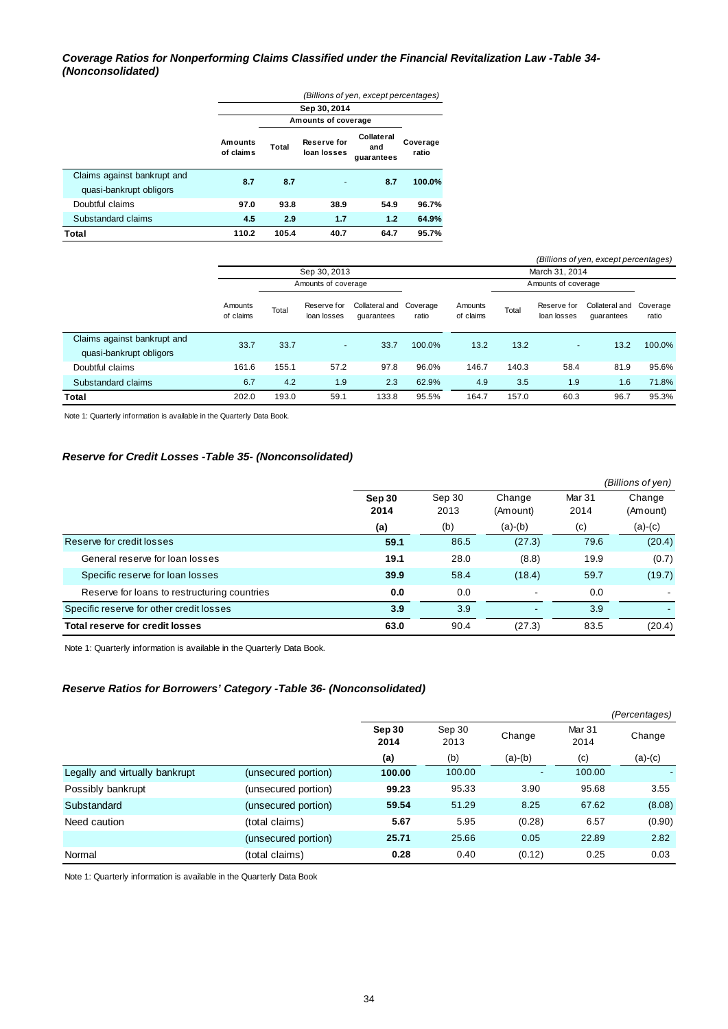### *Coverage Ratios for Nonperforming Claims Classified under the Financial Revitalization Law -Table 34- (Nonconsolidated)*

*(Billions of yen, except percentages)*

| | Sep 30, 2014 | | | | |
|---|---|---|---|---|---|
| | | Amounts of coverage | | | |
| | **Amounts of claims** | **Total** | **Reserve for loan losses** | **Collateral and guarantees** | **Coverage ratio** |
| Claims against bankrupt and quasi-bankrupt obligors | **8.7** | **8.7** | **-** | **8.7** | **100.0%** |
| Doubtful claims | **97.0** | **93.8** | **38.9** | **54.9** | **96.7%** |
| Substandard claims | **4.5** | **2.9** | **1.7** | **1.2** | **64.9%** |
| **Total** | **110.2** | **105.4** | **40.7** | **64.7** | **95.7%** |

*(Billions of yen, except percentages)*

| | Sep 30, 2013 | | | | | March 31, 2014 | | | | |
|---|---|---|---|---|---|---|---|---|---|---|
| | | Amounts of coverage | | | | | Amounts of coverage | | | |
| | Amounts of claims | Total | Reserve for loan losses | Collateral and guarantees | Coverage ratio | Amounts of claims | Total | Reserve for loan losses | Collateral and guarantees | Coverage ratio |
| Claims against bankrupt and quasi-bankrupt obligors | 33.7 | 33.7 | - | 33.7 | 100.0% | 13.2 | 13.2 | - | 13.2 | 100.0% |
| Doubtful claims | 161.6 | 155.1 | 57.2 | 97.8 | 96.0% | 146.7 | 140.3 | 58.4 | 81.9 | 95.6% |
| Substandard claims | 6.7 | 4.2 | 1.9 | 2.3 | 62.9% | 4.9 | 3.5 | 1.9 | 1.6 | 71.8% |
| **Total** | 202.0 | 193.0 | 59.1 | 133.8 | 95.5% | 164.7 | 157.0 | 60.3 | 96.7 | 95.3% |

Note 1: Quarterly information is available in the Quarterly Data Book.

### *Reserve for Credit Losses -Table 35- (Nonconsolidated)*

*(Billions of yen)*

| | **Sep 30 2014** | Sep 30 2013 | Change (Amount) | Mar 31 2014 | Change (Amount) |
|---|---|---|---|---|---|
| | **(a)** | (b) | (a)-(b) | (c) | (a)-(c) |
| Reserve for credit losses | **59.1** | 86.5 | (27.3) | 79.6 | (20.4) |
| General reserve for loan losses | **19.1** | 28.0 | (8.8) | 19.9 | (0.7) |
| Specific reserve for loan losses | **39.9** | 58.4 | (18.4) | 59.7 | (19.7) |
| Reserve for loans to restructuring countries | **0.0** | 0.0 | - | 0.0 | - |
| Specific reserve for other credit losses | **3.9** | 3.9 | - | 3.9 | - |
| **Total reserve for credit losses** | **63.0** | 90.4 | (27.3) | 83.5 | (20.4) |

Note 1: Quarterly information is available in the Quarterly Data Book.

### *Reserve Ratios for Borrowers' Category -Table 36- (Nonconsolidated)*

*(Percentages)*

| | | **Sep 30 2014** | Sep 30 2013 | Change | Mar 31 2014 | Change |
|---|---|---|---|---|---|---|
| | | **(a)** | (b) | (a)-(b) | (c) | (a)-(c) |
| Legally and virtually bankrupt | (unsecured portion) | **100.00** | 100.00 | - | 100.00 | - |
| Possibly bankrupt | (unsecured portion) | **99.23** | 95.33 | 3.90 | 95.68 | 3.55 |
| Substandard | (unsecured portion) | **59.54** | 51.29 | 8.25 | 67.62 | (8.08) |
| Need caution | (total claims) | **5.67** | 5.95 | (0.28) | 6.57 | (0.90) |
| | (unsecured portion) | **25.71** | 25.66 | 0.05 | 22.89 | 2.82 |
| Normal | (total claims) | **0.28** | 0.40 | (0.12) | 0.25 | 0.03 |

Note 1: Quarterly information is available in the Quarterly Data Book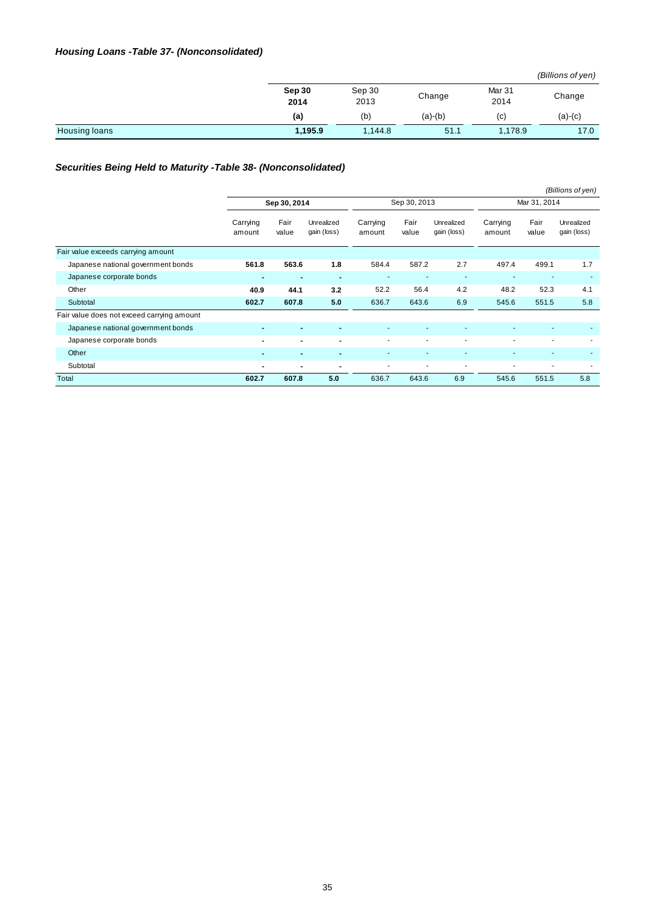### *Housing Loans -Table 37- (Nonconsolidated)*

*(Billions of yen)*

| | **Sep 30 2014** | Sep 30 2013 | Change | Mar 31 2014 | Change |
|---|---|---|---|---|---|
| | **(a)** | (b) | (a)-(b) | (c) | (a)-(c) |
| Housing loans | **1,195.9** | 1,144.8 | 51.1 | 1,178.9 | 17.0 |

### *Securities Being Held to Maturity -Table 38- (Nonconsolidated)*

*(Billions of yen)*

| | **Sep 30, 2014** | | | Sep 30, 2013 | | | Mar 31, 2014 | | |
|---|---|---|---|---|---|---|---|---|---|
| | Carrying amount | Fair value | Unrealized gain (loss) | Carrying amount | Fair value | Unrealized gain (loss) | Carrying amount | Fair value | Unrealized gain (loss) |
| Fair value exceeds carrying amount | | | | | | | | | |
| Japanese national government bonds | **561.8** | **563.6** | **1.8** | 584.4 | 587.2 | 2.7 | 497.4 | 499.1 | 1.7 |
| Japanese corporate bonds | **-** | **-** | **-** | - | - | - | - | - | - |
| Other | **40.9** | **44.1** | **3.2** | 52.2 | 56.4 | 4.2 | 48.2 | 52.3 | 4.1 |
| Subtotal | **602.7** | **607.8** | **5.0** | 636.7 | 643.6 | 6.9 | 545.6 | 551.5 | 5.8 |
| Fair value does not exceed carrying amount | | | | | | | | | |
| Japanese national government bonds | **-** | **-** | **-** | - | - | - | - | - | - |
| Japanese corporate bonds | **-** | **-** | **-** | - | - | - | - | - | - |
| Other | **-** | **-** | **-** | - | - | - | - | - | - |
| Subtotal | **-** | **-** | **-** | - | - | - | - | - | - |
| Total | **602.7** | **607.8** | **5.0** | 636.7 | 643.6 | 6.9 | 545.6 | 551.5 | 5.8 |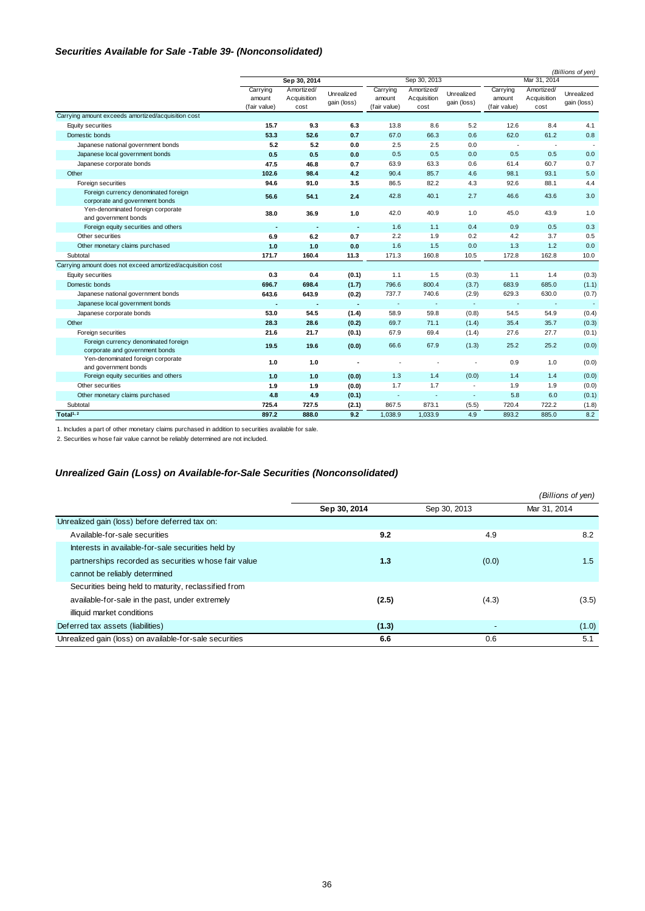## *Securities Available for Sale -Table 39- (Nonconsolidated)*

*(Billions of yen)*

| | Sep 30, 2014 | | | Sep 30, 2013 | | | Mar 31, 2014 | | |
|---|---|---|---|---|---|---|---|---|---|
| | Carrying amount (fair value) | Amortized/ Acquisition cost | Unrealized gain (loss) | Carrying amount (fair value) | Amortized/ Acquisition cost | Unrealized gain (loss) | Carrying amount (fair value) | Amortized/ Acquisition cost | Unrealized gain (loss) |
| Carrying amount exceeds amortized/acquisition cost | | | | | | | | | |
| Equity securities | **15.7** | **9.3** | **6.3** | 13.8 | 8.6 | 5.2 | 12.6 | 8.4 | 4.1 |
| Domestic bonds | **53.3** | **52.6** | **0.7** | 67.0 | 66.3 | 0.6 | 62.0 | 61.2 | 0.8 |
| Japanese national government bonds | **5.2** | **5.2** | **0.0** | 2.5 | 2.5 | 0.0 | - | - | - |
| Japanese local government bonds | **0.5** | **0.5** | **0.0** | 0.5 | 0.5 | 0.0 | 0.5 | 0.5 | 0.0 |
| Japanese corporate bonds | **47.5** | **46.8** | **0.7** | 63.9 | 63.3 | 0.6 | 61.4 | 60.7 | 0.7 |
| Other | **102.6** | **98.4** | **4.2** | 90.4 | 85.7 | 4.6 | 98.1 | 93.1 | 5.0 |
| Foreign securities | **94.6** | **91.0** | **3.5** | 86.5 | 82.2 | 4.3 | 92.6 | 88.1 | 4.4 |
| Foreign currency denominated foreign corporate and government bonds | **56.6** | **54.1** | **2.4** | 42.8 | 40.1 | 2.7 | 46.6 | 43.6 | 3.0 |
| Yen-denominated foreign corporate and government bonds | **38.0** | **36.9** | **1.0** | 42.0 | 40.9 | 1.0 | 45.0 | 43.9 | 1.0 |
| Foreign equity securities and others | **-** | **-** | **-** | 1.6 | 1.1 | 0.4 | 0.9 | 0.5 | 0.3 |
| Other securities | **6.9** | **6.2** | **0.7** | 2.2 | 1.9 | 0.2 | 4.2 | 3.7 | 0.5 |
| Other monetary claims purchased | **1.0** | **1.0** | **0.0** | 1.6 | 1.5 | 0.0 | 1.3 | 1.2 | 0.0 |
| Subtotal | **171.7** | **160.4** | **11.3** | 171.3 | 160.8 | 10.5 | 172.8 | 162.8 | 10.0 |
| Carrying amount does not exceed amortized/acquisition cost | | | | | | | | | |
| Equity securities | **0.3** | **0.4** | **(0.1)** | 1.1 | 1.5 | (0.3) | 1.1 | 1.4 | (0.3) |
| Domestic bonds | **696.7** | **698.4** | **(1.7)** | 796.6 | 800.4 | (3.7) | 683.9 | 685.0 | (1.1) |
| Japanese national government bonds | **643.6** | **643.9** | **(0.2)** | 737.7 | 740.6 | (2.9) | 629.3 | 630.0 | (0.7) |
| Japanese local government bonds | **-** | **-** | **-** | - | - | - | - | - | - |
| Japanese corporate bonds | **53.0** | **54.5** | **(1.4)** | 58.9 | 59.8 | (0.8) | 54.5 | 54.9 | (0.4) |
| Other | **28.3** | **28.6** | **(0.2)** | 69.7 | 71.1 | (1.4) | 35.4 | 35.7 | (0.3) |
| Foreign securities | **21.6** | **21.7** | **(0.1)** | 67.9 | 69.4 | (1.4) | 27.6 | 27.7 | (0.1) |
| Foreign currency denominated foreign corporate and government bonds | **19.5** | **19.6** | **(0.0)** | 66.6 | 67.9 | (1.3) | 25.2 | 25.2 | (0.0) |
| Yen-denominated foreign corporate and government bonds | **1.0** | **1.0** | **-** | - | - | - | 0.9 | 1.0 | (0.0) |
| Foreign equity securities and others | **1.0** | **1.0** | **(0.0)** | 1.3 | 1.4 | (0.0) | 1.4 | 1.4 | (0.0) |
| Other securities | **1.9** | **1.9** | **(0.0)** | 1.7 | 1.7 | - | 1.9 | 1.9 | (0.0) |
| Other monetary claims purchased | **4.8** | **4.9** | **(0.1)** | - | - | - | 5.8 | 6.0 | (0.1) |
| Subtotal | **725.4** | **727.5** | **(2.1)** | 867.5 | 873.1 | (5.5) | 720.4 | 722.2 | (1.8) |
| **Total[1, 2]** | **897.2** | **888.0** | **9.2** | 1,038.9 | 1,033.9 | 4.9 | 893.2 | 885.0 | 8.2 |

1. Includes a part of other monetary claims purchased in addition to securities available for sale.
2. Securities whose fair value cannot be reliably determined are not included.

## *Unrealized Gain (Loss) on Available-for-Sale Securities (Nonconsolidated)*

*(Billions of yen)*

| | Sep 30, 2014 | Sep 30, 2013 | Mar 31, 2014 |
|---|---|---|---|
| Unrealized gain (loss) before deferred tax on: | | | |
| Available-for-sale securities | **9.2** | 4.9 | 8.2 |
| Interests in available-for-sale securities held by partnerships recorded as securities whose fair value cannot be reliably determined | **1.3** | (0.0) | 1.5 |
| Securities being held to maturity, reclassified from available-for-sale in the past, under extremely illiquid market conditions | **(2.5)** | (4.3) | (3.5) |
| Deferred tax assets (liabilities) | **(1.3)** | - | (1.0) |
| Unrealized gain (loss) on available-for-sale securities | **6.6** | 0.6 | 5.1 |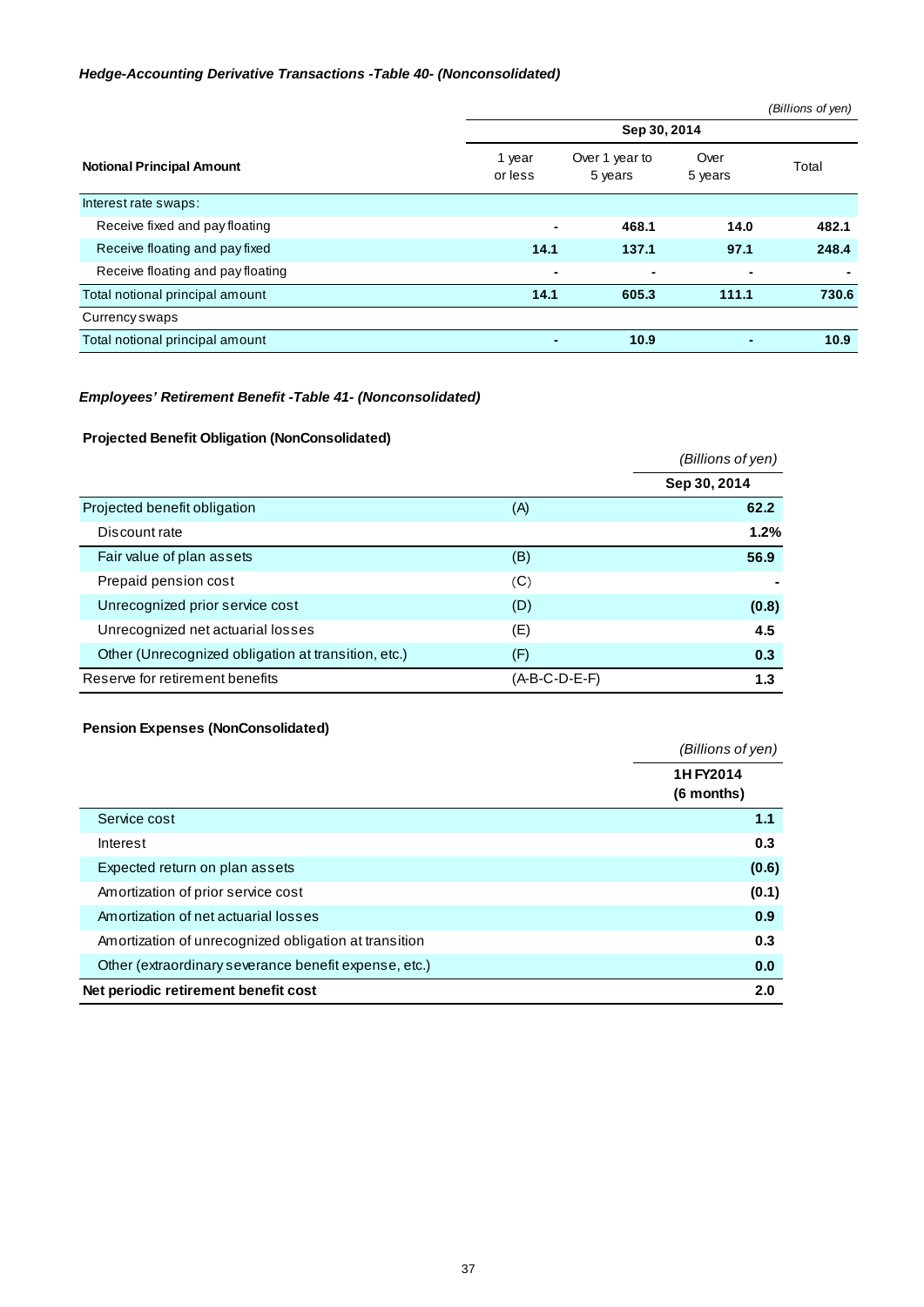### *Hedge-Accounting Derivative Transactions -Table 40- (Nonconsolidated)*

*(Billions of yen)*

| Notional Principal Amount | Sep 30, 2014 | | | |
|---|---|---|---|---|
| | 1 year or less | Over 1 year to 5 years | Over 5 years | Total |
| Interest rate swaps: | | | | |
| Receive fixed and pay floating | - | **468.1** | **14.0** | **482.1** |
| Receive floating and pay fixed | **14.1** | **137.1** | **97.1** | **248.4** |
| Receive floating and pay floating | - | - | - | - |
| Total notional principal amount | **14.1** | **605.3** | **111.1** | **730.6** |
| Currency swaps | | | | |
| Total notional principal amount | - | **10.9** | - | **10.9** |

### *Employees' Retirement Benefit -Table 41- (Nonconsolidated)*

#### Projected Benefit Obligation (NonConsolidated)

*(Billions of yen)*

| | | Sep 30, 2014 |
|---|---|---|
| Projected benefit obligation | (A) | **62.2** |
| Discount rate | | **1.2%** |
| Fair value of plan assets | (B) | **56.9** |
| Prepaid pension cost | (C) | - |
| Unrecognized prior service cost | (D) | **(0.8)** |
| Unrecognized net actuarial losses | (E) | **4.5** |
| Other (Unrecognized obligation at transition, etc.) | (F) | **0.3** |
| Reserve for retirement benefits | (A-B-C-D-E-F) | **1.3** |

#### Pension Expenses (NonConsolidated)

*(Billions of yen)*

| | 1H FY2014 (6 months) |
|---|---|
| Service cost | **1.1** |
| Interest | **0.3** |
| Expected return on plan assets | **(0.6)** |
| Amortization of prior service cost | **(0.1)** |
| Amortization of net actuarial losses | **0.9** |
| Amortization of unrecognized obligation at transition | **0.3** |
| Other (extraordinary severance benefit expense, etc.) | **0.0** |
| **Net periodic retirement benefit cost** | **2.0** |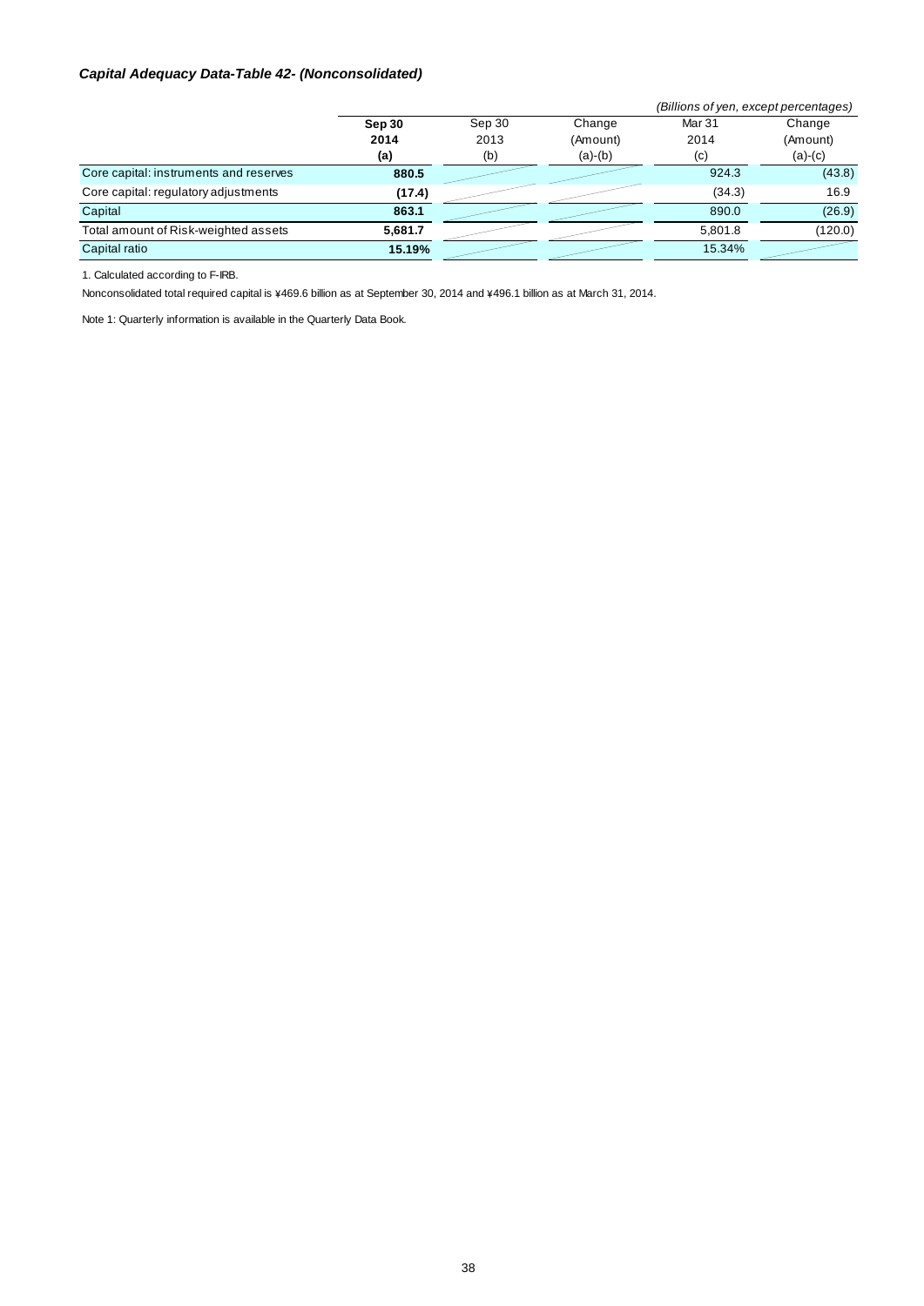### *Capital Adequacy Data-Table 42- (Nonconsolidated)*

*(Billions of yen, except percentages)*

| | **Sep 30 2014 (a)** | Sep 30 2013 (b) | Change (Amount) (a)-(b) | Mar 31 2014 (c) | Change (Amount) (a)-(c) |
|---|---|---|---|---|---|
| Core capital: instruments and reserves | **880.5** | | | 924.3 | (43.8) |
| Core capital: regulatory adjustments | **(17.4)** | | | (34.3) | 16.9 |
| Capital | **863.1** | | | 890.0 | (26.9) |
| Total amount of Risk-weighted assets | **5,681.7** | | | 5,801.8 | (120.0) |
| Capital ratio | **15.19%** | | | 15.34% | |

1. Calculated according to F-IRB.

Nonconsolidated total required capital is ¥469.6 billion as at September 30, 2014 and ¥496.1 billion as at March 31, 2014.

Note 1: Quarterly information is available in the Quarterly Data Book.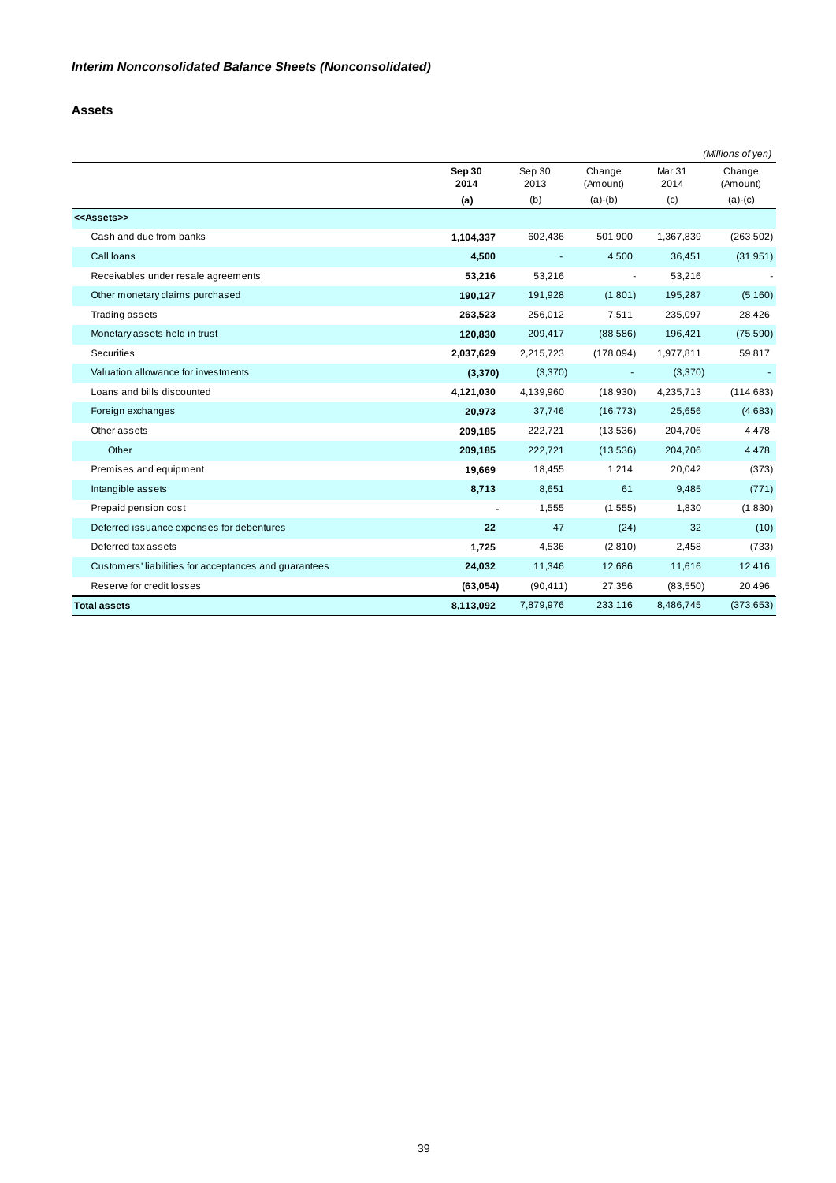### *Interim Nonconsolidated Balance Sheets (Nonconsolidated)*

**Assets**

*(Millions of yen)*

| | **Sep 30 2014** **(a)** | Sep 30 2013 (b) | Change (Amount) (a)-(b) | Mar 31 2014 (c) | Change (Amount) (a)-(c) |
|---|---|---|---|---|---|
| **<<Assets>>** | | | | | |
| Cash and due from banks | **1,104,337** | 602,436 | 501,900 | 1,367,839 | (263,502) |
| Call loans | **4,500** | - | 4,500 | 36,451 | (31,951) |
| Receivables under resale agreements | **53,216** | 53,216 | - | 53,216 | - |
| Other monetary claims purchased | **190,127** | 191,928 | (1,801) | 195,287 | (5,160) |
| Trading assets | **263,523** | 256,012 | 7,511 | 235,097 | 28,426 |
| Monetary assets held in trust | **120,830** | 209,417 | (88,586) | 196,421 | (75,590) |
| Securities | **2,037,629** | 2,215,723 | (178,094) | 1,977,811 | 59,817 |
| Valuation allowance for investments | **(3,370)** | (3,370) | - | (3,370) | - |
| Loans and bills discounted | **4,121,030** | 4,139,960 | (18,930) | 4,235,713 | (114,683) |
| Foreign exchanges | **20,973** | 37,746 | (16,773) | 25,656 | (4,683) |
| Other assets | **209,185** | 222,721 | (13,536) | 204,706 | 4,478 |
| Other | **209,185** | 222,721 | (13,536) | 204,706 | 4,478 |
| Premises and equipment | **19,669** | 18,455 | 1,214 | 20,042 | (373) |
| Intangible assets | **8,713** | 8,651 | 61 | 9,485 | (771) |
| Prepaid pension cost | **-** | 1,555 | (1,555) | 1,830 | (1,830) |
| Deferred issuance expenses for debentures | **22** | 47 | (24) | 32 | (10) |
| Deferred tax assets | **1,725** | 4,536 | (2,810) | 2,458 | (733) |
| Customers' liabilities for acceptances and guarantees | **24,032** | 11,346 | 12,686 | 11,616 | 12,416 |
| Reserve for credit losses | **(63,054)** | (90,411) | 27,356 | (83,550) | 20,496 |
| **Total assets** | **8,113,092** | 7,879,976 | 233,116 | 8,486,745 | (373,653) |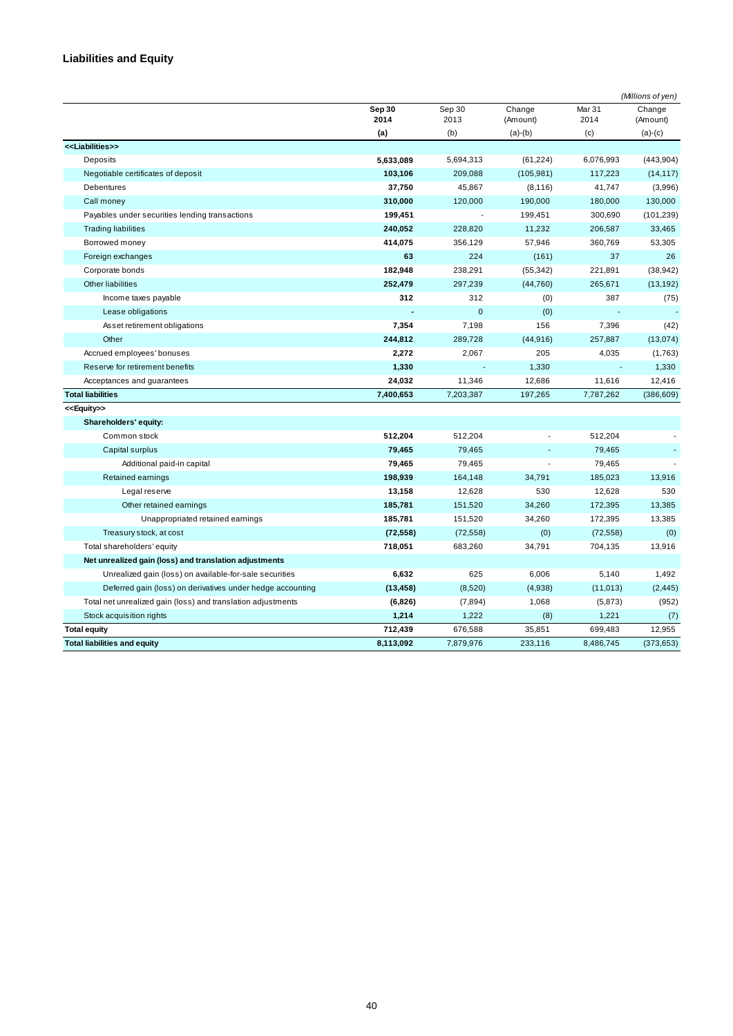## Liabilities and Equity

*(Millions of yen)*

| | Sep 30 2014 (a) | Sep 30 2013 (b) | Change (Amount) (a)-(b) | Mar 31 2014 (c) | Change (Amount) (a)-(c) |
|---|---|---|---|---|---|
| **<<Liabilities>>** | | | | | |
| Deposits | **5,633,089** | 5,694,313 | (61,224) | 6,076,993 | (443,904) |
| Negotiable certificates of deposit | **103,106** | 209,088 | (105,981) | 117,223 | (14,117) |
| Debentures | **37,750** | 45,867 | (8,116) | 41,747 | (3,996) |
| Call money | **310,000** | 120,000 | 190,000 | 180,000 | 130,000 |
| Payables under securities lending transactions | **199,451** | - | 199,451 | 300,690 | (101,239) |
| Trading liabilities | **240,052** | 228,820 | 11,232 | 206,587 | 33,465 |
| Borrowed money | **414,075** | 356,129 | 57,946 | 360,769 | 53,305 |
| Foreign exchanges | **63** | 224 | (161) | 37 | 26 |
| Corporate bonds | **182,948** | 238,291 | (55,342) | 221,891 | (38,942) |
| Other liabilities | **252,479** | 297,239 | (44,760) | 265,671 | (13,192) |
| Income taxes payable | **312** | 312 | (0) | 387 | (75) |
| Lease obligations | **-** | 0 | (0) | - | - |
| Asset retirement obligations | **7,354** | 7,198 | 156 | 7,396 | (42) |
| Other | **244,812** | 289,728 | (44,916) | 257,887 | (13,074) |
| Accrued employees' bonuses | **2,272** | 2,067 | 205 | 4,035 | (1,763) |
| Reserve for retirement benefits | **1,330** | - | 1,330 | - | 1,330 |
| Acceptances and guarantees | **24,032** | 11,346 | 12,686 | 11,616 | 12,416 |
| **Total liabilities** | **7,400,653** | 7,203,387 | 197,265 | 7,787,262 | (386,609) |
| **<<Equity>>** | | | | | |
| **Shareholders' equity:** | | | | | |
| Common stock | **512,204** | 512,204 | - | 512,204 | - |
| Capital surplus | **79,465** | 79,465 | - | 79,465 | - |
| Additional paid-in capital | **79,465** | 79,465 | - | 79,465 | - |
| Retained earnings | **198,939** | 164,148 | 34,791 | 185,023 | 13,916 |
| Legal reserve | **13,158** | 12,628 | 530 | 12,628 | 530 |
| Other retained earnings | **185,781** | 151,520 | 34,260 | 172,395 | 13,385 |
| Unappropriated retained earnings | **185,781** | 151,520 | 34,260 | 172,395 | 13,385 |
| Treasury stock, at cost | **(72,558)** | (72,558) | (0) | (72,558) | (0) |
| Total shareholders' equity | **718,051** | 683,260 | 34,791 | 704,135 | 13,916 |
| **Net unrealized gain (loss) and translation adjustments** | | | | | |
| Unrealized gain (loss) on available-for-sale securities | **6,632** | 625 | 6,006 | 5,140 | 1,492 |
| Deferred gain (loss) on derivatives under hedge accounting | **(13,458)** | (8,520) | (4,938) | (11,013) | (2,445) |
| Total net unrealized gain (loss) and translation adjustments | **(6,826)** | (7,894) | 1,068 | (5,873) | (952) |
| Stock acquisition rights | **1,214** | 1,222 | (8) | 1,221 | (7) |
| **Total equity** | **712,439** | 676,588 | 35,851 | 699,483 | 12,955 |
| **Total liabilities and equity** | **8,113,092** | 7,879,976 | 233,116 | 8,486,745 | (373,653) |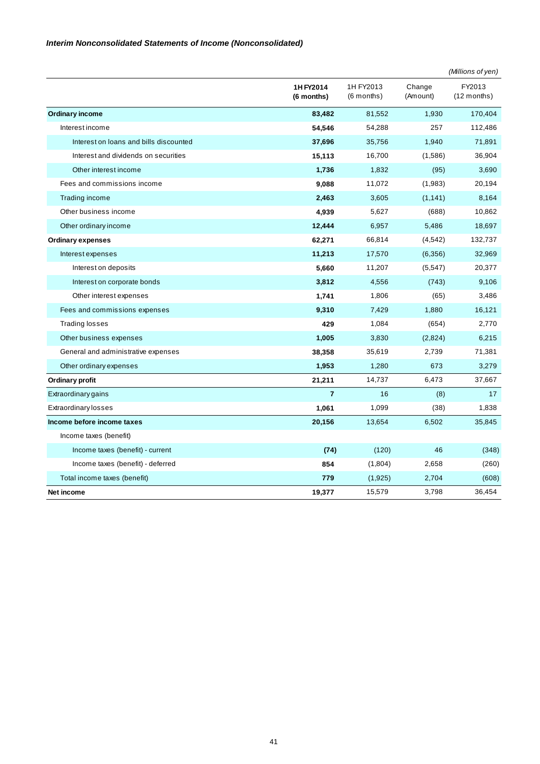*Interim Nonconsolidated Statements of Income (Nonconsolidated)*

*(Millions of yen)*

| | 1H FY2014 (6 months) | 1H FY2013 (6 months) | Change (Amount) | FY2013 (12 months) |
|---|---|---|---|---|
| **Ordinary income** | **83,482** | 81,552 | 1,930 | 170,404 |
| Interest income | **54,546** | 54,288 | 257 | 112,486 |
| Interest on loans and bills discounted | **37,696** | 35,756 | 1,940 | 71,891 |
| Interest and dividends on securities | **15,113** | 16,700 | (1,586) | 36,904 |
| Other interest income | **1,736** | 1,832 | (95) | 3,690 |
| Fees and commissions income | **9,088** | 11,072 | (1,983) | 20,194 |
| Trading income | **2,463** | 3,605 | (1,141) | 8,164 |
| Other business income | **4,939** | 5,627 | (688) | 10,862 |
| Other ordinary income | **12,444** | 6,957 | 5,486 | 18,697 |
| **Ordinary expenses** | **62,271** | 66,814 | (4,542) | 132,737 |
| Interest expenses | **11,213** | 17,570 | (6,356) | 32,969 |
| Interest on deposits | **5,660** | 11,207 | (5,547) | 20,377 |
| Interest on corporate bonds | **3,812** | 4,556 | (743) | 9,106 |
| Other interest expenses | **1,741** | 1,806 | (65) | 3,486 |
| Fees and commissions expenses | **9,310** | 7,429 | 1,880 | 16,121 |
| Trading losses | **429** | 1,084 | (654) | 2,770 |
| Other business expenses | **1,005** | 3,830 | (2,824) | 6,215 |
| General and administrative expenses | **38,358** | 35,619 | 2,739 | 71,381 |
| Other ordinary expenses | **1,953** | 1,280 | 673 | 3,279 |
| **Ordinary profit** | **21,211** | 14,737 | 6,473 | 37,667 |
| Extraordinary gains | **7** | 16 | (8) | 17 |
| Extraordinary losses | **1,061** | 1,099 | (38) | 1,838 |
| **Income before income taxes** | **20,156** | 13,654 | 6,502 | 35,845 |
| Income taxes (benefit) | | | | |
| Income taxes (benefit) - current | **(74)** | (120) | 46 | (348) |
| Income taxes (benefit) - deferred | **854** | (1,804) | 2,658 | (260) |
| Total income taxes (benefit) | **779** | (1,925) | 2,704 | (608) |
| **Net income** | **19,377** | 15,579 | 3,798 | 36,454 |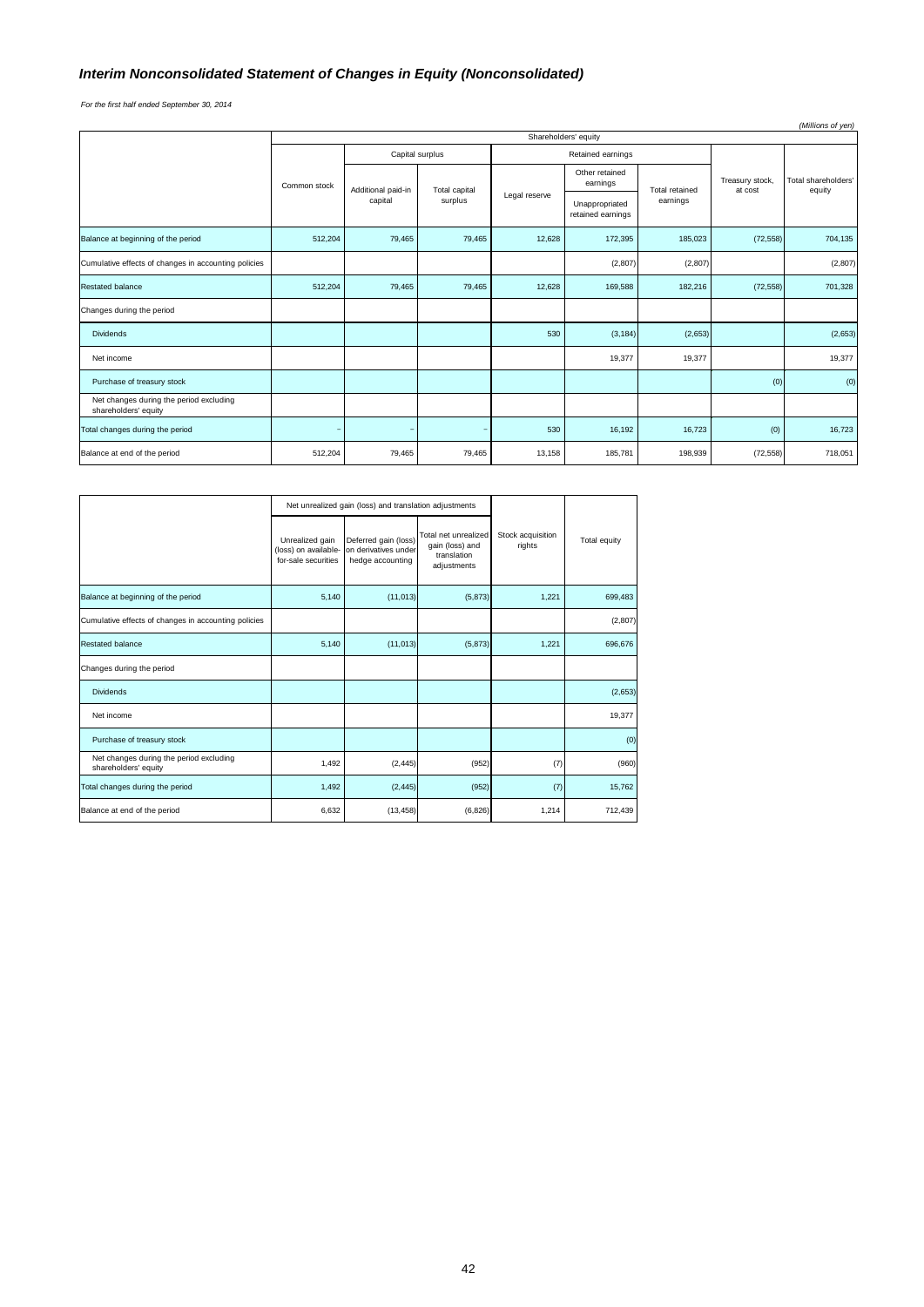# *Interim Nonconsolidated Statement of Changes in Equity (Nonconsolidated)*

*For the first half ended September 30, 2014*

*(Millions of yen)*

| | Shareholders' equity | | | | | | | |
|---|---|---|---|---|---|---|---|---|
| | | Capital surplus | | Retained earnings | | | | |
| | Common stock | Additional paid-in capital | Total capital surplus | Legal reserve | Other retained earnings / Unappropriated retained earnings | Total retained earnings | Treasury stock, at cost | Total shareholders' equity |
| Balance at beginning of the period | 512,204 | 79,465 | 79,465 | 12,628 | 172,395 | 185,023 | (72,558) | 704,135 |
| Cumulative effects of changes in accounting policies | | | | | (2,807) | (2,807) | | (2,807) |
| Restated balance | 512,204 | 79,465 | 79,465 | 12,628 | 169,588 | 182,216 | (72,558) | 701,328 |
| Changes during the period | | | | | | | | |
| Dividends | | | | 530 | (3,184) | (2,653) | | (2,653) |
| Net income | | | | | 19,377 | 19,377 | | 19,377 |
| Purchase of treasury stock | | | | | | | (0) | (0) |
| Net changes during the period excluding shareholders' equity | | | | | | | | |
| Total changes during the period | − | − | − | 530 | 16,192 | 16,723 | (0) | 16,723 |
| Balance at end of the period | 512,204 | 79,465 | 79,465 | 13,158 | 185,781 | 198,939 | (72,558) | 718,051 |

| | Net unrealized gain (loss) and translation adjustments | | | | |
|---|---|---|---|---|---|
| | Unrealized gain (loss) on available-for-sale securities | Deferred gain (loss) on derivatives under hedge accounting | Total net unrealized gain (loss) and translation adjustments | Stock acquisition rights | Total equity |
| Balance at beginning of the period | 5,140 | (11,013) | (5,873) | 1,221 | 699,483 |
| Cumulative effects of changes in accounting policies | | | | | (2,807) |
| Restated balance | 5,140 | (11,013) | (5,873) | 1,221 | 696,676 |
| Changes during the period | | | | | |
| Dividends | | | | | (2,653) |
| Net income | | | | | 19,377 |
| Purchase of treasury stock | | | | | (0) |
| Net changes during the period excluding shareholders' equity | 1,492 | (2,445) | (952) | (7) | (960) |
| Total changes during the period | 1,492 | (2,445) | (952) | (7) | 15,762 |
| Balance at end of the period | 6,632 | (13,458) | (6,826) | 1,214 | 712,439 |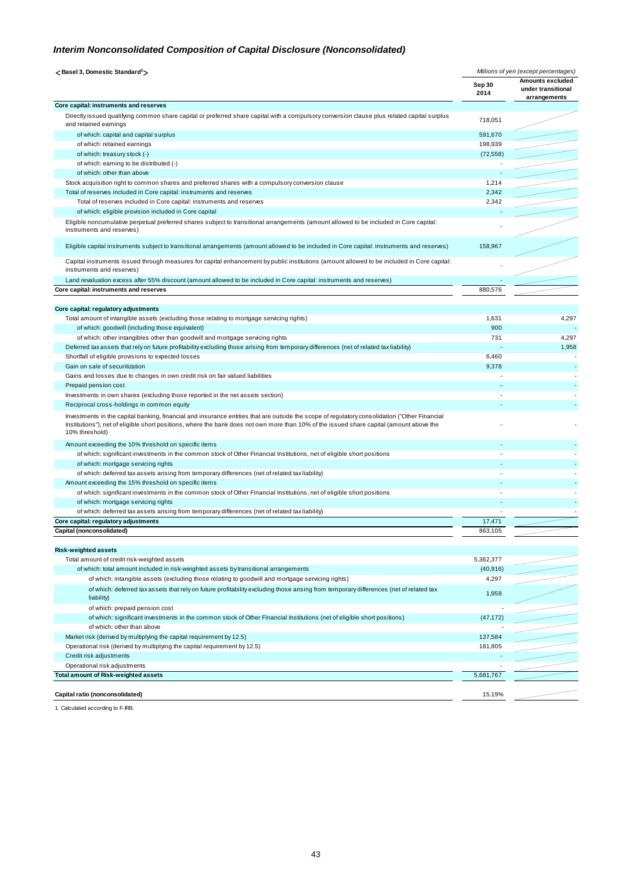## *Interim Nonconsolidated Composition of Capital Disclosure (Nonconsolidated)*

<Basel 3, Domestic Standard[1]>

*Millions of yen (except percentages)*

| | Sep 30 2014 | Amounts excluded under transitional arrangements |
|---|---|---|
| **Core capital: instruments and reserves** | | |
| Directly issued qualifying common share capital or preferred share capital with a compulsory conversion clause plus related capital surplus and retained earnings | 718,051 | |
| of which: capital and capital surplus | 591,670 | |
| of which: retained earnings | 198,939 | |
| of which: treasury stock (-) | (72,558) | |
| of which: earning to be distributed (-) | - | |
| of which: other than above | - | |
| Stock acquisition right to common shares and preferred shares with a compulsory conversion clause | 1,214 | |
| Total of reserves included in Core capital: instruments and reserves | 2,342 | |
| Total of reserves included in Core capital: instruments and reserves | 2,342 | |
| of which: eligible provision included in Core capital | - | |
| Eligible noncumulative perpetual preferred shares subject to transitional arrangements (amount allowed to be included in Core capital: instruments and reserves) | - | |
| Eligible capital instruments subject to transitional arrangements (amount allowed to be included in Core capital: instruments and reserves) | 158,967 | |
| Capital instruments issued through measures for capital enhancement by public institutions (amount allowed to be included in Core capital: instruments and reserves) | - | |
| Land revaluation excess after 55% discount (amount allowed to be included in Core capital: instruments and reserves) | - | |
| **Core capital: instruments and reserves** | 880,576 | |
| **Core capital: regulatory adjustments** | | |
| Total amount of intangible assets (excluding those relating to mortgage servicing rights) | 1,631 | 4,297 |
| of which: goodwill (including those equivalent) | 900 | - |
| of which: other intangibles other than goodwill and mortgage servicing rights | 731 | 4,297 |
| Deferred tax assets that rely on future profitability excluding those arising from temporary differences (net of related tax liability) | - | 1,958 |
| Shortfall of eligible provisions to expected losses | 6,460 | - |
| Gain on sale of securitization | 9,378 | - |
| Gains and losses due to changes in own credit risk on fair valued liabilities | - | - |
| Prepaid pension cost | - | - |
| Investments in own shares (excluding those reported in the net assets section) | - | - |
| Reciprocal cross-holdings in common equity | - | - |
| Investments in the capital banking, financial and insurance entities that are outside the scope of regulatory consolidation ("Other Financial Institutions"), net of eligible short positions, where the bank does not own more than 10% of the issued share capital (amount above the 10% threshold) | - | - |
| Amount exceeding the 10% threshold on specific items | - | - |
| of which: significant investments in the common stock of Other Financial Institutions, net of eligible short positions | - | - |
| of which: mortgage servicing rights | - | - |
| of which: deferred tax assets arising from temporary differences (net of related tax liability) | - | - |
| Amount exceeding the 15% threshold on specific items | - | - |
| of which: significant investments in the common stock of Other Financial Institutions, net of eligible short positions | - | - |
| of which: mortgage servicing rights | - | - |
| of which: deferred tax assets arising from temporary differences (net of related tax liability) | - | - |
| **Core capital: regulatory adjustments** | 17,471 | |
| **Capital (nonconsolidated)** | 863,105 | |
| **Risk-weighted assets** | | |
| Total amount of credit risk-weighted assets | 5,362,377 | |
| of which: total amount included in risk-weighted assets by transitional arrangements | (40,916) | |
| of which: intangible assets (excluding those relating to goodwill and mortgage servicing rights) | 4,297 | |
| of which: deferred tax assets that rely on future profitability excluding those arising from temporary differences (net of related tax liability) | 1,958 | |
| of which: prepaid pension cost | - | |
| of which: significant investments in the common stock of Other Financial Institutions (net of eligible short positions) | (47,172) | |
| of which: other than above | - | |
| Market risk (derived by multiplying the capital requirement by 12.5) | 137,584 | |
| Operational risk (derived by multiplying the capital requirement by 12.5) | 181,805 | |
| Credit risk adjustments | - | |
| Operational risk adjustments | - | |
| **Total amount of Risk-weighted assets** | 5,681,767 | |
| **Capital ratio (nonconsolidated)** | 15.19% | |

1. Calculated according to F-IRB.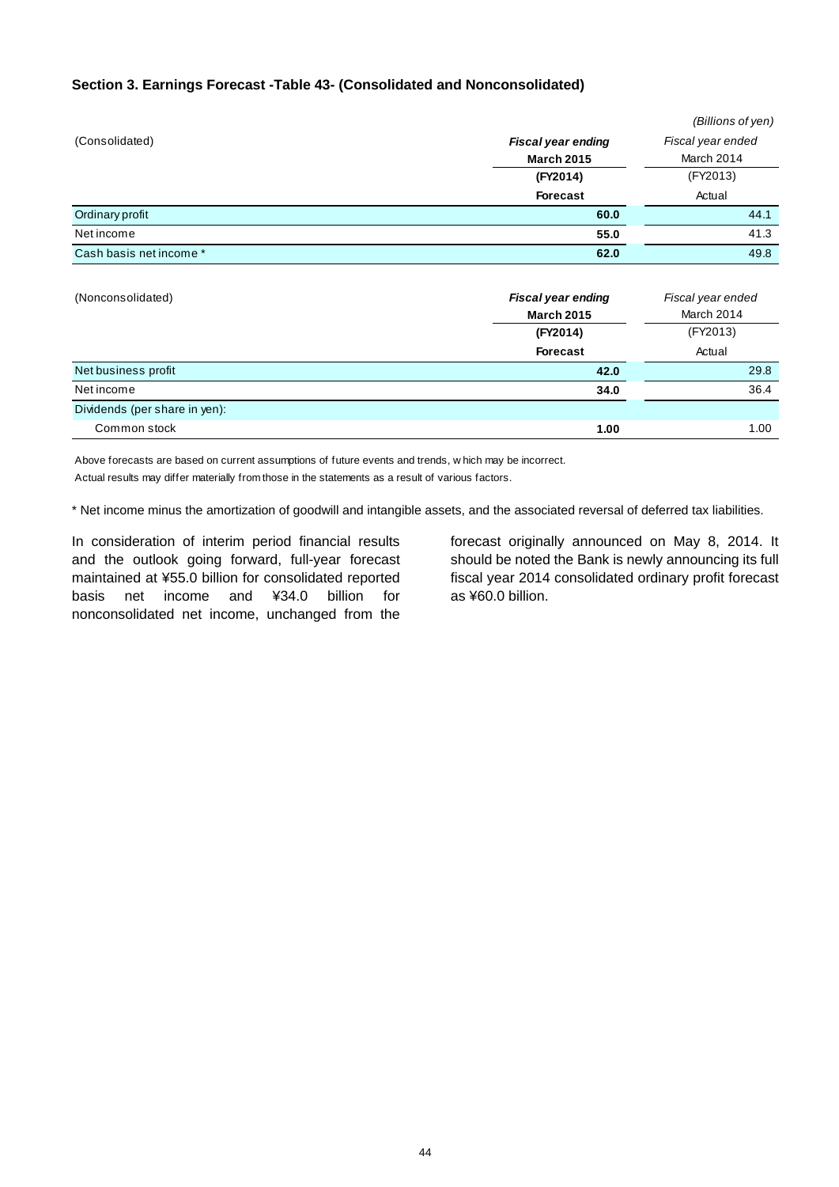### Section 3. Earnings Forecast -Table 43- (Consolidated and Nonconsolidated)

*(Billions of yen)*

| (Consolidated) | ***Fiscal year ending*** **March 2015** **(FY2014)** **Forecast** | *Fiscal year ended* March 2014 (FY2013) Actual |
|---|---|---|
| Ordinary profit | **60.0** | 44.1 |
| Net income | **55.0** | 41.3 |
| Cash basis net income * | **62.0** | 49.8 |

| (Nonconsolidated) | ***Fiscal year ending*** **March 2015** **(FY2014)** **Forecast** | *Fiscal year ended* March 2014 (FY2013) Actual |
|---|---|---|
| Net business profit | **42.0** | 29.8 |
| Net income | **34.0** | 36.4 |
| Dividends (per share in yen): | | |
| Common stock | **1.00** | 1.00 |

Above forecasts are based on current assumptions of future events and trends, which may be incorrect.
Actual results may differ materially from those in the statements as a result of various factors.

* Net income minus the amortization of goodwill and intangible assets, and the associated reversal of deferred tax liabilities.

In consideration of interim period financial results and the outlook going forward, full-year forecast maintained at ¥55.0 billion for consolidated reported basis net income and ¥34.0 billion for nonconsolidated net income, unchanged from the forecast originally announced on May 8, 2014. It should be noted the Bank is newly announcing its full fiscal year 2014 consolidated ordinary profit forecast as ¥60.0 billion.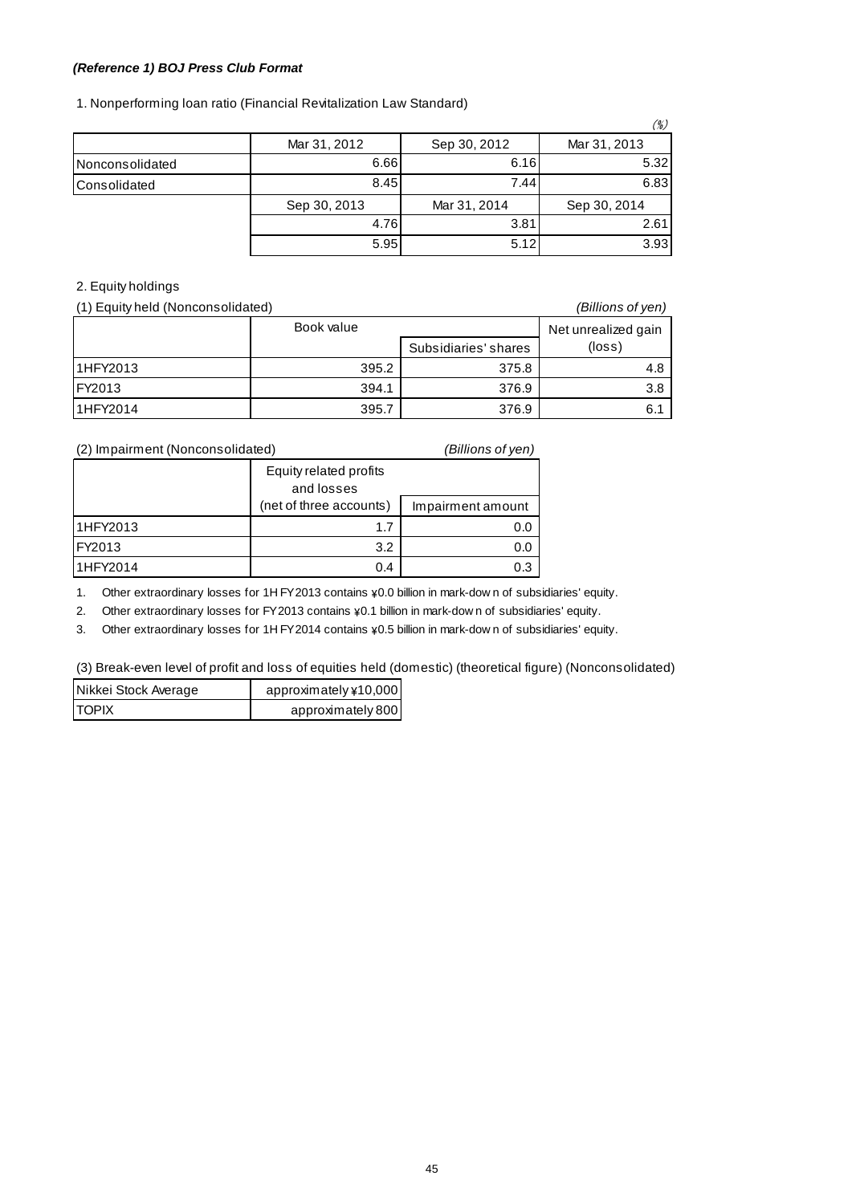***(Reference 1) BOJ Press Club Format***

1. Nonperforming loan ratio (Financial Revitalization Law Standard)

(%)

| | Mar 31, 2012 | Sep 30, 2012 | Mar 31, 2013 |
|---|---|---|---|
| Nonconsolidated | 6.66 | 6.16 | 5.32 |
| Consolidated | 8.45 | 7.44 | 6.83 |
| | Sep 30, 2013 | Mar 31, 2014 | Sep 30, 2014 |
| | 4.76 | 3.81 | 2.61 |
| | 5.95 | 5.12 | 3.93 |

2. Equity holdings

(1) Equity held (Nonconsolidated) *(Billions of yen)*

| | Book value | | Net unrealized gain (loss) |
|---|---|---|---|
| | | Subsidiaries' shares | |
| 1HFY2013 | 395.2 | 375.8 | 4.8 |
| FY2013 | 394.1 | 376.9 | 3.8 |
| 1HFY2014 | 395.7 | 376.9 | 6.1 |

(2) Impairment (Nonconsolidated) *(Billions of yen)*

| | Equity related profits and losses (net of three accounts) | Impairment amount |
|---|---|---|
| 1HFY2013 | 1.7 | 0.0 |
| FY2013 | 3.2 | 0.0 |
| 1HFY2014 | 0.4 | 0.3 |

1. Other extraordinary losses for 1H FY2013 contains ¥0.0 billion in mark-down of subsidiaries' equity.
2. Other extraordinary losses for FY2013 contains ¥0.1 billion in mark-down of subsidiaries' equity.
3. Other extraordinary losses for 1H FY2014 contains ¥0.5 billion in mark-down of subsidiaries' equity.

(3) Break-even level of profit and loss of equities held (domestic) (theoretical figure) (Nonconsolidated)

| | |
|---|---|
| Nikkei Stock Average | approximately ¥10,000 |
| TOPIX | approximately 800 |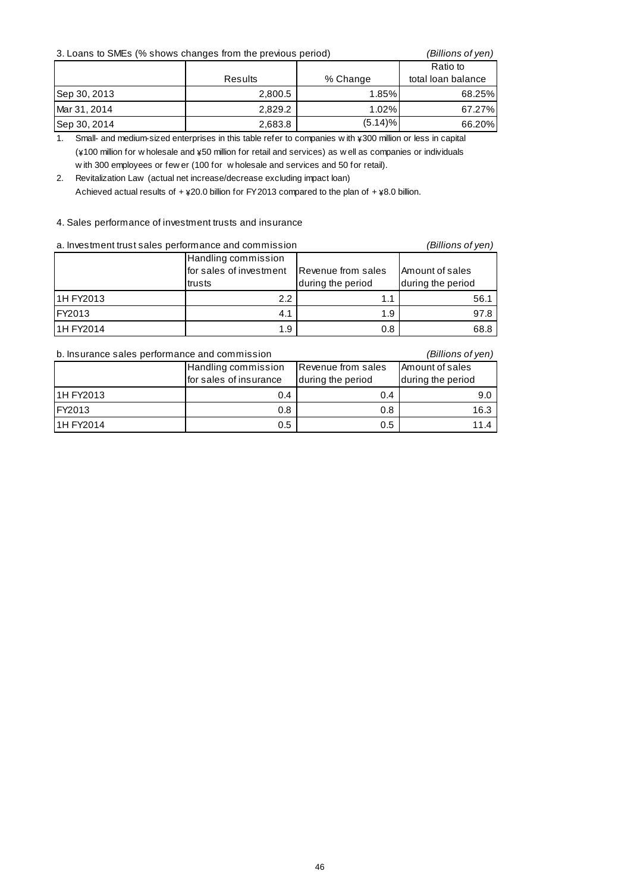3. Loans to SMEs (% shows changes from the previous period) *(Billions of yen)*

| | Results | % Change | Ratio to total loan balance |
|---|---|---|---|
| Sep 30, 2013 | 2,800.5 | 1.85% | 68.25% |
| Mar 31, 2014 | 2,829.2 | 1.02% | 67.27% |
| Sep 30, 2014 | 2,683.8 | (5.14)% | 66.20% |

1. Small- and medium-sized enterprises in this table refer to companies with ¥300 million or less in capital (¥100 million for wholesale and ¥50 million for retail and services) as well as companies or individuals with 300 employees or fewer (100 for wholesale and services and 50 for retail).
2. Revitalization Law (actual net increase/decrease excluding impact loan)
   Achieved actual results of +¥20.0 billion for FY2013 compared to the plan of +¥8.0 billion.

4. Sales performance of investment trusts and insurance

a. Investment trust sales performance and commission *(Billions of yen)*

| | Handling commission for sales of investment trusts | Revenue from sales during the period | Amount of sales during the period |
|---|---|---|---|
| 1H FY2013 | 2.2 | 1.1 | 56.1 |
| FY2013 | 4.1 | 1.9 | 97.8 |
| 1H FY2014 | 1.9 | 0.8 | 68.8 |

b. Insurance sales performance and commission *(Billions of yen)*

| | Handling commission for sales of insurance | Revenue from sales during the period | Amount of sales during the period |
|---|---|---|---|
| 1H FY2013 | 0.4 | 0.4 | 9.0 |
| FY2013 | 0.8 | 0.8 | 16.3 |
| 1H FY2014 | 0.5 | 0.5 | 11.4 |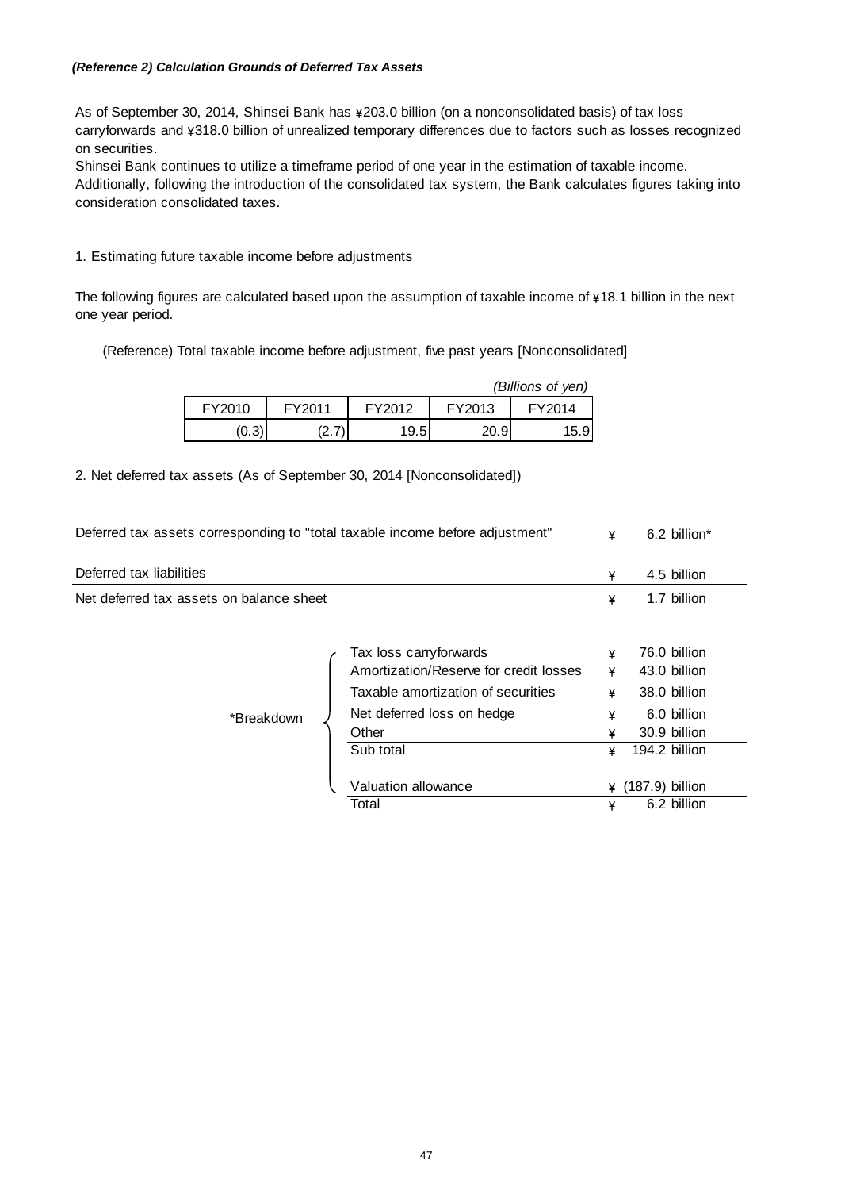***(Reference 2) Calculation Grounds of Deferred Tax Assets***

As of September 30, 2014, Shinsei Bank has ¥203.0 billion (on a nonconsolidated basis) of tax loss carryforwards and ¥318.0 billion of unrealized temporary differences due to factors such as losses recognized on securities.
Shinsei Bank continues to utilize a timeframe period of one year in the estimation of taxable income.
Additionally, following the introduction of the consolidated tax system, the Bank calculates figures taking into consideration consolidated taxes.

1. Estimating future taxable income before adjustments

The following figures are calculated based upon the assumption of taxable income of ¥18.1 billion in the next one year period.

(Reference) Total taxable income before adjustment, five past years [Nonconsolidated]

*(Billions of yen)*

| FY2010 | FY2011 | FY2012 | FY2013 | FY2014 |
|---|---|---|---|---|
| (0.3) | (2.7) | 19.5 | 20.9 | 15.9 |

2. Net deferred tax assets (As of September 30, 2014 [Nonconsolidated])

| | | |
|---|---|---|
| Deferred tax assets corresponding to "total taxable income before adjustment" | ¥ | 6.2 billion* |
| Deferred tax liabilities | ¥ | 4.5 billion |
| Net deferred tax assets on balance sheet | ¥ | 1.7 billion |

*Breakdown

| | | |
|---|---|---|
| Tax loss carryforwards | ¥ | 76.0 billion |
| Amortization/Reserve for credit losses | ¥ | 43.0 billion |
| Taxable amortization of securities | ¥ | 38.0 billion |
| Net deferred loss on hedge | ¥ | 6.0 billion |
| Other | ¥ | 30.9 billion |
| Sub total | ¥ | 194.2 billion |
| Valuation allowance | ¥ | (187.9) billion |
| Total | ¥ | 6.2 billion |